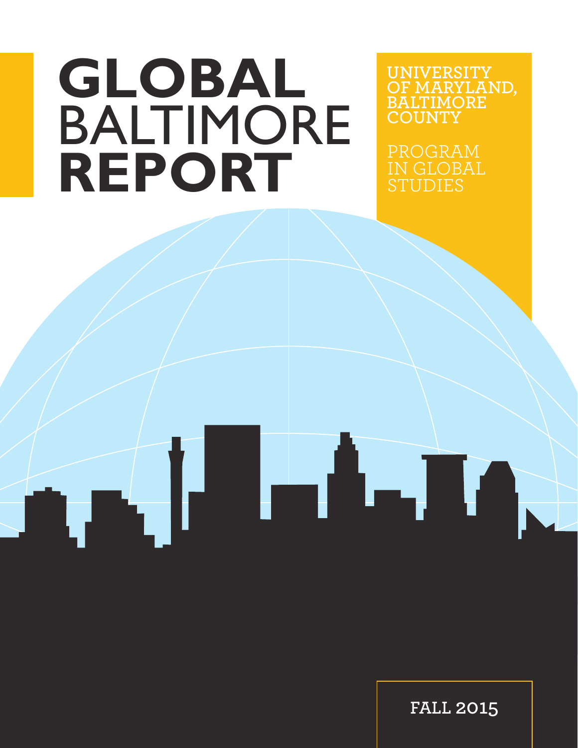# GLOBAL BALTIMORE REPORT

UNIVERSITY OF MARYLAND, BALTIMORE COUNTY

PROGRAM IN GLOBAL STUDIES

FALL 2015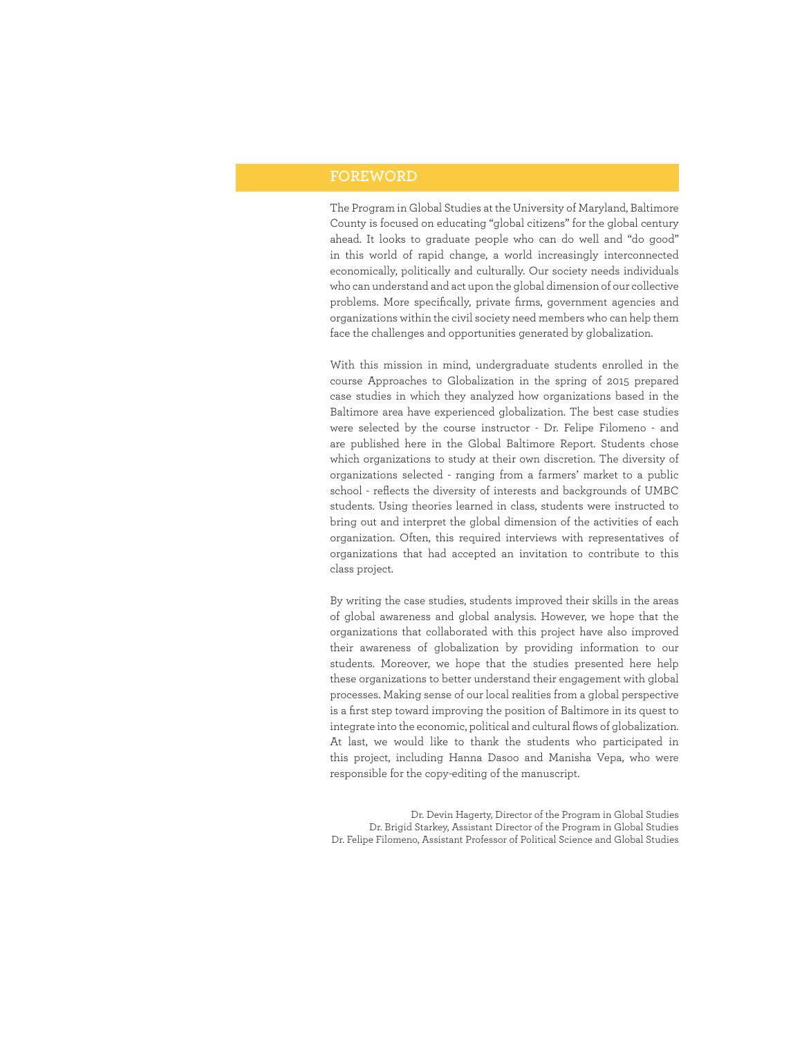# FOREWORD

The Program in Global Studies at the University of Maryland, Baltimore County is focused on educating "global citizens" for the global century ahead. It looks to graduate people who can do well and "do good" in this world of rapid change, a world increasingly interconnected economically, politically and culturally. Our society needs individuals who can understand and act upon the global dimension of our collective problems. More specifically, private firms, government agencies and organizations within the civil society need members who can help them face the challenges and opportunities generated by globalization.

With this mission in mind, undergraduate students enrolled in the course Approaches to Globalization in the spring of 2015 prepared case studies in which they analyzed how organizations based in the Baltimore area have experienced globalization. The best case studies were selected by the course instructor - Dr. Felipe Filomeno - and are published here in the Global Baltimore Report. Students chose which organizations to study at their own discretion. The diversity of organizations selected - ranging from a farmers' market to a public school - reflects the diversity of interests and backgrounds of UMBC students. Using theories learned in class, students were instructed to bring out and interpret the global dimension of the activities of each organization. Often, this required interviews with representatives of organizations that had accepted an invitation to contribute to this class project.

By writing the case studies, students improved their skills in the areas of global awareness and global analysis. However, we hope that the organizations that collaborated with this project have also improved their awareness of globalization by providing information to our students. Moreover, we hope that the studies presented here help these organizations to better understand their engagement with global processes. Making sense of our local realities from a global perspective is a first step toward improving the position of Baltimore in its quest to integrate into the economic, political and cultural flows of globalization. At last, we would like to thank the students who participated in this project, including Hanna Dasoo and Manisha Vepa, who were responsible for the copy-editing of the manuscript.

Dr. Devin Hagerty, Director of the Program in Global Studies
Dr. Brigid Starkey, Assistant Director of the Program in Global Studies
Dr. Felipe Filomeno, Assistant Professor of Political Science and Global Studies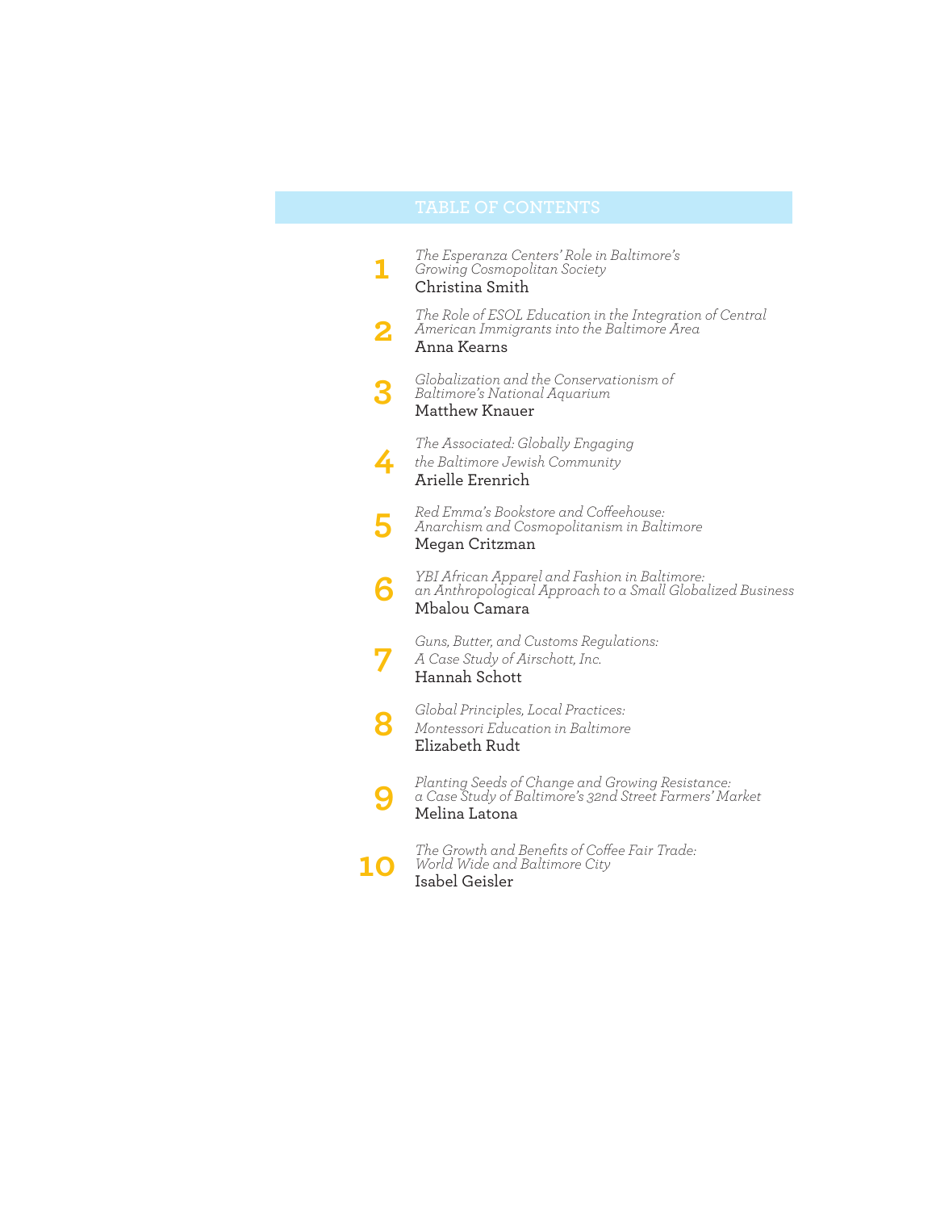# TABLE OF CONTENTS

**1** *The Esperanza Centers' Role in Baltimore's Growing Cosmopolitan Society*
Christina Smith

**2** *The Role of ESOL Education in the Integration of Central American Immigrants into the Baltimore Area*
Anna Kearns

**3** *Globalization and the Conservationism of Baltimore's National Aquarium*
Matthew Knauer

**4** *The Associated: Globally Engaging the Baltimore Jewish Community*
Arielle Erenrich

**5** *Red Emma's Bookstore and Coffeehouse: Anarchism and Cosmopolitanism in Baltimore*
Megan Critzman

**6** *YBI African Apparel and Fashion in Baltimore: an Anthropological Approach to a Small Globalized Business*
Mbalou Camara

**7** *Guns, Butter, and Customs Regulations: A Case Study of Airschott, Inc.*
Hannah Schott

**8** *Global Principles, Local Practices: Montessori Education in Baltimore*
Elizabeth Rudt

**9** *Planting Seeds of Change and Growing Resistance: a Case Study of Baltimore's 32nd Street Farmers' Market*
Melina Latona

**10** *The Growth and Benefits of Coffee Fair Trade: World Wide and Baltimore City*
Isabel Geisler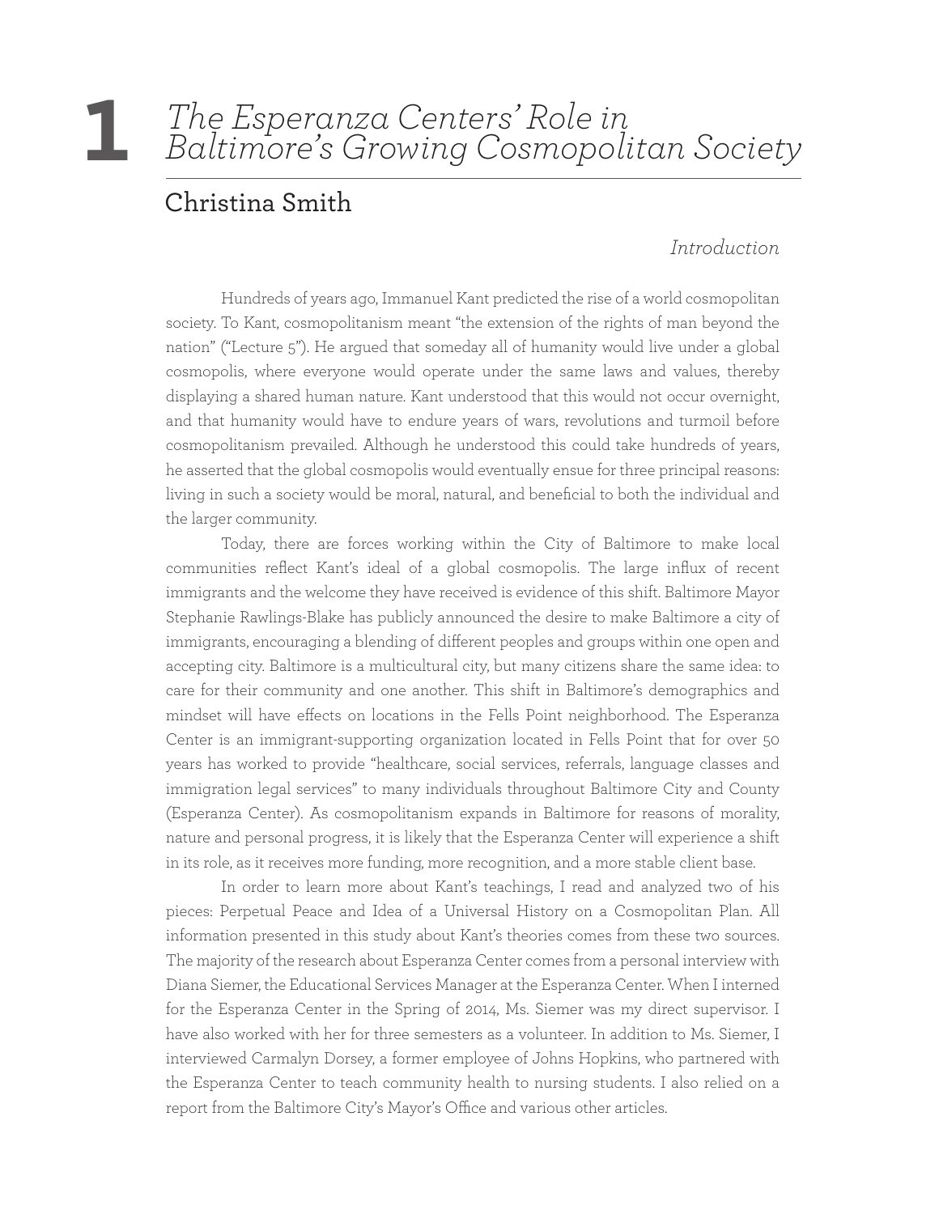# 1 The Esperanza Centers' Role in Baltimore's Growing Cosmopolitan Society

## Christina Smith

### *Introduction*

Hundreds of years ago, Immanuel Kant predicted the rise of a world cosmopolitan society. To Kant, cosmopolitanism meant "the extension of the rights of man beyond the nation" ("Lecture 5"). He argued that someday all of humanity would live under a global cosmopolis, where everyone would operate under the same laws and values, thereby displaying a shared human nature. Kant understood that this would not occur overnight, and that humanity would have to endure years of wars, revolutions and turmoil before cosmopolitanism prevailed. Although he understood this could take hundreds of years, he asserted that the global cosmopolis would eventually ensue for three principal reasons: living in such a society would be moral, natural, and beneficial to both the individual and the larger community.

Today, there are forces working within the City of Baltimore to make local communities reflect Kant's ideal of a global cosmopolis. The large influx of recent immigrants and the welcome they have received is evidence of this shift. Baltimore Mayor Stephanie Rawlings-Blake has publicly announced the desire to make Baltimore a city of immigrants, encouraging a blending of different peoples and groups within one open and accepting city. Baltimore is a multicultural city, but many citizens share the same idea: to care for their community and one another. This shift in Baltimore's demographics and mindset will have effects on locations in the Fells Point neighborhood. The Esperanza Center is an immigrant-supporting organization located in Fells Point that for over 50 years has worked to provide "healthcare, social services, referrals, language classes and immigration legal services" to many individuals throughout Baltimore City and County (Esperanza Center). As cosmopolitanism expands in Baltimore for reasons of morality, nature and personal progress, it is likely that the Esperanza Center will experience a shift in its role, as it receives more funding, more recognition, and a more stable client base.

In order to learn more about Kant's teachings, I read and analyzed two of his pieces: Perpetual Peace and Idea of a Universal History on a Cosmopolitan Plan. All information presented in this study about Kant's theories comes from these two sources. The majority of the research about Esperanza Center comes from a personal interview with Diana Siemer, the Educational Services Manager at the Esperanza Center. When I interned for the Esperanza Center in the Spring of 2014, Ms. Siemer was my direct supervisor. I have also worked with her for three semesters as a volunteer. In addition to Ms. Siemer, I interviewed Carmalyn Dorsey, a former employee of Johns Hopkins, who partnered with the Esperanza Center to teach community health to nursing students. I also relied on a report from the Baltimore City's Mayor's Office and various other articles.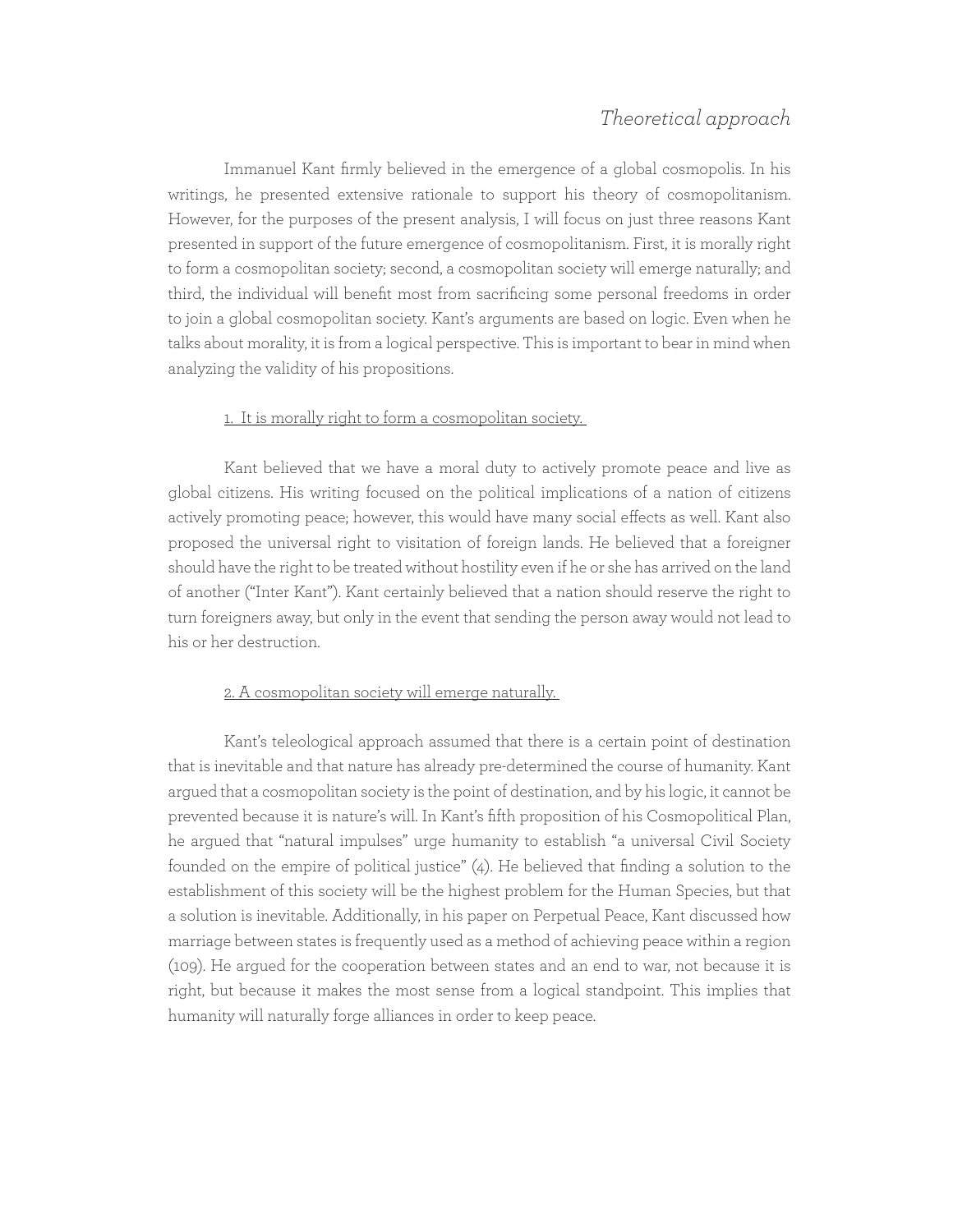## *Theoretical approach*

Immanuel Kant firmly believed in the emergence of a global cosmopolis. In his writings, he presented extensive rationale to support his theory of cosmopolitanism. However, for the purposes of the present analysis, I will focus on just three reasons Kant presented in support of the future emergence of cosmopolitanism. First, it is morally right to form a cosmopolitan society; second, a cosmopolitan society will emerge naturally; and third, the individual will benefit most from sacrificing some personal freedoms in order to join a global cosmopolitan society. Kant's arguments are based on logic. Even when he talks about morality, it is from a logical perspective. This is important to bear in mind when analyzing the validity of his propositions.

### 1. It is morally right to form a cosmopolitan society.

Kant believed that we have a moral duty to actively promote peace and live as global citizens. His writing focused on the political implications of a nation of citizens actively promoting peace; however, this would have many social effects as well. Kant also proposed the universal right to visitation of foreign lands. He believed that a foreigner should have the right to be treated without hostility even if he or she has arrived on the land of another ("Inter Kant"). Kant certainly believed that a nation should reserve the right to turn foreigners away, but only in the event that sending the person away would not lead to his or her destruction.

### 2. A cosmopolitan society will emerge naturally.

Kant's teleological approach assumed that there is a certain point of destination that is inevitable and that nature has already pre-determined the course of humanity. Kant argued that a cosmopolitan society is the point of destination, and by his logic, it cannot be prevented because it is nature's will. In Kant's fifth proposition of his Cosmopolitical Plan, he argued that "natural impulses" urge humanity to establish "a universal Civil Society founded on the empire of political justice" (4). He believed that finding a solution to the establishment of this society will be the highest problem for the Human Species, but that a solution is inevitable. Additionally, in his paper on Perpetual Peace, Kant discussed how marriage between states is frequently used as a method of achieving peace within a region (109). He argued for the cooperation between states and an end to war, not because it is right, but because it makes the most sense from a logical standpoint. This implies that humanity will naturally forge alliances in order to keep peace.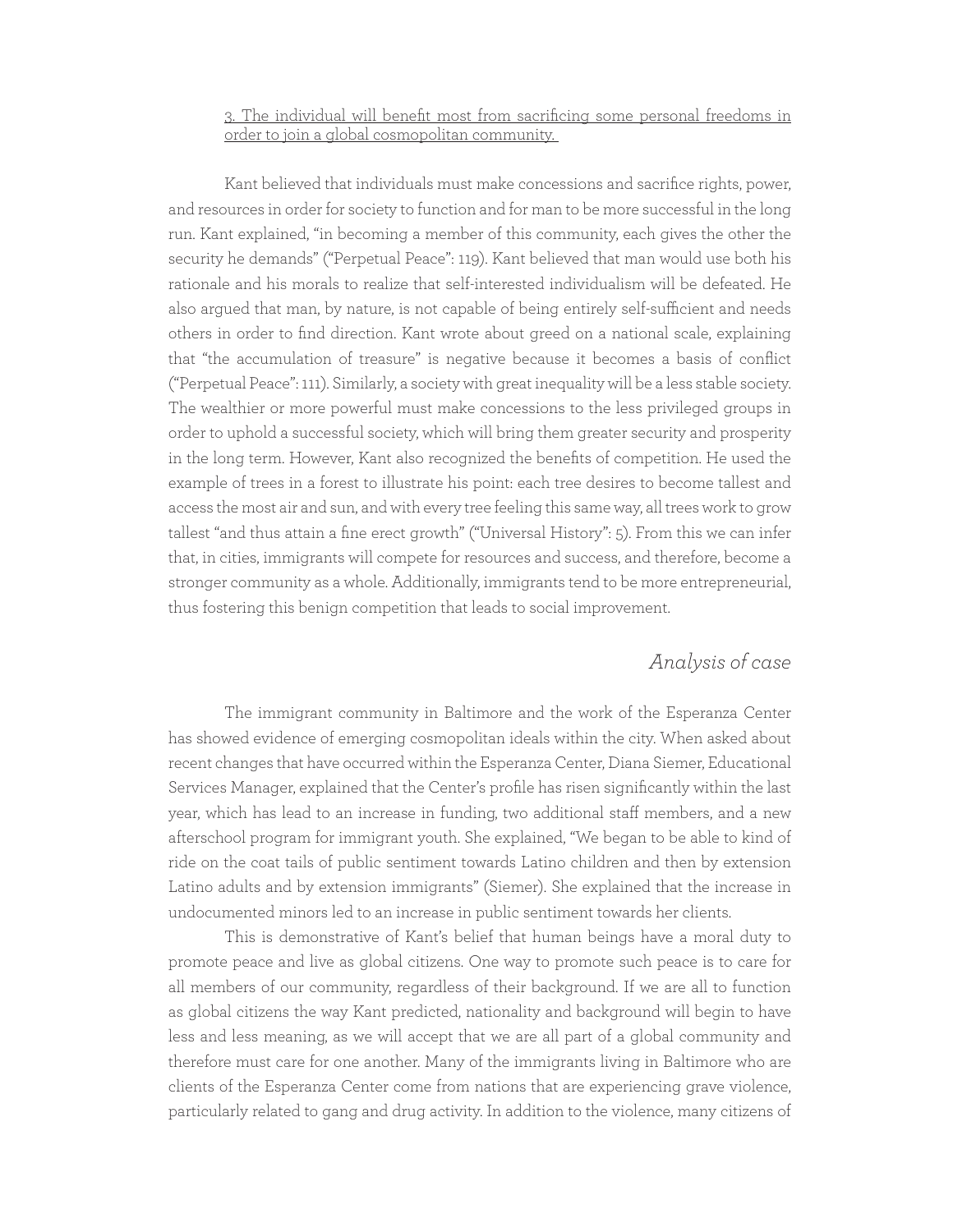<u>3. The individual will benefit most from sacrificing some personal freedoms in order to join a global cosmopolitan community.</u>

Kant believed that individuals must make concessions and sacrifice rights, power, and resources in order for society to function and for man to be more successful in the long run. Kant explained, "in becoming a member of this community, each gives the other the security he demands" ("Perpetual Peace": 119). Kant believed that man would use both his rationale and his morals to realize that self-interested individualism will be defeated. He also argued that man, by nature, is not capable of being entirely self-sufficient and needs others in order to find direction. Kant wrote about greed on a national scale, explaining that "the accumulation of treasure" is negative because it becomes a basis of conflict ("Perpetual Peace": 111). Similarly, a society with great inequality will be a less stable society. The wealthier or more powerful must make concessions to the less privileged groups in order to uphold a successful society, which will bring them greater security and prosperity in the long term. However, Kant also recognized the benefits of competition. He used the example of trees in a forest to illustrate his point: each tree desires to become tallest and access the most air and sun, and with every tree feeling this same way, all trees work to grow tallest "and thus attain a fine erect growth" ("Universal History": 5). From this we can infer that, in cities, immigrants will compete for resources and success, and therefore, become a stronger community as a whole. Additionally, immigrants tend to be more entrepreneurial, thus fostering this benign competition that leads to social improvement.

## *Analysis of case*

The immigrant community in Baltimore and the work of the Esperanza Center has showed evidence of emerging cosmopolitan ideals within the city. When asked about recent changes that have occurred within the Esperanza Center, Diana Siemer, Educational Services Manager, explained that the Center's profile has risen significantly within the last year, which has lead to an increase in funding, two additional staff members, and a new afterschool program for immigrant youth. She explained, "We began to be able to kind of ride on the coat tails of public sentiment towards Latino children and then by extension Latino adults and by extension immigrants" (Siemer). She explained that the increase in undocumented minors led to an increase in public sentiment towards her clients.

This is demonstrative of Kant's belief that human beings have a moral duty to promote peace and live as global citizens. One way to promote such peace is to care for all members of our community, regardless of their background. If we are all to function as global citizens the way Kant predicted, nationality and background will begin to have less and less meaning, as we will accept that we are all part of a global community and therefore must care for one another. Many of the immigrants living in Baltimore who are clients of the Esperanza Center come from nations that are experiencing grave violence, particularly related to gang and drug activity. In addition to the violence, many citizens of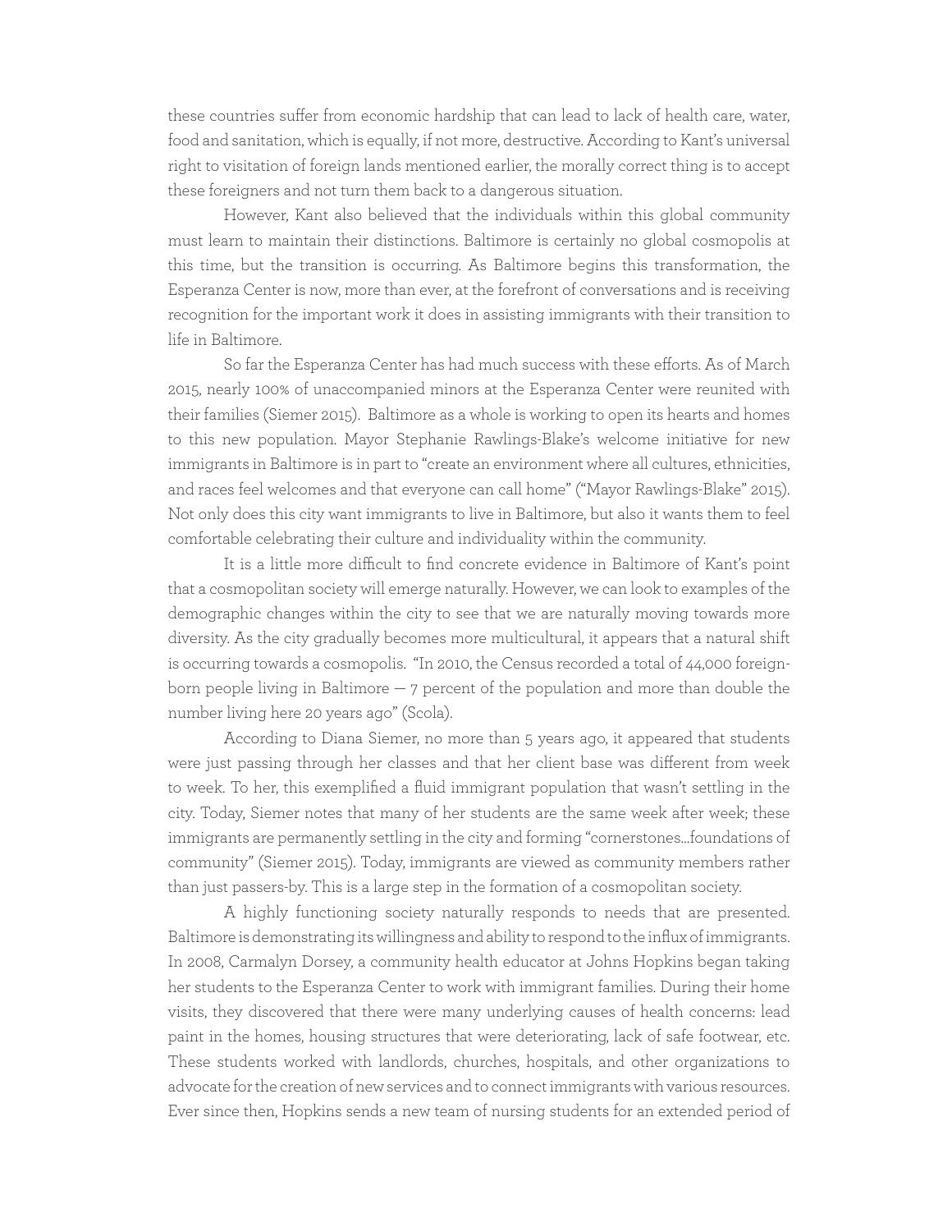these countries suffer from economic hardship that can lead to lack of health care, water, food and sanitation, which is equally, if not more, destructive. According to Kant's universal right to visitation of foreign lands mentioned earlier, the morally correct thing is to accept these foreigners and not turn them back to a dangerous situation.

However, Kant also believed that the individuals within this global community must learn to maintain their distinctions. Baltimore is certainly no global cosmopolis at this time, but the transition is occurring. As Baltimore begins this transformation, the Esperanza Center is now, more than ever, at the forefront of conversations and is receiving recognition for the important work it does in assisting immigrants with their transition to life in Baltimore.

So far the Esperanza Center has had much success with these efforts. As of March 2015, nearly 100% of unaccompanied minors at the Esperanza Center were reunited with their families (Siemer 2015). Baltimore as a whole is working to open its hearts and homes to this new population. Mayor Stephanie Rawlings-Blake's welcome initiative for new immigrants in Baltimore is in part to "create an environment where all cultures, ethnicities, and races feel welcomes and that everyone can call home" ("Mayor Rawlings-Blake" 2015). Not only does this city want immigrants to live in Baltimore, but also it wants them to feel comfortable celebrating their culture and individuality within the community.

It is a little more difficult to find concrete evidence in Baltimore of Kant's point that a cosmopolitan society will emerge naturally. However, we can look to examples of the demographic changes within the city to see that we are naturally moving towards more diversity. As the city gradually becomes more multicultural, it appears that a natural shift is occurring towards a cosmopolis. "In 2010, the Census recorded a total of 44,000 foreign-born people living in Baltimore — 7 percent of the population and more than double the number living here 20 years ago" (Scola).

According to Diana Siemer, no more than 5 years ago, it appeared that students were just passing through her classes and that her client base was different from week to week. To her, this exemplified a fluid immigrant population that wasn't settling in the city. Today, Siemer notes that many of her students are the same week after week; these immigrants are permanently settling in the city and forming "cornerstones…foundations of community" (Siemer 2015). Today, immigrants are viewed as community members rather than just passers-by. This is a large step in the formation of a cosmopolitan society.

A highly functioning society naturally responds to needs that are presented. Baltimore is demonstrating its willingness and ability to respond to the influx of immigrants. In 2008, Carmalyn Dorsey, a community health educator at Johns Hopkins began taking her students to the Esperanza Center to work with immigrant families. During their home visits, they discovered that there were many underlying causes of health concerns: lead paint in the homes, housing structures that were deteriorating, lack of safe footwear, etc. These students worked with landlords, churches, hospitals, and other organizations to advocate for the creation of new services and to connect immigrants with various resources. Ever since then, Hopkins sends a new team of nursing students for an extended period of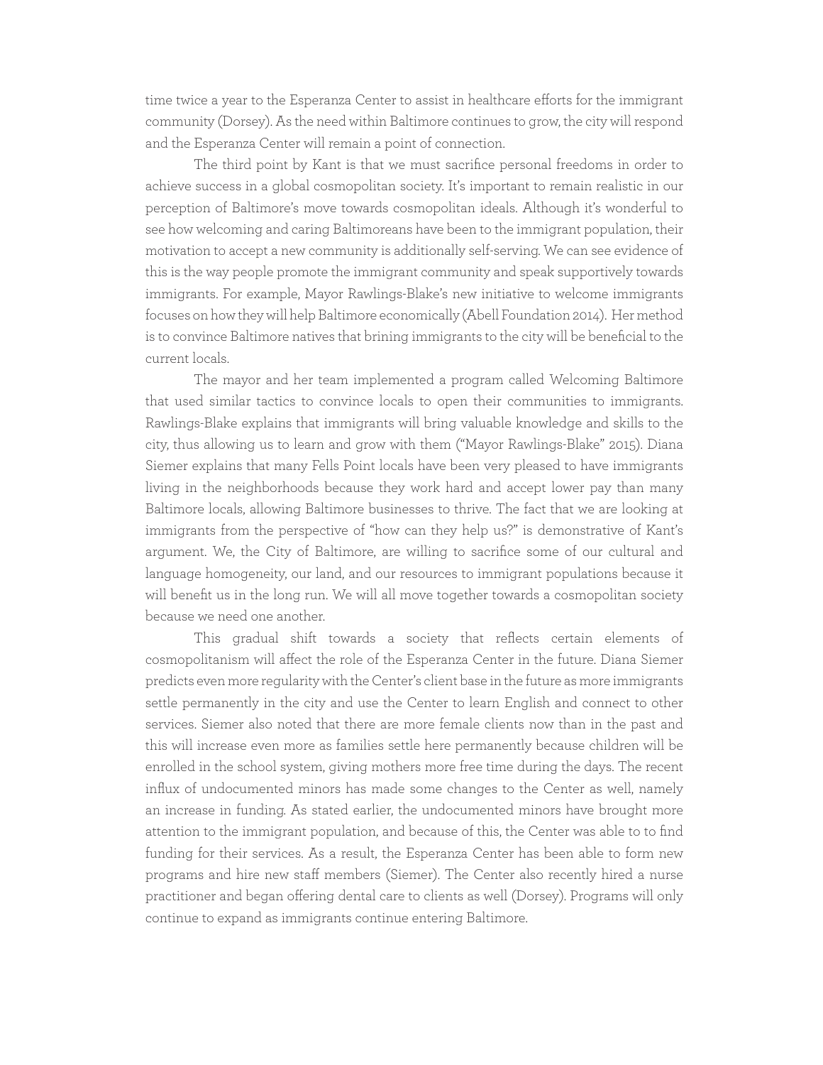time twice a year to the Esperanza Center to assist in healthcare efforts for the immigrant community (Dorsey). As the need within Baltimore continues to grow, the city will respond and the Esperanza Center will remain a point of connection.

The third point by Kant is that we must sacrifice personal freedoms in order to achieve success in a global cosmopolitan society. It's important to remain realistic in our perception of Baltimore's move towards cosmopolitan ideals. Although it's wonderful to see how welcoming and caring Baltimoreans have been to the immigrant population, their motivation to accept a new community is additionally self-serving. We can see evidence of this is the way people promote the immigrant community and speak supportively towards immigrants. For example, Mayor Rawlings-Blake's new initiative to welcome immigrants focuses on how they will help Baltimore economically (Abell Foundation 2014). Her method is to convince Baltimore natives that brining immigrants to the city will be beneficial to the current locals.

The mayor and her team implemented a program called Welcoming Baltimore that used similar tactics to convince locals to open their communities to immigrants. Rawlings-Blake explains that immigrants will bring valuable knowledge and skills to the city, thus allowing us to learn and grow with them ("Mayor Rawlings-Blake" 2015). Diana Siemer explains that many Fells Point locals have been very pleased to have immigrants living in the neighborhoods because they work hard and accept lower pay than many Baltimore locals, allowing Baltimore businesses to thrive. The fact that we are looking at immigrants from the perspective of "how can they help us?" is demonstrative of Kant's argument. We, the City of Baltimore, are willing to sacrifice some of our cultural and language homogeneity, our land, and our resources to immigrant populations because it will benefit us in the long run. We will all move together towards a cosmopolitan society because we need one another.

This gradual shift towards a society that reflects certain elements of cosmopolitanism will affect the role of the Esperanza Center in the future. Diana Siemer predicts even more regularity with the Center's client base in the future as more immigrants settle permanently in the city and use the Center to learn English and connect to other services. Siemer also noted that there are more female clients now than in the past and this will increase even more as families settle here permanently because children will be enrolled in the school system, giving mothers more free time during the days. The recent influx of undocumented minors has made some changes to the Center as well, namely an increase in funding. As stated earlier, the undocumented minors have brought more attention to the immigrant population, and because of this, the Center was able to to find funding for their services. As a result, the Esperanza Center has been able to form new programs and hire new staff members (Siemer). The Center also recently hired a nurse practitioner and began offering dental care to clients as well (Dorsey). Programs will only continue to expand as immigrants continue entering Baltimore.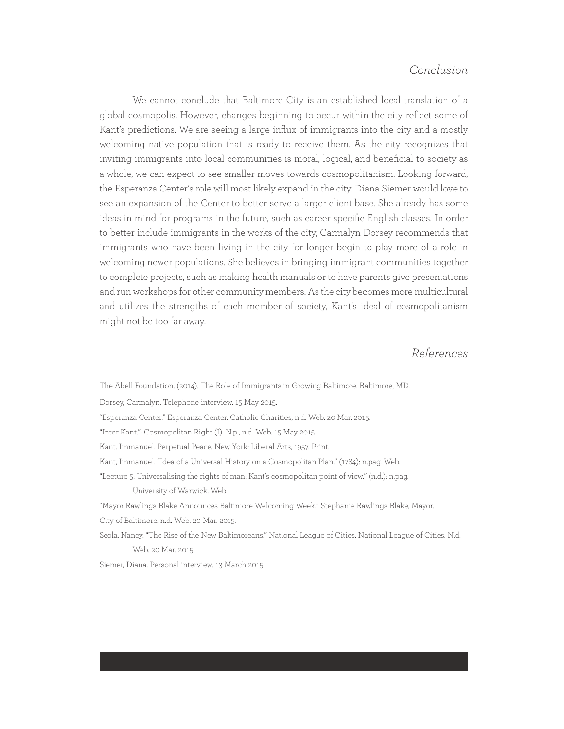## *Conclusion*

We cannot conclude that Baltimore City is an established local translation of a global cosmopolis. However, changes beginning to occur within the city reflect some of Kant's predictions. We are seeing a large influx of immigrants into the city and a mostly welcoming native population that is ready to receive them. As the city recognizes that inviting immigrants into local communities is moral, logical, and beneficial to society as a whole, we can expect to see smaller moves towards cosmopolitanism. Looking forward, the Esperanza Center's role will most likely expand in the city. Diana Siemer would love to see an expansion of the Center to better serve a larger client base. She already has some ideas in mind for programs in the future, such as career specific English classes. In order to better include immigrants in the works of the city, Carmalyn Dorsey recommends that immigrants who have been living in the city for longer begin to play more of a role in welcoming newer populations. She believes in bringing immigrant communities together to complete projects, such as making health manuals or to have parents give presentations and run workshops for other community members. As the city becomes more multicultural and utilizes the strengths of each member of society, Kant's ideal of cosmopolitanism might not be too far away.

## *References*

The Abell Foundation. (2014). The Role of Immigrants in Growing Baltimore. Baltimore, MD.

Dorsey, Carmalyn. Telephone interview. 15 May 2015.

"Esperanza Center." Esperanza Center. Catholic Charities, n.d. Web. 20 Mar. 2015.

"Inter Kant.": Cosmopolitan Right (I). N.p., n.d. Web. 15 May 2015

Kant. Immanuel. Perpetual Peace. New York: Liberal Arts, 1957. Print.

Kant, Immanuel. "Idea of a Universal History on a Cosmopolitan Plan." (1784): n.pag. Web.

"Lecture 5: Universalising the rights of man: Kant's cosmopolitan point of view." (n.d.): n.pag. University of Warwick. Web.

"Mayor Rawlings-Blake Announces Baltimore Welcoming Week." Stephanie Rawlings-Blake, Mayor. City of Baltimore. n.d. Web. 20 Mar. 2015.

Scola, Nancy. "The Rise of the New Baltimoreans." National League of Cities. National League of Cities. N.d. Web. 20 Mar. 2015.

Siemer, Diana. Personal interview. 13 March 2015.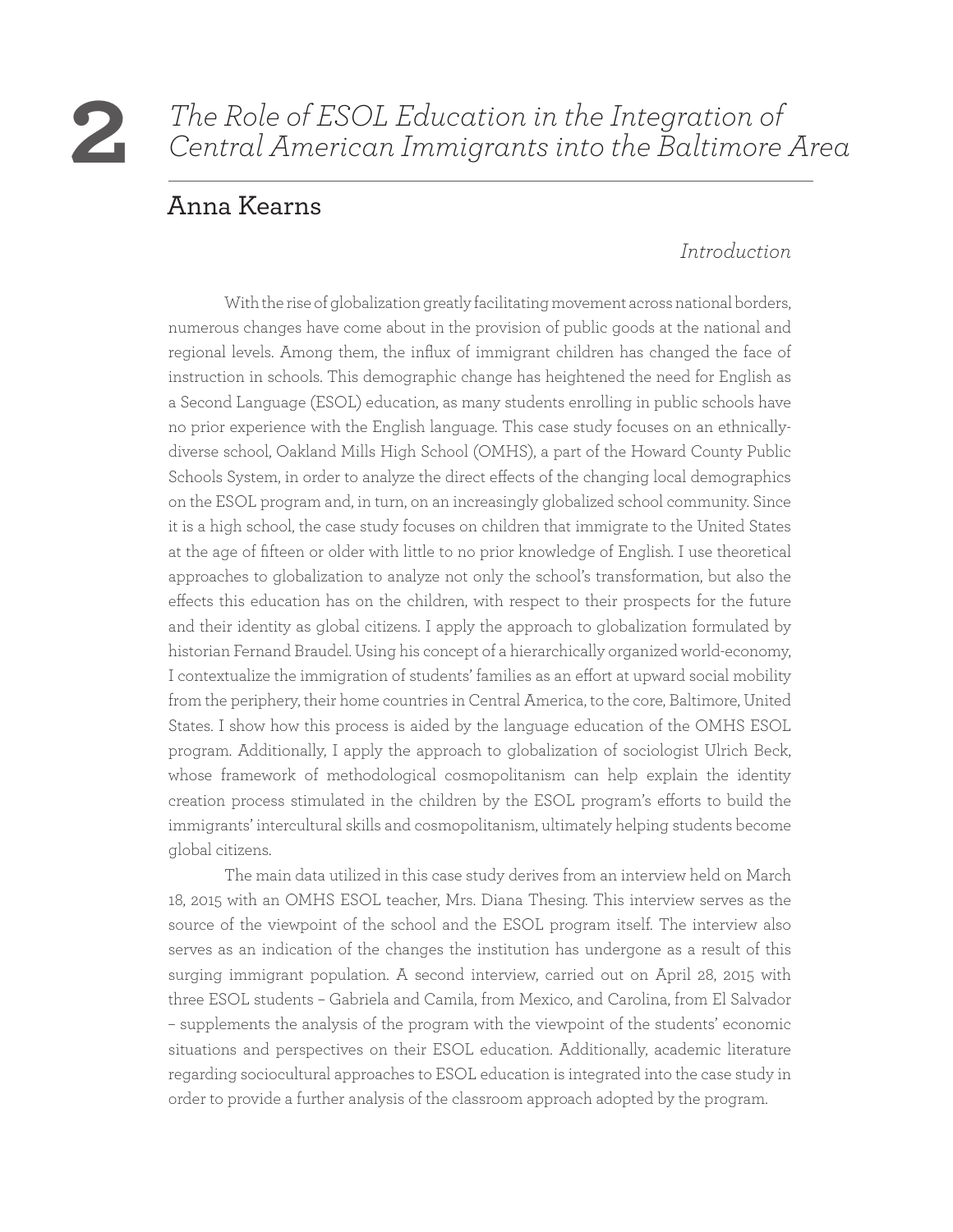# 2 *The Role of ESOL Education in the Integration of Central American Immigrants into the Baltimore Area*

## Anna Kearns

### *Introduction*

With the rise of globalization greatly facilitating movement across national borders, numerous changes have come about in the provision of public goods at the national and regional levels. Among them, the influx of immigrant children has changed the face of instruction in schools. This demographic change has heightened the need for English as a Second Language (ESOL) education, as many students enrolling in public schools have no prior experience with the English language. This case study focuses on an ethnically-diverse school, Oakland Mills High School (OMHS), a part of the Howard County Public Schools System, in order to analyze the direct effects of the changing local demographics on the ESOL program and, in turn, on an increasingly globalized school community. Since it is a high school, the case study focuses on children that immigrate to the United States at the age of fifteen or older with little to no prior knowledge of English. I use theoretical approaches to globalization to analyze not only the school's transformation, but also the effects this education has on the children, with respect to their prospects for the future and their identity as global citizens. I apply the approach to globalization formulated by historian Fernand Braudel. Using his concept of a hierarchically organized world-economy, I contextualize the immigration of students' families as an effort at upward social mobility from the periphery, their home countries in Central America, to the core, Baltimore, United States. I show how this process is aided by the language education of the OMHS ESOL program. Additionally, I apply the approach to globalization of sociologist Ulrich Beck, whose framework of methodological cosmopolitanism can help explain the identity creation process stimulated in the children by the ESOL program's efforts to build the immigrants' intercultural skills and cosmopolitanism, ultimately helping students become global citizens.

The main data utilized in this case study derives from an interview held on March 18, 2015 with an OMHS ESOL teacher, Mrs. Diana Thesing. This interview serves as the source of the viewpoint of the school and the ESOL program itself. The interview also serves as an indication of the changes the institution has undergone as a result of this surging immigrant population. A second interview, carried out on April 28, 2015 with three ESOL students – Gabriela and Camila, from Mexico, and Carolina, from El Salvador – supplements the analysis of the program with the viewpoint of the students' economic situations and perspectives on their ESOL education. Additionally, academic literature regarding sociocultural approaches to ESOL education is integrated into the case study in order to provide a further analysis of the classroom approach adopted by the program.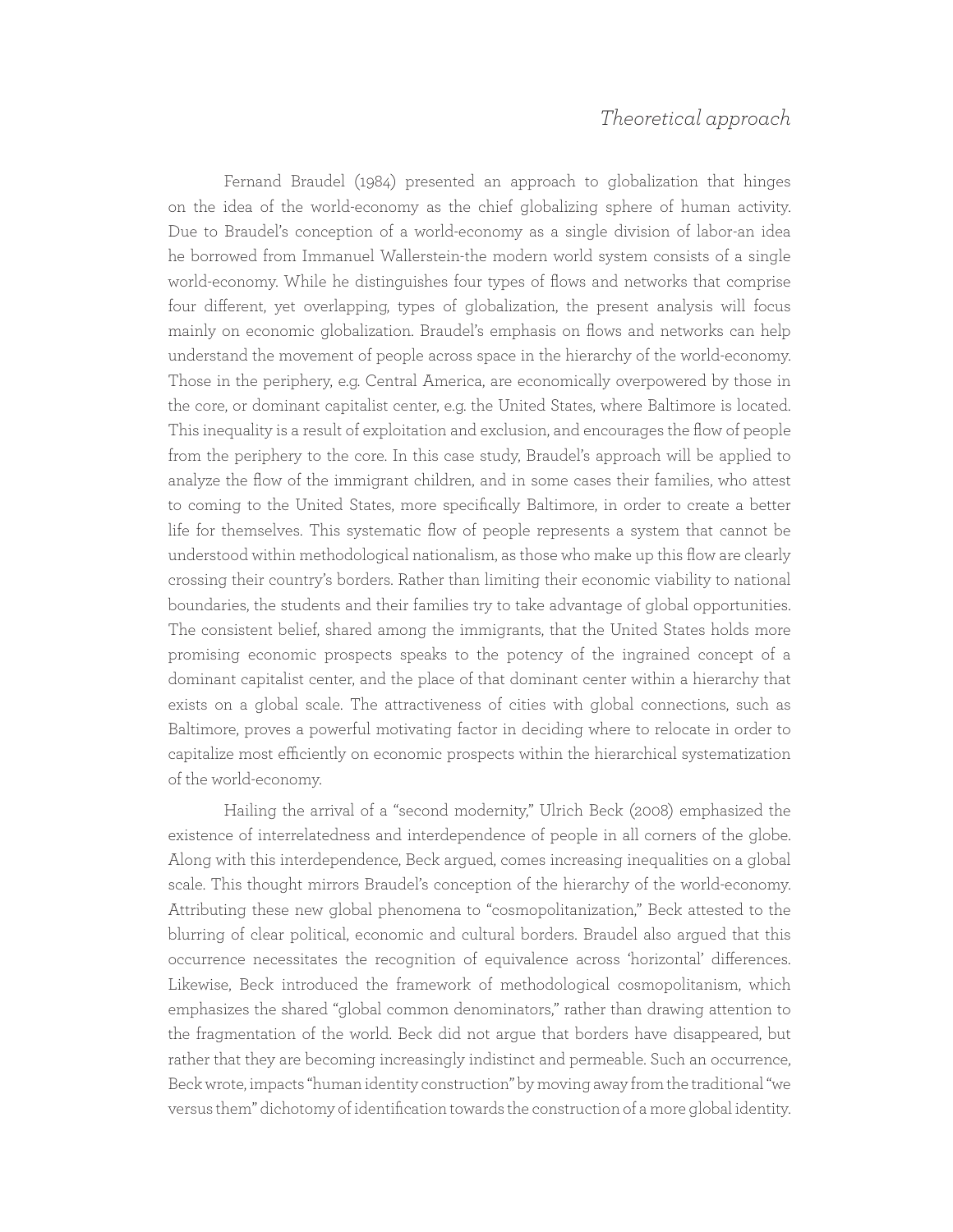# *Theoretical approach*

Fernand Braudel (1984) presented an approach to globalization that hinges on the idea of the world-economy as the chief globalizing sphere of human activity. Due to Braudel's conception of a world-economy as a single division of labor-an idea he borrowed from Immanuel Wallerstein-the modern world system consists of a single world-economy. While he distinguishes four types of flows and networks that comprise four different, yet overlapping, types of globalization, the present analysis will focus mainly on economic globalization. Braudel's emphasis on flows and networks can help understand the movement of people across space in the hierarchy of the world-economy. Those in the periphery, e.g. Central America, are economically overpowered by those in the core, or dominant capitalist center, e.g. the United States, where Baltimore is located. This inequality is a result of exploitation and exclusion, and encourages the flow of people from the periphery to the core. In this case study, Braudel's approach will be applied to analyze the flow of the immigrant children, and in some cases their families, who attest to coming to the United States, more specifically Baltimore, in order to create a better life for themselves. This systematic flow of people represents a system that cannot be understood within methodological nationalism, as those who make up this flow are clearly crossing their country's borders. Rather than limiting their economic viability to national boundaries, the students and their families try to take advantage of global opportunities. The consistent belief, shared among the immigrants, that the United States holds more promising economic prospects speaks to the potency of the ingrained concept of a dominant capitalist center, and the place of that dominant center within a hierarchy that exists on a global scale. The attractiveness of cities with global connections, such as Baltimore, proves a powerful motivating factor in deciding where to relocate in order to capitalize most efficiently on economic prospects within the hierarchical systematization of the world-economy.

Hailing the arrival of a "second modernity," Ulrich Beck (2008) emphasized the existence of interrelatedness and interdependence of people in all corners of the globe. Along with this interdependence, Beck argued, comes increasing inequalities on a global scale. This thought mirrors Braudel's conception of the hierarchy of the world-economy. Attributing these new global phenomena to "cosmopolitanization," Beck attested to the blurring of clear political, economic and cultural borders. Braudel also argued that this occurrence necessitates the recognition of equivalence across 'horizontal' differences. Likewise, Beck introduced the framework of methodological cosmopolitanism, which emphasizes the shared "global common denominators," rather than drawing attention to the fragmentation of the world. Beck did not argue that borders have disappeared, but rather that they are becoming increasingly indistinct and permeable. Such an occurrence, Beck wrote, impacts "human identity construction" by moving away from the traditional "we versus them" dichotomy of identification towards the construction of a more global identity.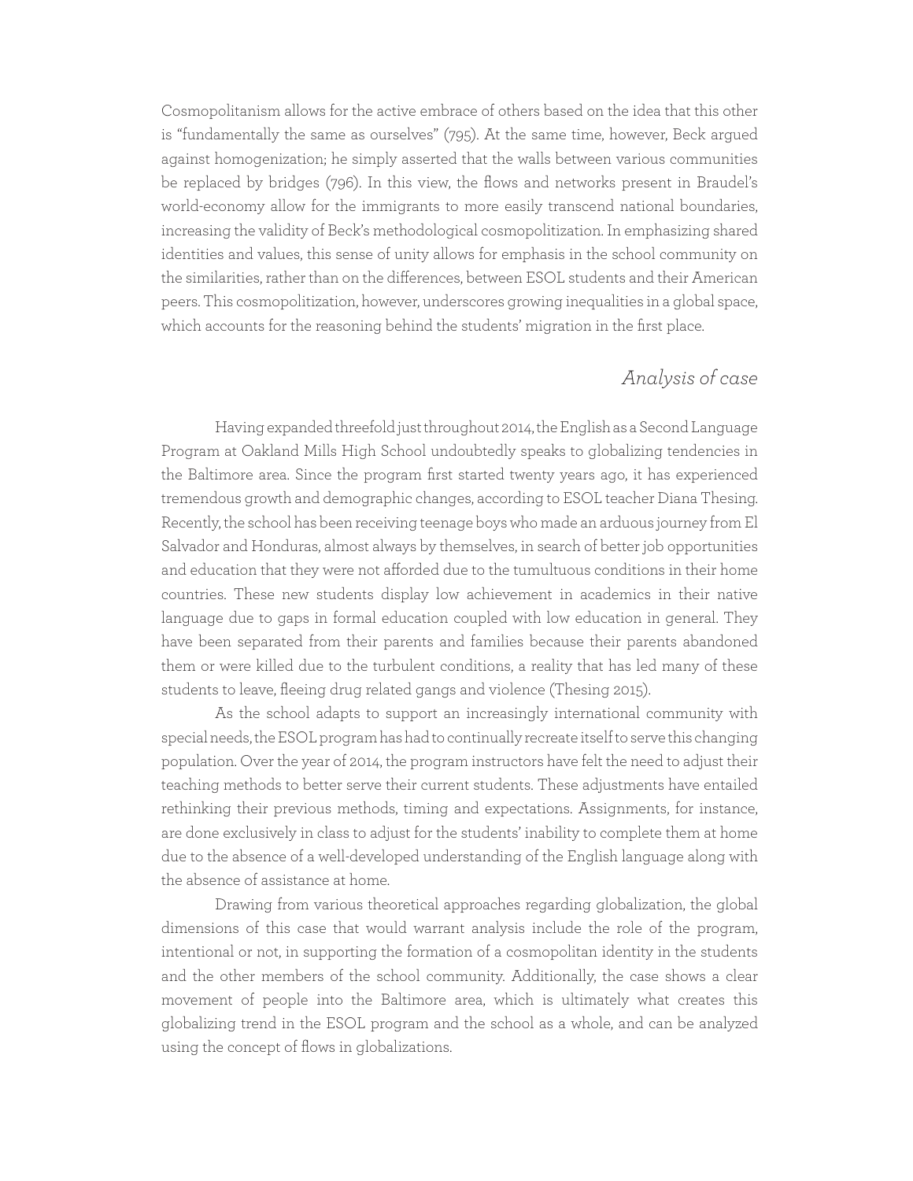Cosmopolitanism allows for the active embrace of others based on the idea that this other is "fundamentally the same as ourselves" (795). At the same time, however, Beck argued against homogenization; he simply asserted that the walls between various communities be replaced by bridges (796). In this view, the flows and networks present in Braudel's world-economy allow for the immigrants to more easily transcend national boundaries, increasing the validity of Beck's methodological cosmopolitization. In emphasizing shared identities and values, this sense of unity allows for emphasis in the school community on the similarities, rather than on the differences, between ESOL students and their American peers. This cosmopolitization, however, underscores growing inequalities in a global space, which accounts for the reasoning behind the students' migration in the first place.

## *Analysis of case*

Having expanded threefold just throughout 2014, the English as a Second Language Program at Oakland Mills High School undoubtedly speaks to globalizing tendencies in the Baltimore area. Since the program first started twenty years ago, it has experienced tremendous growth and demographic changes, according to ESOL teacher Diana Thesing. Recently, the school has been receiving teenage boys who made an arduous journey from El Salvador and Honduras, almost always by themselves, in search of better job opportunities and education that they were not afforded due to the tumultuous conditions in their home countries. These new students display low achievement in academics in their native language due to gaps in formal education coupled with low education in general. They have been separated from their parents and families because their parents abandoned them or were killed due to the turbulent conditions, a reality that has led many of these students to leave, fleeing drug related gangs and violence (Thesing 2015).

As the school adapts to support an increasingly international community with special needs, the ESOL program has had to continually recreate itself to serve this changing population. Over the year of 2014, the program instructors have felt the need to adjust their teaching methods to better serve their current students. These adjustments have entailed rethinking their previous methods, timing and expectations. Assignments, for instance, are done exclusively in class to adjust for the students' inability to complete them at home due to the absence of a well-developed understanding of the English language along with the absence of assistance at home.

Drawing from various theoretical approaches regarding globalization, the global dimensions of this case that would warrant analysis include the role of the program, intentional or not, in supporting the formation of a cosmopolitan identity in the students and the other members of the school community. Additionally, the case shows a clear movement of people into the Baltimore area, which is ultimately what creates this globalizing trend in the ESOL program and the school as a whole, and can be analyzed using the concept of flows in globalizations.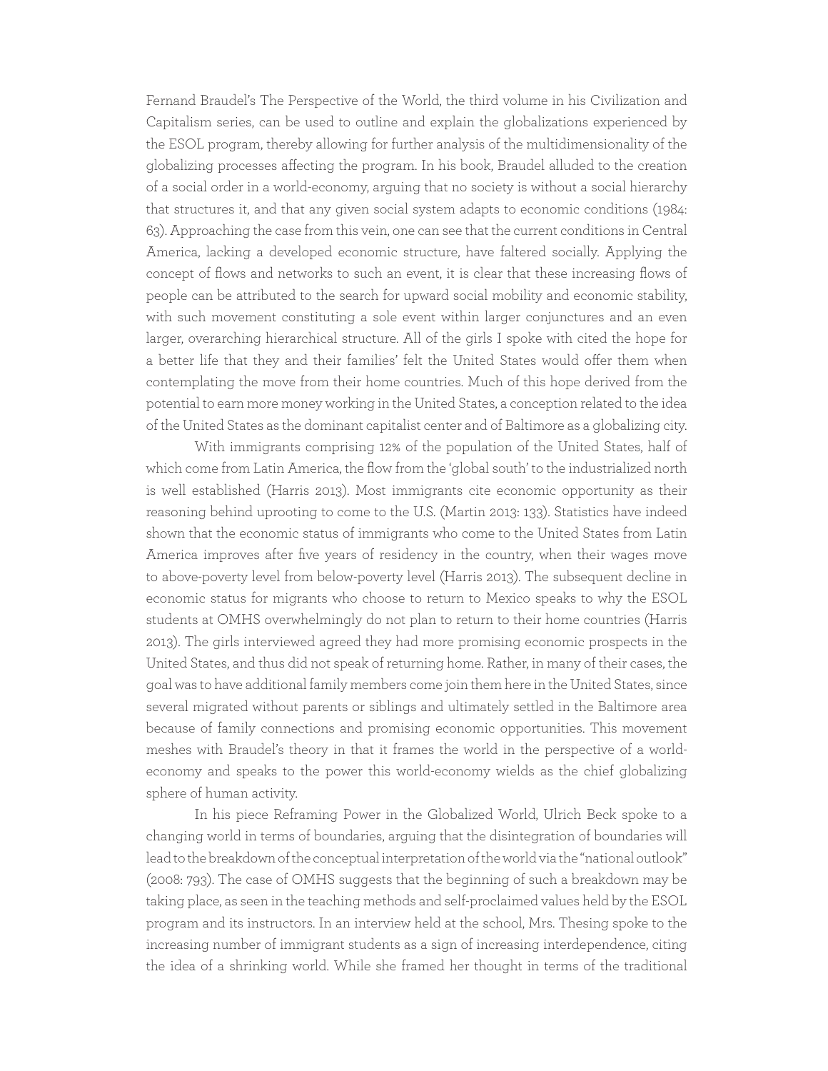Fernand Braudel's The Perspective of the World, the third volume in his Civilization and Capitalism series, can be used to outline and explain the globalizations experienced by the ESOL program, thereby allowing for further analysis of the multidimensionality of the globalizing processes affecting the program. In his book, Braudel alluded to the creation of a social order in a world-economy, arguing that no society is without a social hierarchy that structures it, and that any given social system adapts to economic conditions (1984: 63). Approaching the case from this vein, one can see that the current conditions in Central America, lacking a developed economic structure, have faltered socially. Applying the concept of flows and networks to such an event, it is clear that these increasing flows of people can be attributed to the search for upward social mobility and economic stability, with such movement constituting a sole event within larger conjunctures and an even larger, overarching hierarchical structure. All of the girls I spoke with cited the hope for a better life that they and their families' felt the United States would offer them when contemplating the move from their home countries. Much of this hope derived from the potential to earn more money working in the United States, a conception related to the idea of the United States as the dominant capitalist center and of Baltimore as a globalizing city.

With immigrants comprising 12% of the population of the United States, half of which come from Latin America, the flow from the 'global south' to the industrialized north is well established (Harris 2013). Most immigrants cite economic opportunity as their reasoning behind uprooting to come to the U.S. (Martin 2013: 133). Statistics have indeed shown that the economic status of immigrants who come to the United States from Latin America improves after five years of residency in the country, when their wages move to above-poverty level from below-poverty level (Harris 2013). The subsequent decline in economic status for migrants who choose to return to Mexico speaks to why the ESOL students at OMHS overwhelmingly do not plan to return to their home countries (Harris 2013). The girls interviewed agreed they had more promising economic prospects in the United States, and thus did not speak of returning home. Rather, in many of their cases, the goal was to have additional family members come join them here in the United States, since several migrated without parents or siblings and ultimately settled in the Baltimore area because of family connections and promising economic opportunities. This movement meshes with Braudel's theory in that it frames the world in the perspective of a world-economy and speaks to the power this world-economy wields as the chief globalizing sphere of human activity.

In his piece Reframing Power in the Globalized World, Ulrich Beck spoke to a changing world in terms of boundaries, arguing that the disintegration of boundaries will lead to the breakdown of the conceptual interpretation of the world via the "national outlook" (2008: 793). The case of OMHS suggests that the beginning of such a breakdown may be taking place, as seen in the teaching methods and self-proclaimed values held by the ESOL program and its instructors. In an interview held at the school, Mrs. Thesing spoke to the increasing number of immigrant students as a sign of increasing interdependence, citing the idea of a shrinking world. While she framed her thought in terms of the traditional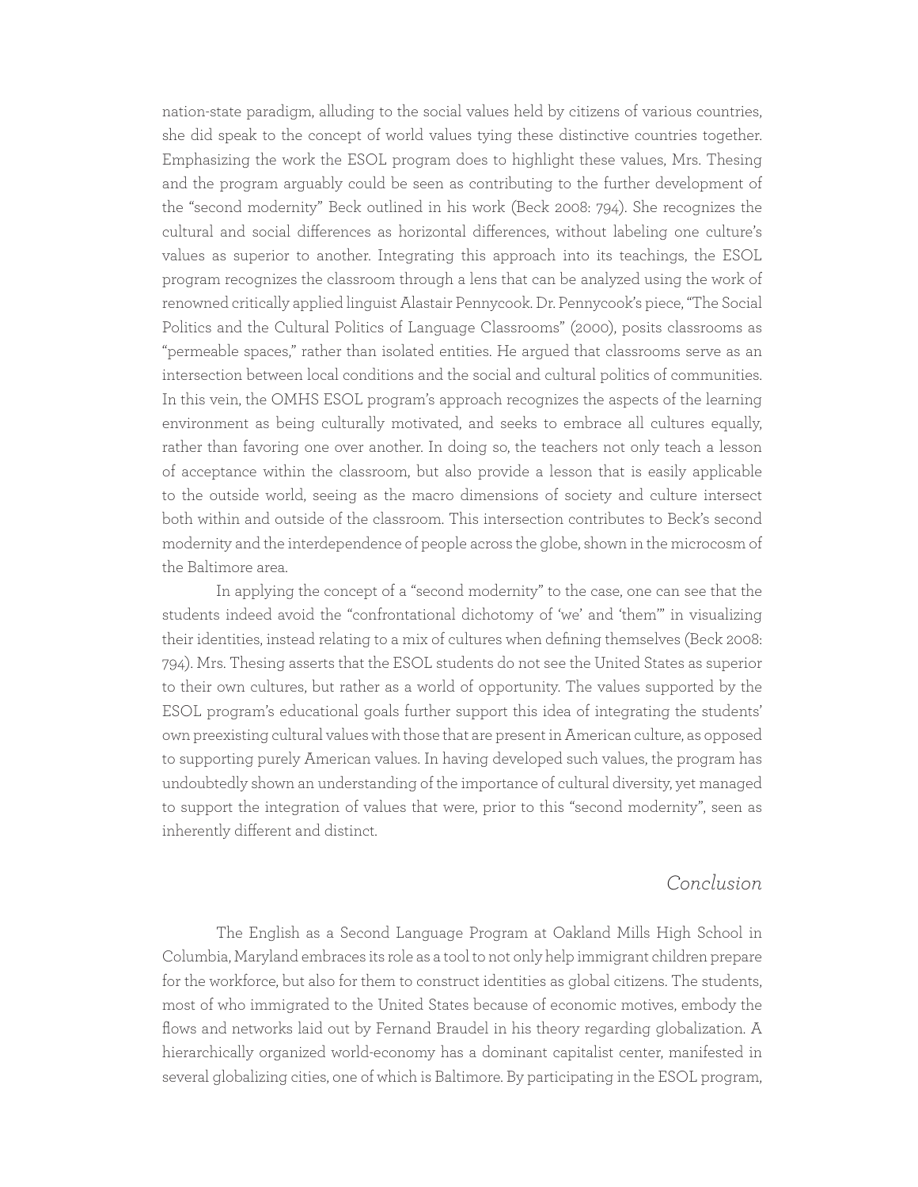nation-state paradigm, alluding to the social values held by citizens of various countries, she did speak to the concept of world values tying these distinctive countries together. Emphasizing the work the ESOL program does to highlight these values, Mrs. Thesing and the program arguably could be seen as contributing to the further development of the "second modernity" Beck outlined in his work (Beck 2008: 794). She recognizes the cultural and social differences as horizontal differences, without labeling one culture's values as superior to another. Integrating this approach into its teachings, the ESOL program recognizes the classroom through a lens that can be analyzed using the work of renowned critically applied linguist Alastair Pennycook. Dr. Pennycook's piece, "The Social Politics and the Cultural Politics of Language Classrooms" (2000), posits classrooms as "permeable spaces," rather than isolated entities. He argued that classrooms serve as an intersection between local conditions and the social and cultural politics of communities. In this vein, the OMHS ESOL program's approach recognizes the aspects of the learning environment as being culturally motivated, and seeks to embrace all cultures equally, rather than favoring one over another. In doing so, the teachers not only teach a lesson of acceptance within the classroom, but also provide a lesson that is easily applicable to the outside world, seeing as the macro dimensions of society and culture intersect both within and outside of the classroom. This intersection contributes to Beck's second modernity and the interdependence of people across the globe, shown in the microcosm of the Baltimore area.

In applying the concept of a "second modernity" to the case, one can see that the students indeed avoid the "confrontational dichotomy of 'we' and 'them'" in visualizing their identities, instead relating to a mix of cultures when defining themselves (Beck 2008: 794). Mrs. Thesing asserts that the ESOL students do not see the United States as superior to their own cultures, but rather as a world of opportunity. The values supported by the ESOL program's educational goals further support this idea of integrating the students' own preexisting cultural values with those that are present in American culture, as opposed to supporting purely American values. In having developed such values, the program has undoubtedly shown an understanding of the importance of cultural diversity, yet managed to support the integration of values that were, prior to this "second modernity", seen as inherently different and distinct.

## *Conclusion*

The English as a Second Language Program at Oakland Mills High School in Columbia, Maryland embraces its role as a tool to not only help immigrant children prepare for the workforce, but also for them to construct identities as global citizens. The students, most of who immigrated to the United States because of economic motives, embody the flows and networks laid out by Fernand Braudel in his theory regarding globalization. A hierarchically organized world-economy has a dominant capitalist center, manifested in several globalizing cities, one of which is Baltimore. By participating in the ESOL program,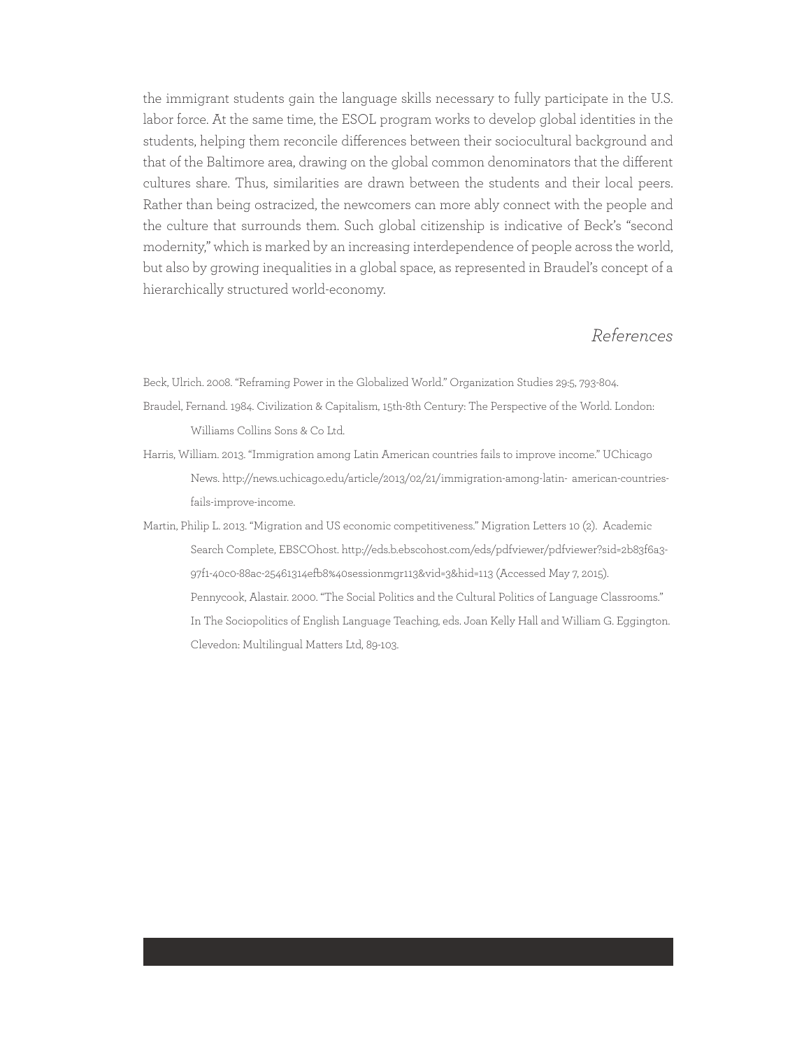the immigrant students gain the language skills necessary to fully participate in the U.S. labor force. At the same time, the ESOL program works to develop global identities in the students, helping them reconcile differences between their sociocultural background and that of the Baltimore area, drawing on the global common denominators that the different cultures share. Thus, similarities are drawn between the students and their local peers. Rather than being ostracized, the newcomers can more ably connect with the people and the culture that surrounds them. Such global citizenship is indicative of Beck's "second modernity," which is marked by an increasing interdependence of people across the world, but also by growing inequalities in a global space, as represented in Braudel's concept of a hierarchically structured world-economy.

## *References*

Beck, Ulrich. 2008. "Reframing Power in the Globalized World." Organization Studies 29:5, 793-804.

Braudel, Fernand. 1984. Civilization & Capitalism, 15th-8th Century: The Perspective of the World. London: Williams Collins Sons & Co Ltd.

Harris, William. 2013. "Immigration among Latin American countries fails to improve income." UChicago News. http://news.uchicago.edu/article/2013/02/21/immigration-among-latin- american-countries-fails-improve-income.

Martin, Philip L. 2013. "Migration and US economic competitiveness." Migration Letters 10 (2). Academic Search Complete, EBSCOhost. http://eds.b.ebscohost.com/eds/pdfviewer/pdfviewer?sid=2b83f6a3-97f1-40c0-88ac-25461314efb8%40sessionmgr113&vid=3&hid=113 (Accessed May 7, 2015). Pennycook, Alastair. 2000. "The Social Politics and the Cultural Politics of Language Classrooms." In The Sociopolitics of English Language Teaching, eds. Joan Kelly Hall and William G. Eggington. Clevedon: Multilingual Matters Ltd, 89-103.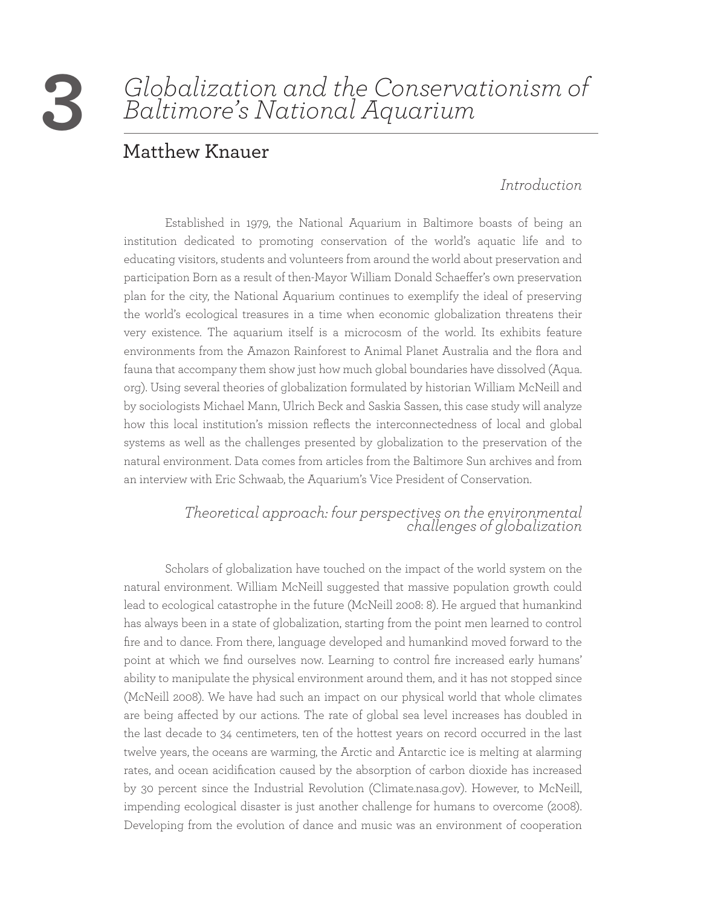# 3 *Globalization and the Conservationism of Baltimore's National Aquarium*

## Matthew Knauer

### *Introduction*

Established in 1979, the National Aquarium in Baltimore boasts of being an institution dedicated to promoting conservation of the world's aquatic life and to educating visitors, students and volunteers from around the world about preservation and participation Born as a result of then-Mayor William Donald Schaeffer's own preservation plan for the city, the National Aquarium continues to exemplify the ideal of preserving the world's ecological treasures in a time when economic globalization threatens their very existence. The aquarium itself is a microcosm of the world. Its exhibits feature environments from the Amazon Rainforest to Animal Planet Australia and the flora and fauna that accompany them show just how much global boundaries have dissolved (Aqua.org). Using several theories of globalization formulated by historian William McNeill and by sociologists Michael Mann, Ulrich Beck and Saskia Sassen, this case study will analyze how this local institution's mission reflects the interconnectedness of local and global systems as well as the challenges presented by globalization to the preservation of the natural environment. Data comes from articles from the Baltimore Sun archives and from an interview with Eric Schwaab, the Aquarium's Vice President of Conservation.

### *Theoretical approach: four perspectives on the environmental challenges of globalization*

Scholars of globalization have touched on the impact of the world system on the natural environment. William McNeill suggested that massive population growth could lead to ecological catastrophe in the future (McNeill 2008: 8). He argued that humankind has always been in a state of globalization, starting from the point men learned to control fire and to dance. From there, language developed and humankind moved forward to the point at which we find ourselves now. Learning to control fire increased early humans' ability to manipulate the physical environment around them, and it has not stopped since (McNeill 2008). We have had such an impact on our physical world that whole climates are being affected by our actions. The rate of global sea level increases has doubled in the last decade to 34 centimeters, ten of the hottest years on record occurred in the last twelve years, the oceans are warming, the Arctic and Antarctic ice is melting at alarming rates, and ocean acidification caused by the absorption of carbon dioxide has increased by 30 percent since the Industrial Revolution (Climate.nasa.gov). However, to McNeill, impending ecological disaster is just another challenge for humans to overcome (2008). Developing from the evolution of dance and music was an environment of cooperation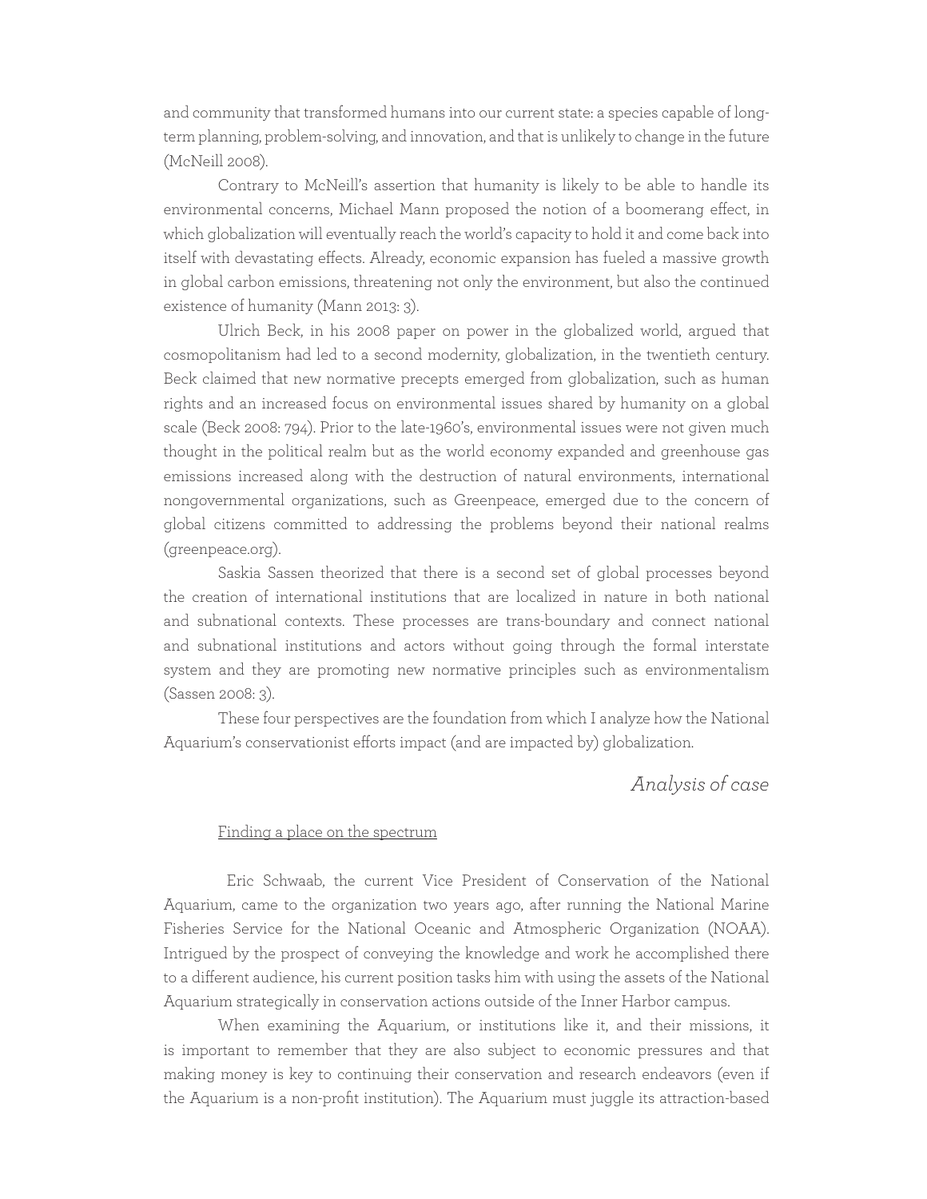and community that transformed humans into our current state: a species capable of long-term planning, problem-solving, and innovation, and that is unlikely to change in the future (McNeill 2008).

Contrary to McNeill's assertion that humanity is likely to be able to handle its environmental concerns, Michael Mann proposed the notion of a boomerang effect, in which globalization will eventually reach the world's capacity to hold it and come back into itself with devastating effects. Already, economic expansion has fueled a massive growth in global carbon emissions, threatening not only the environment, but also the continued existence of humanity (Mann 2013: 3).

Ulrich Beck, in his 2008 paper on power in the globalized world, argued that cosmopolitanism had led to a second modernity, globalization, in the twentieth century. Beck claimed that new normative precepts emerged from globalization, such as human rights and an increased focus on environmental issues shared by humanity on a global scale (Beck 2008: 794). Prior to the late-1960's, environmental issues were not given much thought in the political realm but as the world economy expanded and greenhouse gas emissions increased along with the destruction of natural environments, international nongovernmental organizations, such as Greenpeace, emerged due to the concern of global citizens committed to addressing the problems beyond their national realms (greenpeace.org).

Saskia Sassen theorized that there is a second set of global processes beyond the creation of international institutions that are localized in nature in both national and subnational contexts. These processes are trans-boundary and connect national and subnational institutions and actors without going through the formal interstate system and they are promoting new normative principles such as environmentalism (Sassen 2008: 3).

These four perspectives are the foundation from which I analyze how the National Aquarium's conservationist efforts impact (and are impacted by) globalization.

## *Analysis of case*

### Finding a place on the spectrum

Eric Schwaab, the current Vice President of Conservation of the National Aquarium, came to the organization two years ago, after running the National Marine Fisheries Service for the National Oceanic and Atmospheric Organization (NOAA). Intrigued by the prospect of conveying the knowledge and work he accomplished there to a different audience, his current position tasks him with using the assets of the National Aquarium strategically in conservation actions outside of the Inner Harbor campus.

When examining the Aquarium, or institutions like it, and their missions, it is important to remember that they are also subject to economic pressures and that making money is key to continuing their conservation and research endeavors (even if the Aquarium is a non-profit institution). The Aquarium must juggle its attraction-based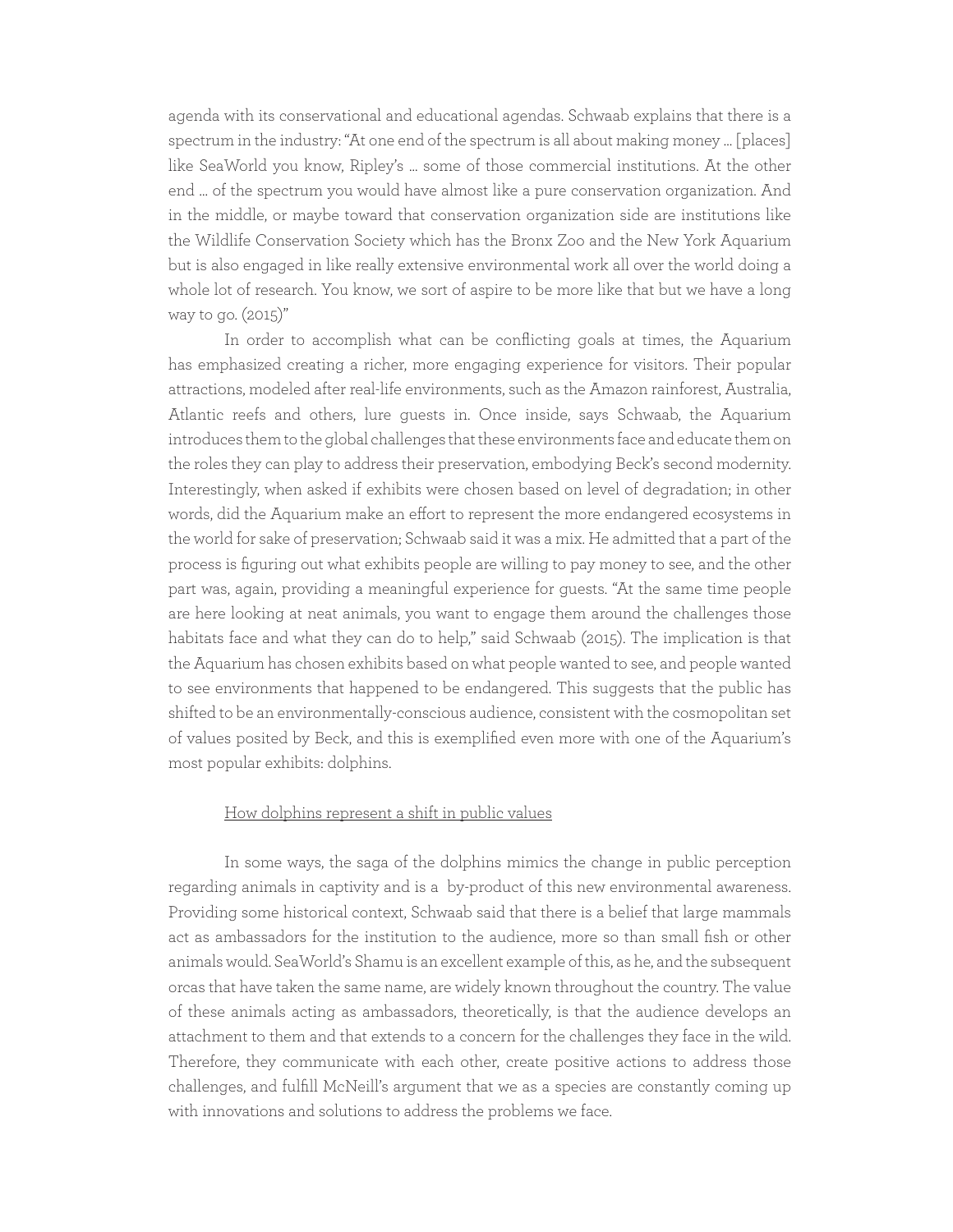agenda with its conservational and educational agendas. Schwaab explains that there is a spectrum in the industry: "At one end of the spectrum is all about making money … [places] like SeaWorld you know, Ripley's … some of those commercial institutions. At the other end … of the spectrum you would have almost like a pure conservation organization. And in the middle, or maybe toward that conservation organization side are institutions like the Wildlife Conservation Society which has the Bronx Zoo and the New York Aquarium but is also engaged in like really extensive environmental work all over the world doing a whole lot of research. You know, we sort of aspire to be more like that but we have a long way to go. (2015)"

In order to accomplish what can be conflicting goals at times, the Aquarium has emphasized creating a richer, more engaging experience for visitors. Their popular attractions, modeled after real-life environments, such as the Amazon rainforest, Australia, Atlantic reefs and others, lure guests in. Once inside, says Schwaab, the Aquarium introduces them to the global challenges that these environments face and educate them on the roles they can play to address their preservation, embodying Beck's second modernity. Interestingly, when asked if exhibits were chosen based on level of degradation; in other words, did the Aquarium make an effort to represent the more endangered ecosystems in the world for sake of preservation; Schwaab said it was a mix. He admitted that a part of the process is figuring out what exhibits people are willing to pay money to see, and the other part was, again, providing a meaningful experience for guests. "At the same time people are here looking at neat animals, you want to engage them around the challenges those habitats face and what they can do to help," said Schwaab (2015). The implication is that the Aquarium has chosen exhibits based on what people wanted to see, and people wanted to see environments that happened to be endangered. This suggests that the public has shifted to be an environmentally-conscious audience, consistent with the cosmopolitan set of values posited by Beck, and this is exemplified even more with one of the Aquarium's most popular exhibits: dolphins.

<u>How dolphins represent a shift in public values</u>

In some ways, the saga of the dolphins mimics the change in public perception regarding animals in captivity and is a by-product of this new environmental awareness. Providing some historical context, Schwaab said that there is a belief that large mammals act as ambassadors for the institution to the audience, more so than small fish or other animals would. SeaWorld's Shamu is an excellent example of this, as he, and the subsequent orcas that have taken the same name, are widely known throughout the country. The value of these animals acting as ambassadors, theoretically, is that the audience develops an attachment to them and that extends to a concern for the challenges they face in the wild. Therefore, they communicate with each other, create positive actions to address those challenges, and fulfill McNeill's argument that we as a species are constantly coming up with innovations and solutions to address the problems we face.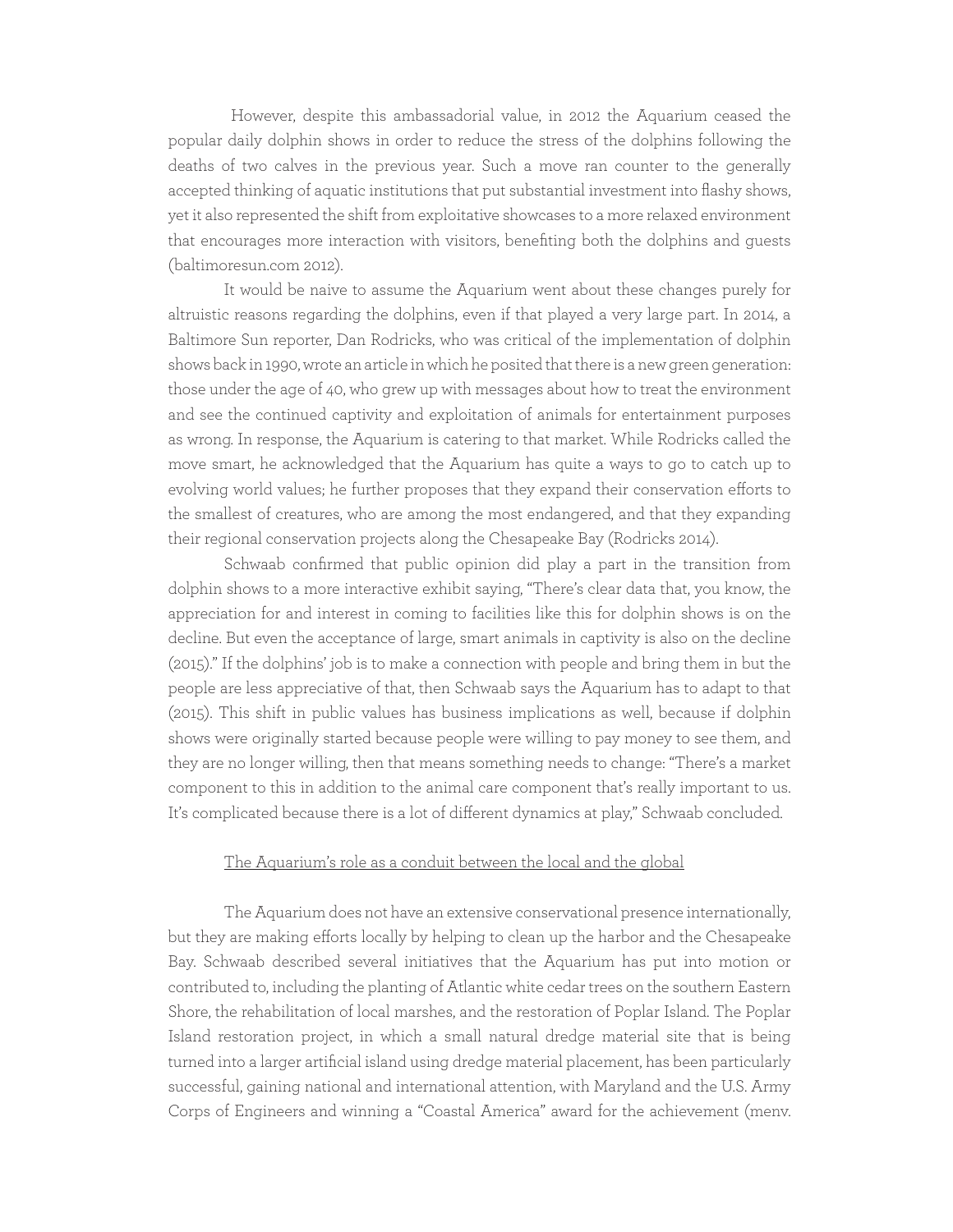However, despite this ambassadorial value, in 2012 the Aquarium ceased the popular daily dolphin shows in order to reduce the stress of the dolphins following the deaths of two calves in the previous year. Such a move ran counter to the generally accepted thinking of aquatic institutions that put substantial investment into flashy shows, yet it also represented the shift from exploitative showcases to a more relaxed environment that encourages more interaction with visitors, benefiting both the dolphins and guests (baltimoresun.com 2012).

It would be naive to assume the Aquarium went about these changes purely for altruistic reasons regarding the dolphins, even if that played a very large part. In 2014, a Baltimore Sun reporter, Dan Rodricks, who was critical of the implementation of dolphin shows back in 1990, wrote an article in which he posited that there is a new green generation: those under the age of 40, who grew up with messages about how to treat the environment and see the continued captivity and exploitation of animals for entertainment purposes as wrong. In response, the Aquarium is catering to that market. While Rodricks called the move smart, he acknowledged that the Aquarium has quite a ways to go to catch up to evolving world values; he further proposes that they expand their conservation efforts to the smallest of creatures, who are among the most endangered, and that they expanding their regional conservation projects along the Chesapeake Bay (Rodricks 2014).

Schwaab confirmed that public opinion did play a part in the transition from dolphin shows to a more interactive exhibit saying, "There's clear data that, you know, the appreciation for and interest in coming to facilities like this for dolphin shows is on the decline. But even the acceptance of large, smart animals in captivity is also on the decline (2015)." If the dolphins' job is to make a connection with people and bring them in but the people are less appreciative of that, then Schwaab says the Aquarium has to adapt to that (2015). This shift in public values has business implications as well, because if dolphin shows were originally started because people were willing to pay money to see them, and they are no longer willing, then that means something needs to change: "There's a market component to this in addition to the animal care component that's really important to us. It's complicated because there is a lot of different dynamics at play," Schwaab concluded.

<u>The Aquarium's role as a conduit between the local and the global</u>

The Aquarium does not have an extensive conservational presence internationally, but they are making efforts locally by helping to clean up the harbor and the Chesapeake Bay. Schwaab described several initiatives that the Aquarium has put into motion or contributed to, including the planting of Atlantic white cedar trees on the southern Eastern Shore, the rehabilitation of local marshes, and the restoration of Poplar Island. The Poplar Island restoration project, in which a small natural dredge material site that is being turned into a larger artificial island using dredge material placement, has been particularly successful, gaining national and international attention, with Maryland and the U.S. Army Corps of Engineers and winning a "Coastal America" award for the achievement (menv.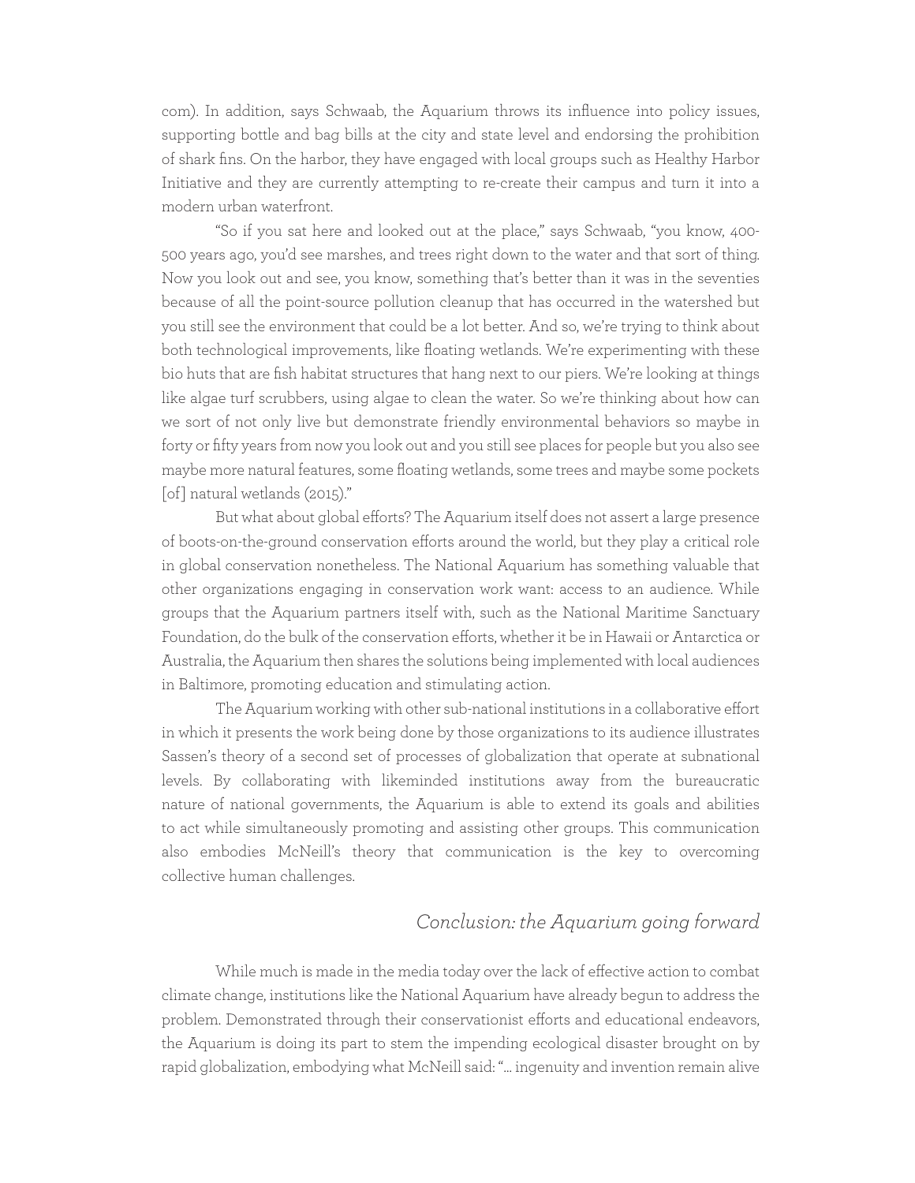com). In addition, says Schwaab, the Aquarium throws its influence into policy issues, supporting bottle and bag bills at the city and state level and endorsing the prohibition of shark fins. On the harbor, they have engaged with local groups such as Healthy Harbor Initiative and they are currently attempting to re-create their campus and turn it into a modern urban waterfront.

"So if you sat here and looked out at the place," says Schwaab, "you know, 400-500 years ago, you'd see marshes, and trees right down to the water and that sort of thing. Now you look out and see, you know, something that's better than it was in the seventies because of all the point-source pollution cleanup that has occurred in the watershed but you still see the environment that could be a lot better. And so, we're trying to think about both technological improvements, like floating wetlands. We're experimenting with these bio huts that are fish habitat structures that hang next to our piers. We're looking at things like algae turf scrubbers, using algae to clean the water. So we're thinking about how can we sort of not only live but demonstrate friendly environmental behaviors so maybe in forty or fifty years from now you look out and you still see places for people but you also see maybe more natural features, some floating wetlands, some trees and maybe some pockets [of] natural wetlands (2015)."

But what about global efforts? The Aquarium itself does not assert a large presence of boots-on-the-ground conservation efforts around the world, but they play a critical role in global conservation nonetheless. The National Aquarium has something valuable that other organizations engaging in conservation work want: access to an audience. While groups that the Aquarium partners itself with, such as the National Maritime Sanctuary Foundation, do the bulk of the conservation efforts, whether it be in Hawaii or Antarctica or Australia, the Aquarium then shares the solutions being implemented with local audiences in Baltimore, promoting education and stimulating action.

The Aquarium working with other sub-national institutions in a collaborative effort in which it presents the work being done by those organizations to its audience illustrates Sassen's theory of a second set of processes of globalization that operate at subnational levels. By collaborating with likeminded institutions away from the bureaucratic nature of national governments, the Aquarium is able to extend its goals and abilities to act while simultaneously promoting and assisting other groups. This communication also embodies McNeill's theory that communication is the key to overcoming collective human challenges.

## *Conclusion: the Aquarium going forward*

While much is made in the media today over the lack of effective action to combat climate change, institutions like the National Aquarium have already begun to address the problem. Demonstrated through their conservationist efforts and educational endeavors, the Aquarium is doing its part to stem the impending ecological disaster brought on by rapid globalization, embodying what McNeill said: "… ingenuity and invention remain alive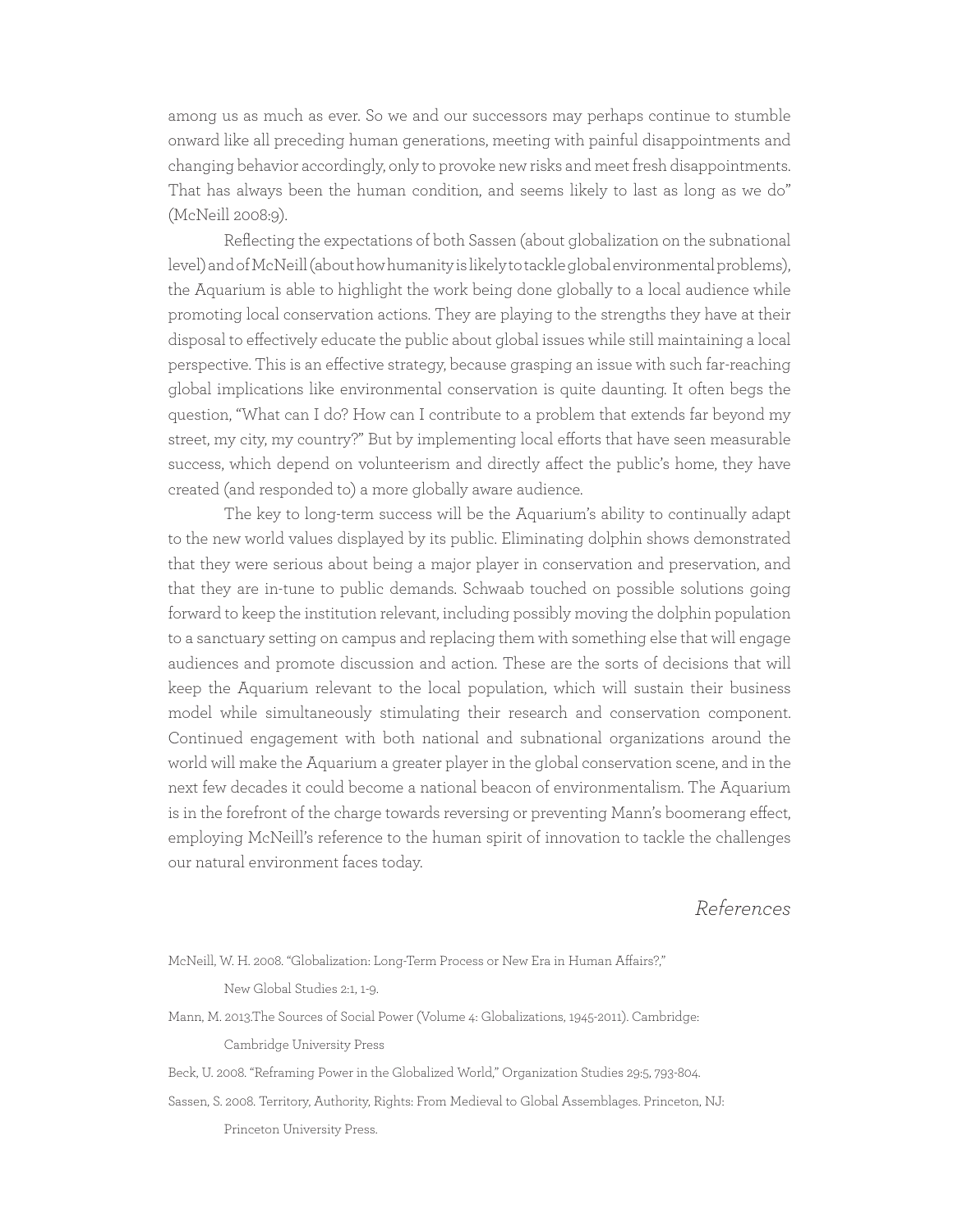among us as much as ever. So we and our successors may perhaps continue to stumble onward like all preceding human generations, meeting with painful disappointments and changing behavior accordingly, only to provoke new risks and meet fresh disappointments. That has always been the human condition, and seems likely to last as long as we do" (McNeill 2008:9).

Reflecting the expectations of both Sassen (about globalization on the subnational level) and of McNeill (about how humanity is likely to tackle global environmental problems), the Aquarium is able to highlight the work being done globally to a local audience while promoting local conservation actions. They are playing to the strengths they have at their disposal to effectively educate the public about global issues while still maintaining a local perspective. This is an effective strategy, because grasping an issue with such far-reaching global implications like environmental conservation is quite daunting. It often begs the question, "What can I do? How can I contribute to a problem that extends far beyond my street, my city, my country?" But by implementing local efforts that have seen measurable success, which depend on volunteerism and directly affect the public's home, they have created (and responded to) a more globally aware audience.

The key to long-term success will be the Aquarium's ability to continually adapt to the new world values displayed by its public. Eliminating dolphin shows demonstrated that they were serious about being a major player in conservation and preservation, and that they are in-tune to public demands. Schwaab touched on possible solutions going forward to keep the institution relevant, including possibly moving the dolphin population to a sanctuary setting on campus and replacing them with something else that will engage audiences and promote discussion and action. These are the sorts of decisions that will keep the Aquarium relevant to the local population, which will sustain their business model while simultaneously stimulating their research and conservation component. Continued engagement with both national and subnational organizations around the world will make the Aquarium a greater player in the global conservation scene, and in the next few decades it could become a national beacon of environmentalism. The Aquarium is in the forefront of the charge towards reversing or preventing Mann's boomerang effect, employing McNeill's reference to the human spirit of innovation to tackle the challenges our natural environment faces today.

## *References*

McNeill, W. H. 2008. "Globalization: Long-Term Process or New Era in Human Affairs?," New Global Studies 2:1, 1-9.

Mann, M. 2013.The Sources of Social Power (Volume 4: Globalizations, 1945-2011). Cambridge: Cambridge University Press

Beck, U. 2008. "Reframing Power in the Globalized World," Organization Studies 29:5, 793-804.

Sassen, S. 2008. Territory, Authority, Rights: From Medieval to Global Assemblages. Princeton, NJ: Princeton University Press.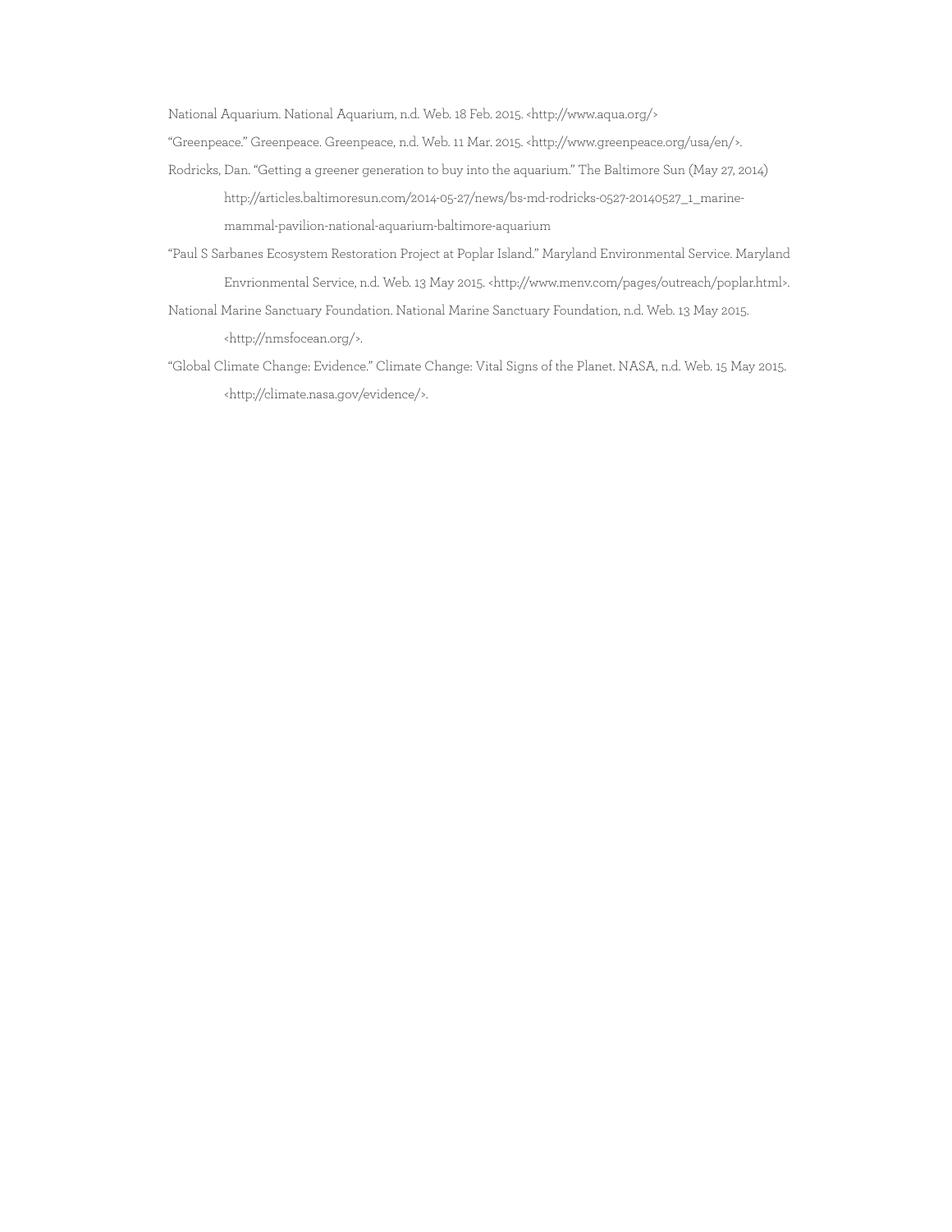National Aquarium. National Aquarium, n.d. Web. 18 Feb. 2015. <http://www.aqua.org/>

"Greenpeace." Greenpeace. Greenpeace, n.d. Web. 11 Mar. 2015. <http://www.greenpeace.org/usa/en/>.

Rodricks, Dan. "Getting a greener generation to buy into the aquarium." The Baltimore Sun (May 27, 2014) http://articles.baltimoresun.com/2014-05-27/news/bs-md-rodricks-0527-20140527_1_marine-mammal-pavilion-national-aquarium-baltimore-aquarium

"Paul S Sarbanes Ecosystem Restoration Project at Poplar Island." Maryland Environmental Service. Maryland Envrionmental Service, n.d. Web. 13 May 2015. <http://www.menv.com/pages/outreach/poplar.html>.

National Marine Sanctuary Foundation. National Marine Sanctuary Foundation, n.d. Web. 13 May 2015. <http://nmsfocean.org/>.

"Global Climate Change: Evidence." Climate Change: Vital Signs of the Planet. NASA, n.d. Web. 15 May 2015. <http://climate.nasa.gov/evidence/>.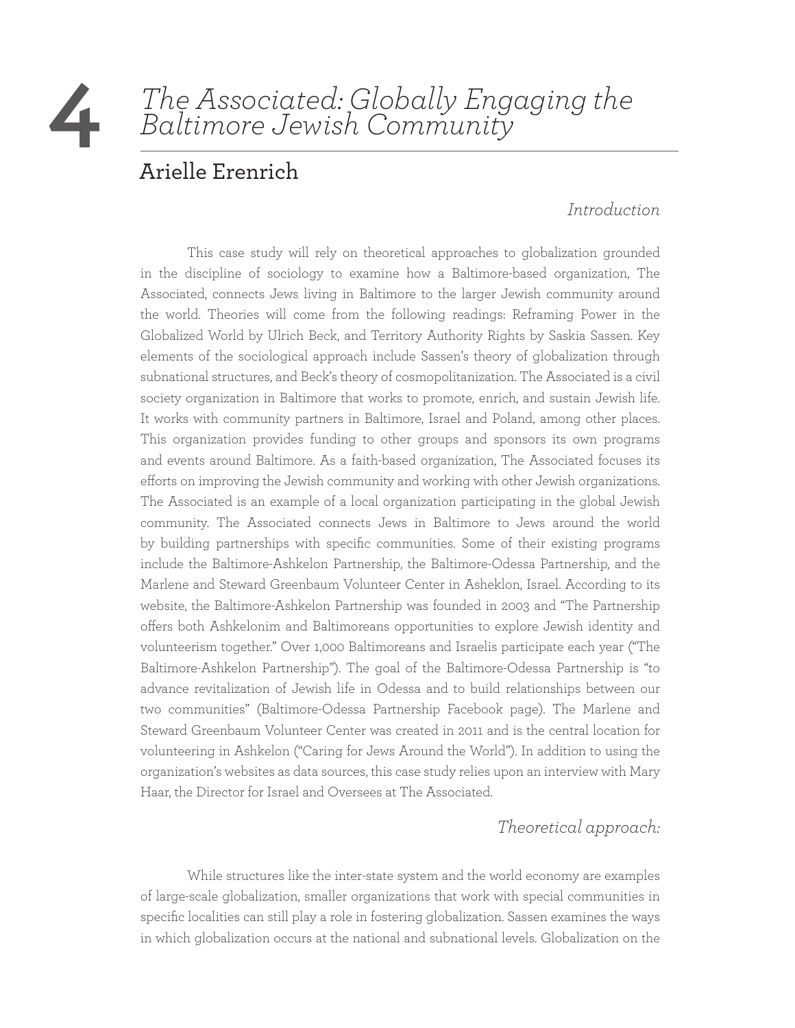# 4 The Associated: Globally Engaging the Baltimore Jewish Community

## Arielle Erenrich

### *Introduction*

This case study will rely on theoretical approaches to globalization grounded in the discipline of sociology to examine how a Baltimore-based organization, The Associated, connects Jews living in Baltimore to the larger Jewish community around the world. Theories will come from the following readings: Reframing Power in the Globalized World by Ulrich Beck, and Territory Authority Rights by Saskia Sassen. Key elements of the sociological approach include Sassen's theory of globalization through subnational structures, and Beck's theory of cosmopolitanization. The Associated is a civil society organization in Baltimore that works to promote, enrich, and sustain Jewish life. It works with community partners in Baltimore, Israel and Poland, among other places. This organization provides funding to other groups and sponsors its own programs and events around Baltimore. As a faith-based organization, The Associated focuses its efforts on improving the Jewish community and working with other Jewish organizations. The Associated is an example of a local organization participating in the global Jewish community. The Associated connects Jews in Baltimore to Jews around the world by building partnerships with specific communities. Some of their existing programs include the Baltimore-Ashkelon Partnership, the Baltimore-Odessa Partnership, and the Marlene and Steward Greenbaum Volunteer Center in Asheklon, Israel. According to its website, the Baltimore-Ashkelon Partnership was founded in 2003 and "The Partnership offers both Ashkelonim and Baltimoreans opportunities to explore Jewish identity and volunteerism together." Over 1,000 Baltimoreans and Israelis participate each year ("The Baltimore-Ashkelon Partnership"). The goal of the Baltimore-Odessa Partnership is "to advance revitalization of Jewish life in Odessa and to build relationships between our two communities" (Baltimore-Odessa Partnership Facebook page). The Marlene and Steward Greenbaum Volunteer Center was created in 2011 and is the central location for volunteering in Ashkelon ("Caring for Jews Around the World"). In addition to using the organization's websites as data sources, this case study relies upon an interview with Mary Haar, the Director for Israel and Oversees at The Associated.

### *Theoretical approach:*

While structures like the inter-state system and the world economy are examples of large-scale globalization, smaller organizations that work with special communities in specific localities can still play a role in fostering globalization. Sassen examines the ways in which globalization occurs at the national and subnational levels. Globalization on the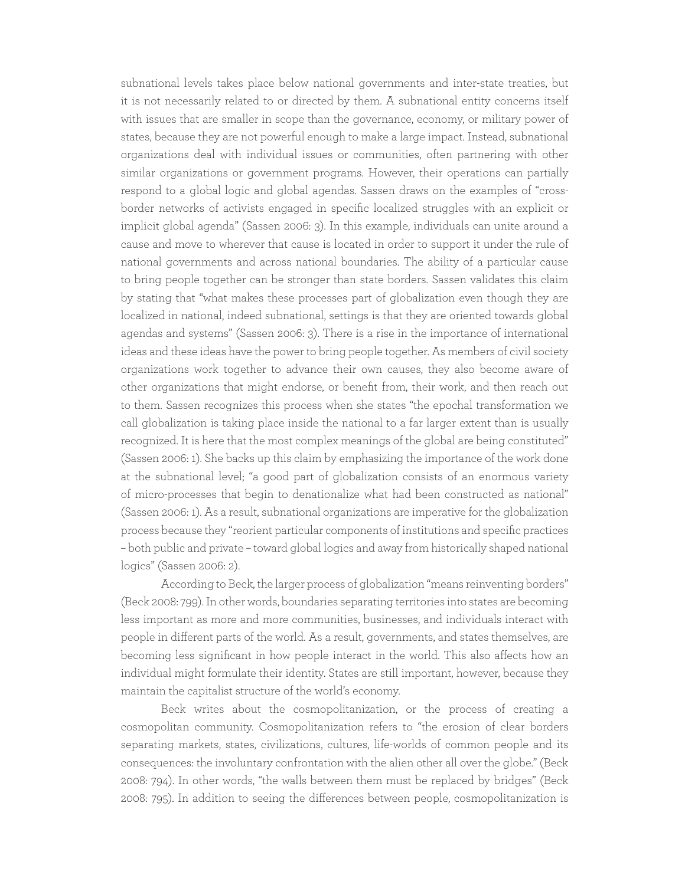subnational levels takes place below national governments and inter-state treaties, but it is not necessarily related to or directed by them. A subnational entity concerns itself with issues that are smaller in scope than the governance, economy, or military power of states, because they are not powerful enough to make a large impact. Instead, subnational organizations deal with individual issues or communities, often partnering with other similar organizations or government programs. However, their operations can partially respond to a global logic and global agendas. Sassen draws on the examples of "cross-border networks of activists engaged in specific localized struggles with an explicit or implicit global agenda" (Sassen 2006: 3). In this example, individuals can unite around a cause and move to wherever that cause is located in order to support it under the rule of national governments and across national boundaries. The ability of a particular cause to bring people together can be stronger than state borders. Sassen validates this claim by stating that "what makes these processes part of globalization even though they are localized in national, indeed subnational, settings is that they are oriented towards global agendas and systems" (Sassen 2006: 3). There is a rise in the importance of international ideas and these ideas have the power to bring people together. As members of civil society organizations work together to advance their own causes, they also become aware of other organizations that might endorse, or benefit from, their work, and then reach out to them. Sassen recognizes this process when she states "the epochal transformation we call globalization is taking place inside the national to a far larger extent than is usually recognized. It is here that the most complex meanings of the global are being constituted" (Sassen 2006: 1). She backs up this claim by emphasizing the importance of the work done at the subnational level; "a good part of globalization consists of an enormous variety of micro-processes that begin to denationalize what had been constructed as national" (Sassen 2006: 1). As a result, subnational organizations are imperative for the globalization process because they "reorient particular components of institutions and specific practices – both public and private – toward global logics and away from historically shaped national logics" (Sassen 2006: 2).

According to Beck, the larger process of globalization "means reinventing borders" (Beck 2008: 799). In other words, boundaries separating territories into states are becoming less important as more and more communities, businesses, and individuals interact with people in different parts of the world. As a result, governments, and states themselves, are becoming less significant in how people interact in the world. This also affects how an individual might formulate their identity. States are still important, however, because they maintain the capitalist structure of the world's economy.

Beck writes about the cosmopolitanization, or the process of creating a cosmopolitan community. Cosmopolitanization refers to "the erosion of clear borders separating markets, states, civilizations, cultures, life-worlds of common people and its consequences: the involuntary confrontation with the alien other all over the globe." (Beck 2008: 794). In other words, "the walls between them must be replaced by bridges" (Beck 2008: 795). In addition to seeing the differences between people, cosmopolitanization is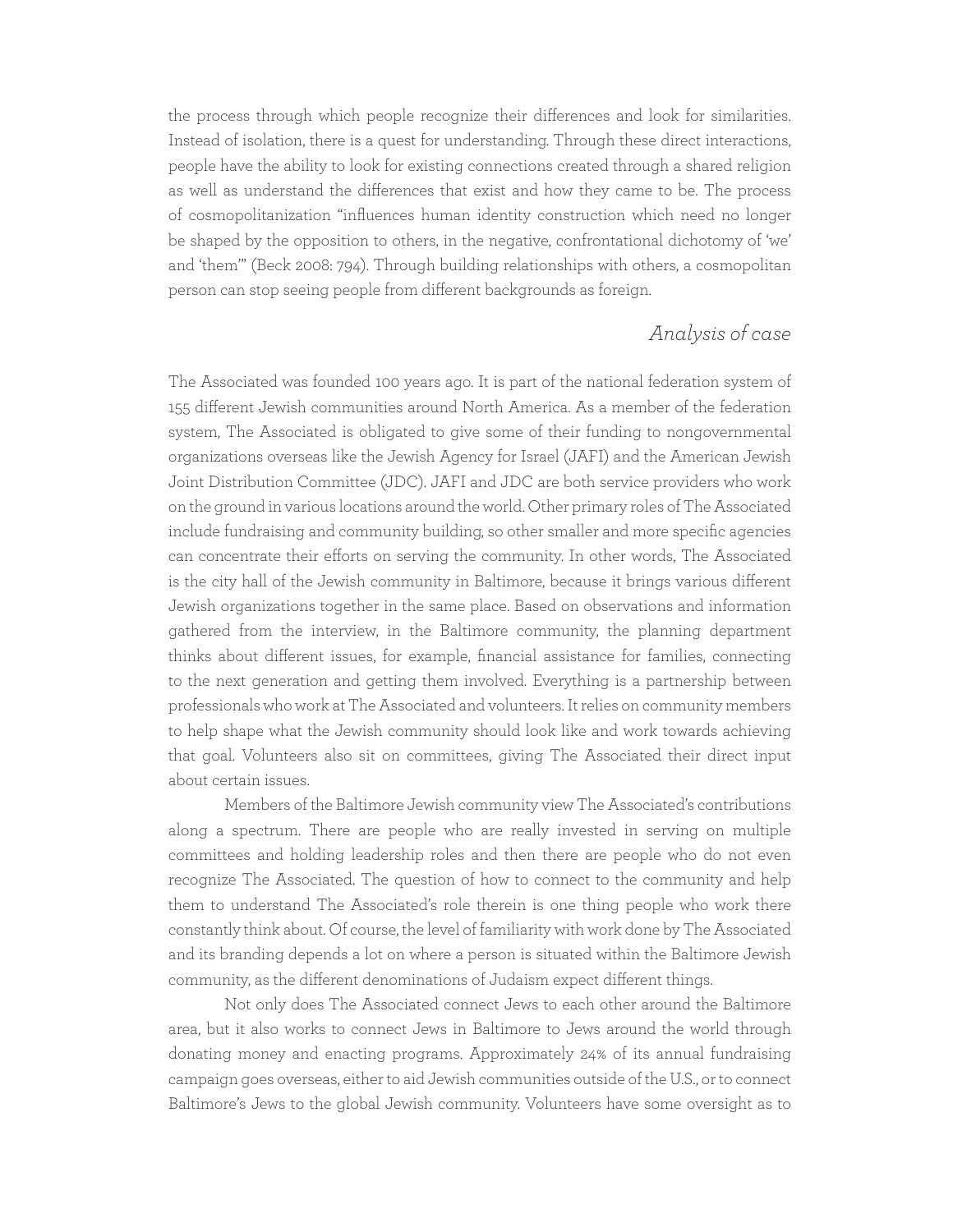the process through which people recognize their differences and look for similarities. Instead of isolation, there is a quest for understanding. Through these direct interactions, people have the ability to look for existing connections created through a shared religion as well as understand the differences that exist and how they came to be. The process of cosmopolitanization "influences human identity construction which need no longer be shaped by the opposition to others, in the negative, confrontational dichotomy of 'we' and 'them'" (Beck 2008: 794). Through building relationships with others, a cosmopolitan person can stop seeing people from different backgrounds as foreign.

## *Analysis of case*

The Associated was founded 100 years ago. It is part of the national federation system of 155 different Jewish communities around North America. As a member of the federation system, The Associated is obligated to give some of their funding to nongovernmental organizations overseas like the Jewish Agency for Israel (JAFI) and the American Jewish Joint Distribution Committee (JDC). JAFI and JDC are both service providers who work on the ground in various locations around the world. Other primary roles of The Associated include fundraising and community building, so other smaller and more specific agencies can concentrate their efforts on serving the community. In other words, The Associated is the city hall of the Jewish community in Baltimore, because it brings various different Jewish organizations together in the same place. Based on observations and information gathered from the interview, in the Baltimore community, the planning department thinks about different issues, for example, financial assistance for families, connecting to the next generation and getting them involved. Everything is a partnership between professionals who work at The Associated and volunteers. It relies on community members to help shape what the Jewish community should look like and work towards achieving that goal. Volunteers also sit on committees, giving The Associated their direct input about certain issues.

Members of the Baltimore Jewish community view The Associated's contributions along a spectrum. There are people who are really invested in serving on multiple committees and holding leadership roles and then there are people who do not even recognize The Associated. The question of how to connect to the community and help them to understand The Associated's role therein is one thing people who work there constantly think about. Of course, the level of familiarity with work done by The Associated and its branding depends a lot on where a person is situated within the Baltimore Jewish community, as the different denominations of Judaism expect different things.

Not only does The Associated connect Jews to each other around the Baltimore area, but it also works to connect Jews in Baltimore to Jews around the world through donating money and enacting programs. Approximately 24% of its annual fundraising campaign goes overseas, either to aid Jewish communities outside of the U.S., or to connect Baltimore's Jews to the global Jewish community. Volunteers have some oversight as to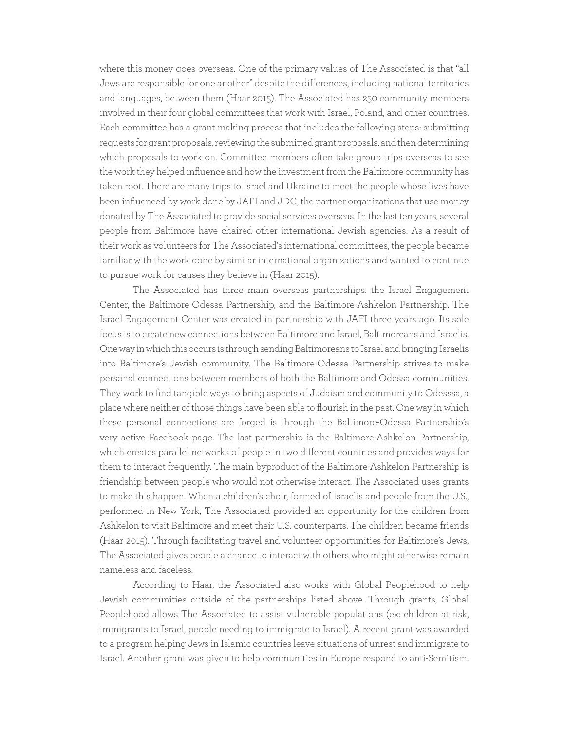where this money goes overseas. One of the primary values of The Associated is that "all Jews are responsible for one another" despite the differences, including national territories and languages, between them (Haar 2015). The Associated has 250 community members involved in their four global committees that work with Israel, Poland, and other countries. Each committee has a grant making process that includes the following steps: submitting requests for grant proposals, reviewing the submitted grant proposals, and then determining which proposals to work on. Committee members often take group trips overseas to see the work they helped influence and how the investment from the Baltimore community has taken root. There are many trips to Israel and Ukraine to meet the people whose lives have been influenced by work done by JAFI and JDC, the partner organizations that use money donated by The Associated to provide social services overseas. In the last ten years, several people from Baltimore have chaired other international Jewish agencies. As a result of their work as volunteers for The Associated's international committees, the people became familiar with the work done by similar international organizations and wanted to continue to pursue work for causes they believe in (Haar 2015).

The Associated has three main overseas partnerships: the Israel Engagement Center, the Baltimore-Odessa Partnership, and the Baltimore-Ashkelon Partnership. The Israel Engagement Center was created in partnership with JAFI three years ago. Its sole focus is to create new connections between Baltimore and Israel, Baltimoreans and Israelis. One way in which this occurs is through sending Baltimoreans to Israel and bringing Israelis into Baltimore's Jewish community. The Baltimore-Odessa Partnership strives to make personal connections between members of both the Baltimore and Odessa communities. They work to find tangible ways to bring aspects of Judaism and community to Odesssa, a place where neither of those things have been able to flourish in the past. One way in which these personal connections are forged is through the Baltimore-Odessa Partnership's very active Facebook page. The last partnership is the Baltimore-Ashkelon Partnership, which creates parallel networks of people in two different countries and provides ways for them to interact frequently. The main byproduct of the Baltimore-Ashkelon Partnership is friendship between people who would not otherwise interact. The Associated uses grants to make this happen. When a children's choir, formed of Israelis and people from the U.S., performed in New York, The Associated provided an opportunity for the children from Ashkelon to visit Baltimore and meet their U.S. counterparts. The children became friends (Haar 2015). Through facilitating travel and volunteer opportunities for Baltimore's Jews, The Associated gives people a chance to interact with others who might otherwise remain nameless and faceless.

According to Haar, the Associated also works with Global Peoplehood to help Jewish communities outside of the partnerships listed above. Through grants, Global Peoplehood allows The Associated to assist vulnerable populations (ex: children at risk, immigrants to Israel, people needing to immigrate to Israel). A recent grant was awarded to a program helping Jews in Islamic countries leave situations of unrest and immigrate to Israel. Another grant was given to help communities in Europe respond to anti-Semitism.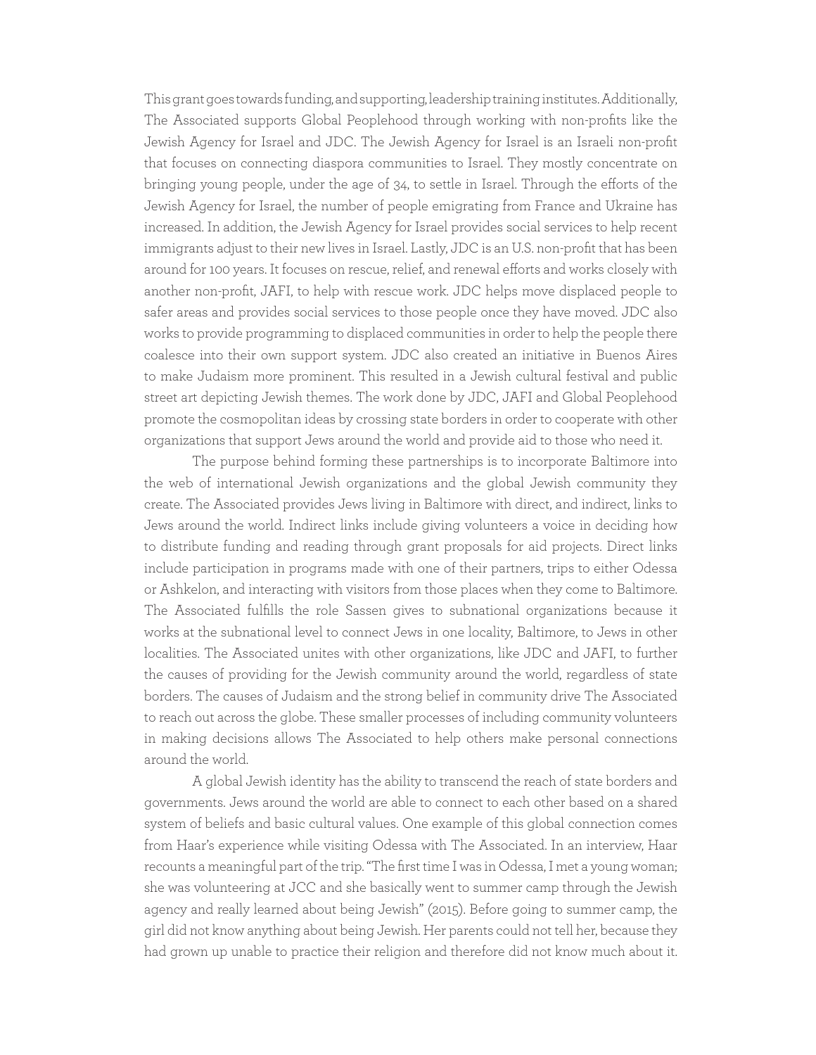This grant goes towards funding, and supporting, leadership training institutes. Additionally, The Associated supports Global Peoplehood through working with non-profits like the Jewish Agency for Israel and JDC. The Jewish Agency for Israel is an Israeli non-profit that focuses on connecting diaspora communities to Israel. They mostly concentrate on bringing young people, under the age of 34, to settle in Israel. Through the efforts of the Jewish Agency for Israel, the number of people emigrating from France and Ukraine has increased. In addition, the Jewish Agency for Israel provides social services to help recent immigrants adjust to their new lives in Israel. Lastly, JDC is an U.S. non-profit that has been around for 100 years. It focuses on rescue, relief, and renewal efforts and works closely with another non-profit, JAFI, to help with rescue work. JDC helps move displaced people to safer areas and provides social services to those people once they have moved. JDC also works to provide programming to displaced communities in order to help the people there coalesce into their own support system. JDC also created an initiative in Buenos Aires to make Judaism more prominent. This resulted in a Jewish cultural festival and public street art depicting Jewish themes. The work done by JDC, JAFI and Global Peoplehood promote the cosmopolitan ideas by crossing state borders in order to cooperate with other organizations that support Jews around the world and provide aid to those who need it.

The purpose behind forming these partnerships is to incorporate Baltimore into the web of international Jewish organizations and the global Jewish community they create. The Associated provides Jews living in Baltimore with direct, and indirect, links to Jews around the world. Indirect links include giving volunteers a voice in deciding how to distribute funding and reading through grant proposals for aid projects. Direct links include participation in programs made with one of their partners, trips to either Odessa or Ashkelon, and interacting with visitors from those places when they come to Baltimore. The Associated fulfills the role Sassen gives to subnational organizations because it works at the subnational level to connect Jews in one locality, Baltimore, to Jews in other localities. The Associated unites with other organizations, like JDC and JAFI, to further the causes of providing for the Jewish community around the world, regardless of state borders. The causes of Judaism and the strong belief in community drive The Associated to reach out across the globe. These smaller processes of including community volunteers in making decisions allows The Associated to help others make personal connections around the world.

A global Jewish identity has the ability to transcend the reach of state borders and governments. Jews around the world are able to connect to each other based on a shared system of beliefs and basic cultural values. One example of this global connection comes from Haar's experience while visiting Odessa with The Associated. In an interview, Haar recounts a meaningful part of the trip. "The first time I was in Odessa, I met a young woman; she was volunteering at JCC and she basically went to summer camp through the Jewish agency and really learned about being Jewish" (2015). Before going to summer camp, the girl did not know anything about being Jewish. Her parents could not tell her, because they had grown up unable to practice their religion and therefore did not know much about it.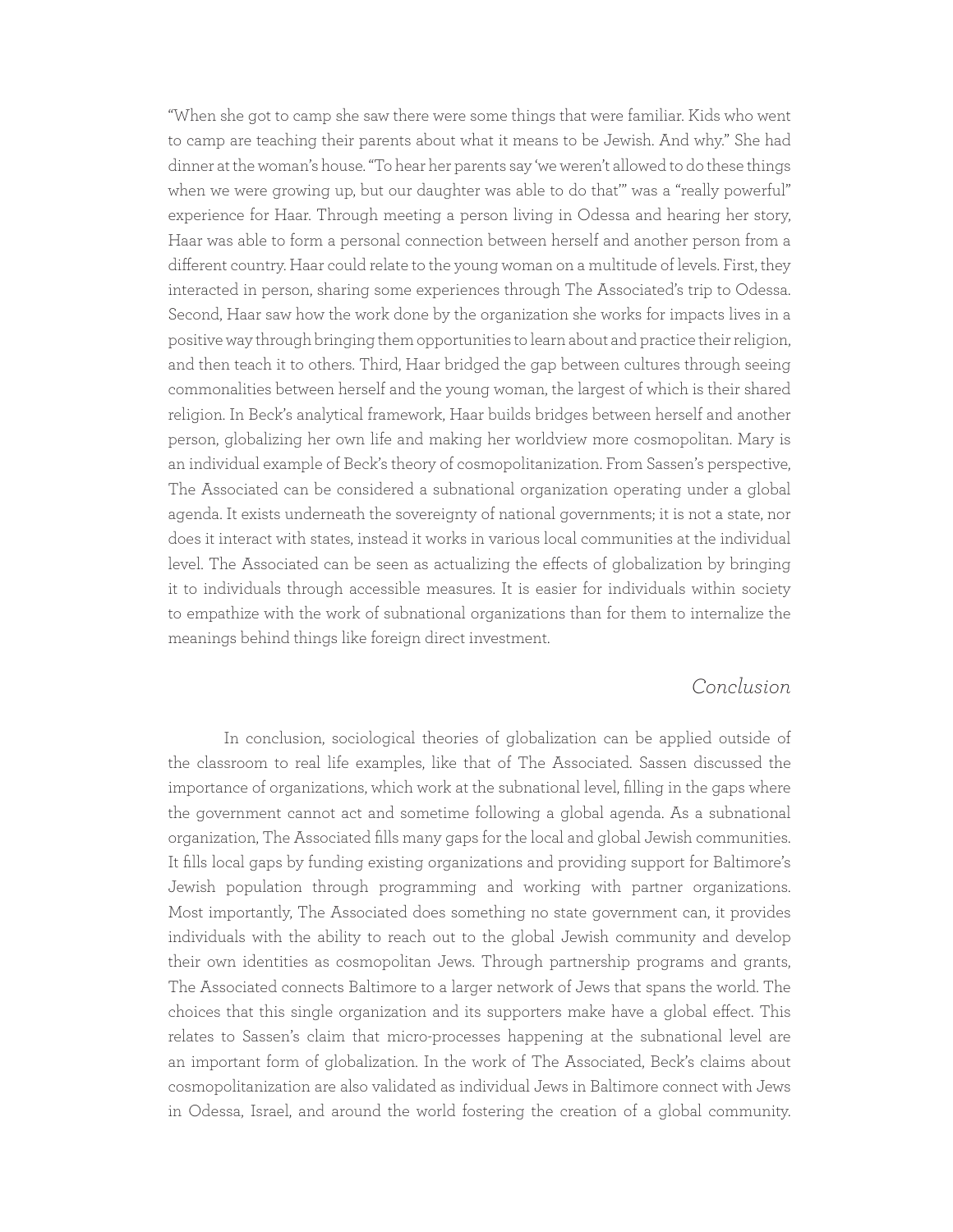"When she got to camp she saw there were some things that were familiar. Kids who went to camp are teaching their parents about what it means to be Jewish. And why." She had dinner at the woman's house. "To hear her parents say 'we weren't allowed to do these things when we were growing up, but our daughter was able to do that'" was a "really powerful" experience for Haar. Through meeting a person living in Odessa and hearing her story, Haar was able to form a personal connection between herself and another person from a different country. Haar could relate to the young woman on a multitude of levels. First, they interacted in person, sharing some experiences through The Associated's trip to Odessa. Second, Haar saw how the work done by the organization she works for impacts lives in a positive way through bringing them opportunities to learn about and practice their religion, and then teach it to others. Third, Haar bridged the gap between cultures through seeing commonalities between herself and the young woman, the largest of which is their shared religion. In Beck's analytical framework, Haar builds bridges between herself and another person, globalizing her own life and making her worldview more cosmopolitan. Mary is an individual example of Beck's theory of cosmopolitanization. From Sassen's perspective, The Associated can be considered a subnational organization operating under a global agenda. It exists underneath the sovereignty of national governments; it is not a state, nor does it interact with states, instead it works in various local communities at the individual level. The Associated can be seen as actualizing the effects of globalization by bringing it to individuals through accessible measures. It is easier for individuals within society to empathize with the work of subnational organizations than for them to internalize the meanings behind things like foreign direct investment.

## *Conclusion*

In conclusion, sociological theories of globalization can be applied outside of the classroom to real life examples, like that of The Associated. Sassen discussed the importance of organizations, which work at the subnational level, filling in the gaps where the government cannot act and sometime following a global agenda. As a subnational organization, The Associated fills many gaps for the local and global Jewish communities. It fills local gaps by funding existing organizations and providing support for Baltimore's Jewish population through programming and working with partner organizations. Most importantly, The Associated does something no state government can, it provides individuals with the ability to reach out to the global Jewish community and develop their own identities as cosmopolitan Jews. Through partnership programs and grants, The Associated connects Baltimore to a larger network of Jews that spans the world. The choices that this single organization and its supporters make have a global effect. This relates to Sassen's claim that micro-processes happening at the subnational level are an important form of globalization. In the work of The Associated, Beck's claims about cosmopolitanization are also validated as individual Jews in Baltimore connect with Jews in Odessa, Israel, and around the world fostering the creation of a global community.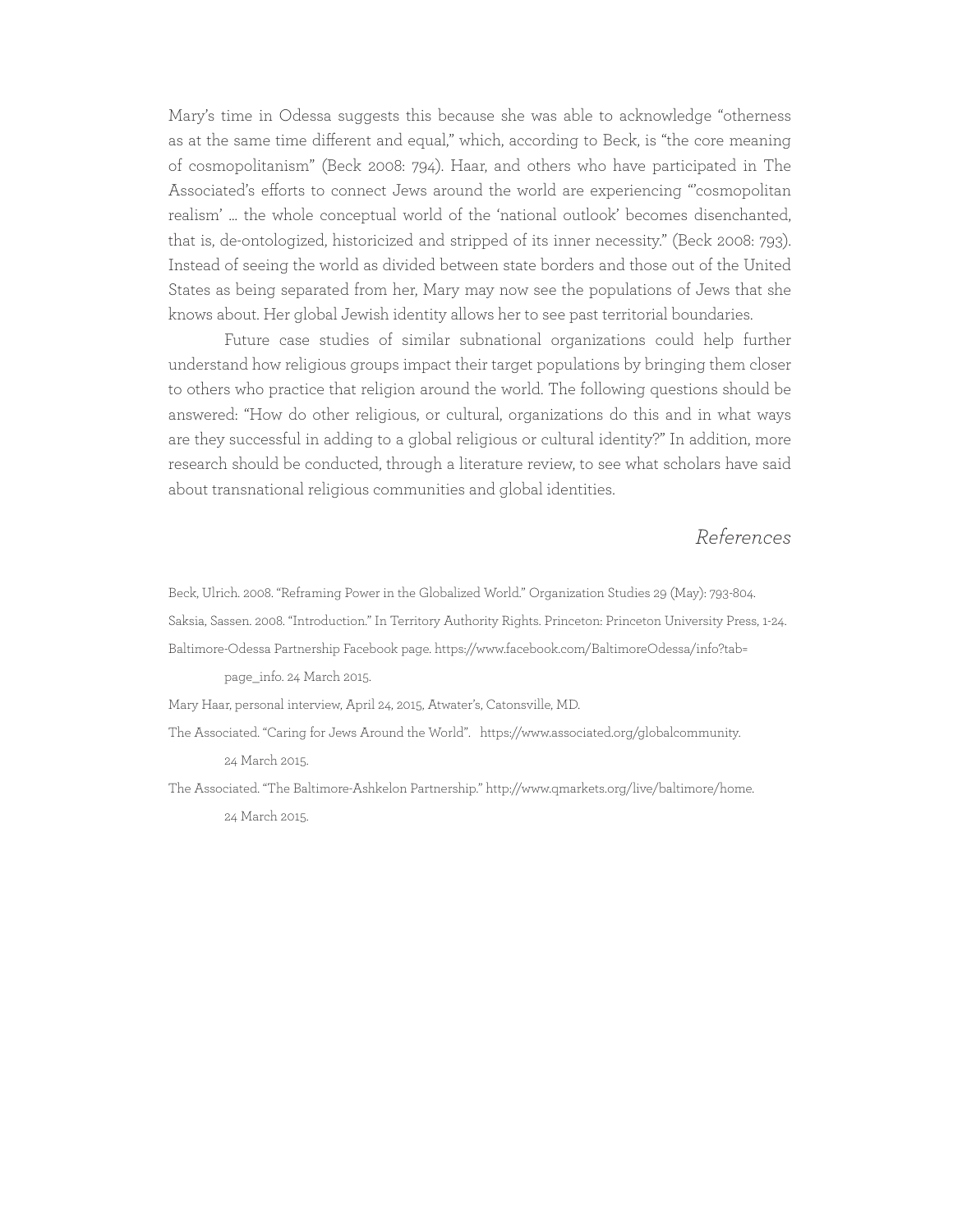Mary's time in Odessa suggests this because she was able to acknowledge "otherness as at the same time different and equal," which, according to Beck, is "the core meaning of cosmopolitanism" (Beck 2008: 794). Haar, and others who have participated in The Associated's efforts to connect Jews around the world are experiencing "'cosmopolitan realism' … the whole conceptual world of the 'national outlook' becomes disenchanted, that is, de-ontologized, historicized and stripped of its inner necessity." (Beck 2008: 793). Instead of seeing the world as divided between state borders and those out of the United States as being separated from her, Mary may now see the populations of Jews that she knows about. Her global Jewish identity allows her to see past territorial boundaries.

Future case studies of similar subnational organizations could help further understand how religious groups impact their target populations by bringing them closer to others who practice that religion around the world. The following questions should be answered: "How do other religious, or cultural, organizations do this and in what ways are they successful in adding to a global religious or cultural identity?" In addition, more research should be conducted, through a literature review, to see what scholars have said about transnational religious communities and global identities.

## *References*

Beck, Ulrich. 2008. "Reframing Power in the Globalized World." Organization Studies 29 (May): 793-804.

Saksia, Sassen. 2008. "Introduction." In Territory Authority Rights. Princeton: Princeton University Press, 1-24.

Baltimore-Odessa Partnership Facebook page. https://www.facebook.com/BaltimoreOdessa/info?tab=page_info. 24 March 2015.

Mary Haar, personal interview, April 24, 2015, Atwater's, Catonsville, MD.

The Associated. "Caring for Jews Around the World". https://www.associated.org/globalcommunity. 24 March 2015.

The Associated. "The Baltimore-Ashkelon Partnership." http://www.qmarkets.org/live/baltimore/home. 24 March 2015.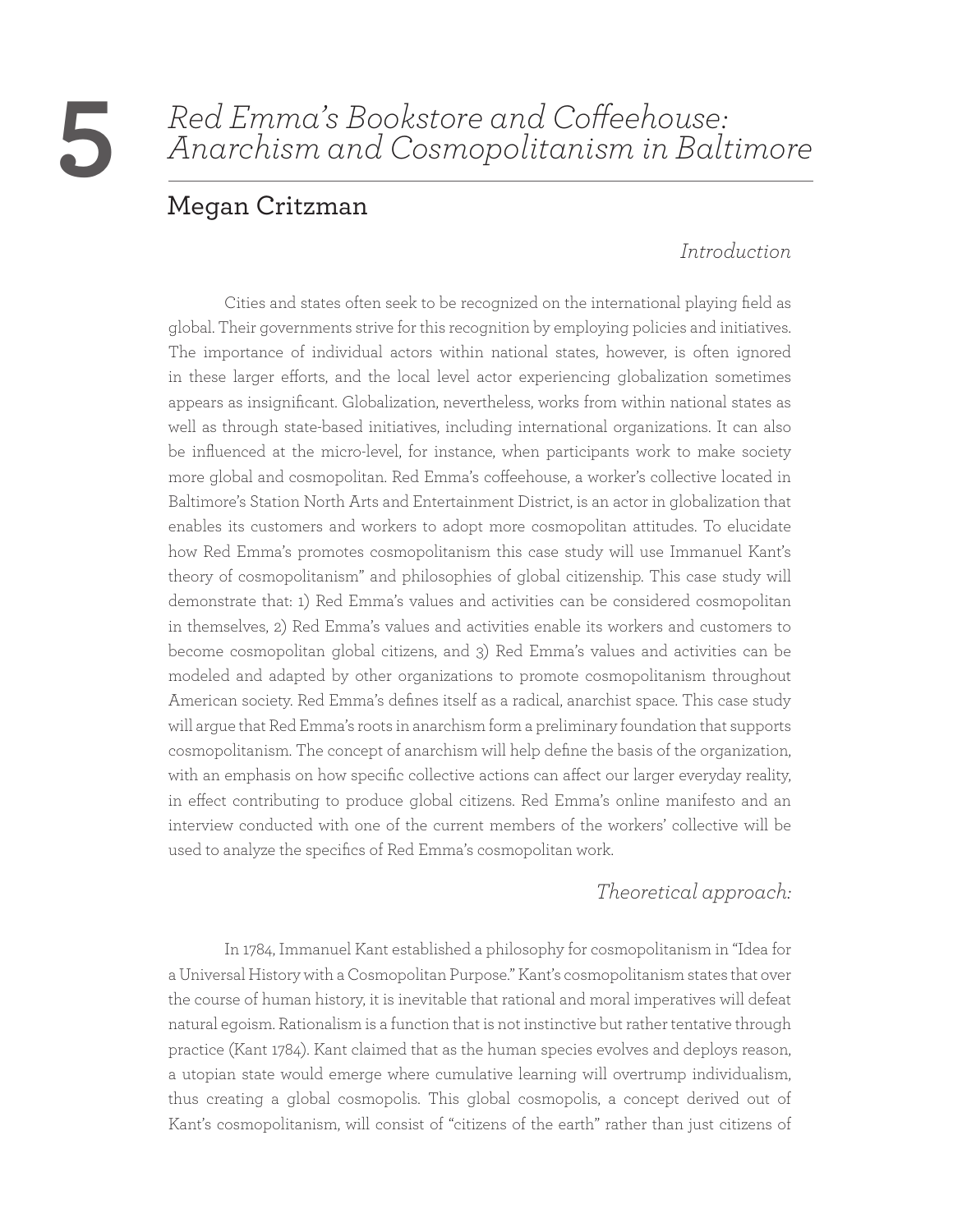# 5 *Red Emma's Bookstore and Coffeehouse: Anarchism and Cosmopolitanism in Baltimore*

## Megan Critzman

### *Introduction*

Cities and states often seek to be recognized on the international playing field as global. Their governments strive for this recognition by employing policies and initiatives. The importance of individual actors within national states, however, is often ignored in these larger efforts, and the local level actor experiencing globalization sometimes appears as insignificant. Globalization, nevertheless, works from within national states as well as through state-based initiatives, including international organizations. It can also be influenced at the micro-level, for instance, when participants work to make society more global and cosmopolitan. Red Emma's coffeehouse, a worker's collective located in Baltimore's Station North Arts and Entertainment District, is an actor in globalization that enables its customers and workers to adopt more cosmopolitan attitudes. To elucidate how Red Emma's promotes cosmopolitanism this case study will use Immanuel Kant's theory of cosmopolitanism" and philosophies of global citizenship. This case study will demonstrate that: 1) Red Emma's values and activities can be considered cosmopolitan in themselves, 2) Red Emma's values and activities enable its workers and customers to become cosmopolitan global citizens, and 3) Red Emma's values and activities can be modeled and adapted by other organizations to promote cosmopolitanism throughout American society. Red Emma's defines itself as a radical, anarchist space. This case study will argue that Red Emma's roots in anarchism form a preliminary foundation that supports cosmopolitanism. The concept of anarchism will help define the basis of the organization, with an emphasis on how specific collective actions can affect our larger everyday reality, in effect contributing to produce global citizens. Red Emma's online manifesto and an interview conducted with one of the current members of the workers' collective will be used to analyze the specifics of Red Emma's cosmopolitan work.

### *Theoretical approach:*

In 1784, Immanuel Kant established a philosophy for cosmopolitanism in "Idea for a Universal History with a Cosmopolitan Purpose." Kant's cosmopolitanism states that over the course of human history, it is inevitable that rational and moral imperatives will defeat natural egoism. Rationalism is a function that is not instinctive but rather tentative through practice (Kant 1784). Kant claimed that as the human species evolves and deploys reason, a utopian state would emerge where cumulative learning will overtrump individualism, thus creating a global cosmopolis. This global cosmopolis, a concept derived out of Kant's cosmopolitanism, will consist of "citizens of the earth" rather than just citizens of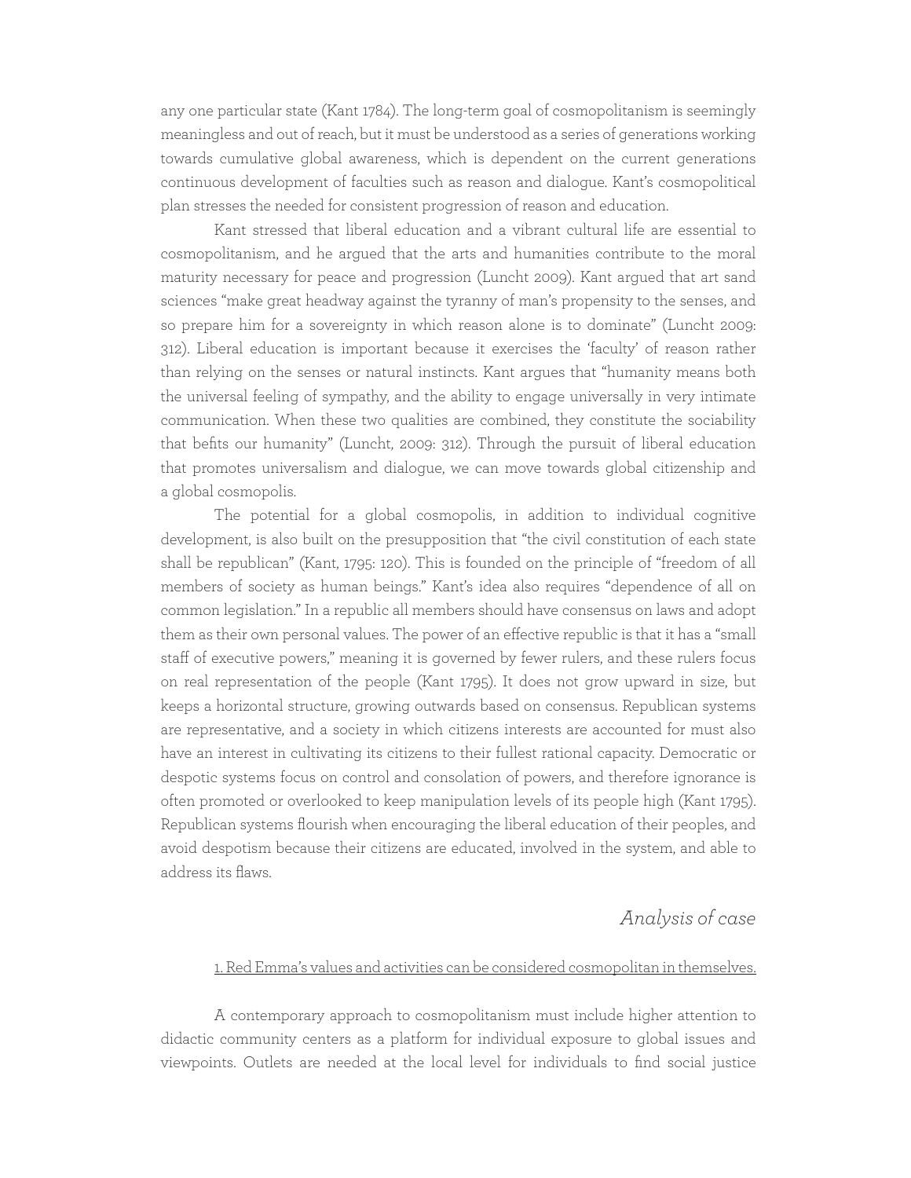any one particular state (Kant 1784). The long-term goal of cosmopolitanism is seemingly meaningless and out of reach, but it must be understood as a series of generations working towards cumulative global awareness, which is dependent on the current generations continuous development of faculties such as reason and dialogue. Kant's cosmopolitical plan stresses the needed for consistent progression of reason and education.

Kant stressed that liberal education and a vibrant cultural life are essential to cosmopolitanism, and he argued that the arts and humanities contribute to the moral maturity necessary for peace and progression (Luncht 2009). Kant argued that art sand sciences "make great headway against the tyranny of man's propensity to the senses, and so prepare him for a sovereignty in which reason alone is to dominate" (Luncht 2009: 312). Liberal education is important because it exercises the 'faculty' of reason rather than relying on the senses or natural instincts. Kant argues that "humanity means both the universal feeling of sympathy, and the ability to engage universally in very intimate communication. When these two qualities are combined, they constitute the sociability that befits our humanity" (Luncht, 2009: 312). Through the pursuit of liberal education that promotes universalism and dialogue, we can move towards global citizenship and a global cosmopolis.

The potential for a global cosmopolis, in addition to individual cognitive development, is also built on the presupposition that "the civil constitution of each state shall be republican" (Kant, 1795: 120). This is founded on the principle of "freedom of all members of society as human beings." Kant's idea also requires "dependence of all on common legislation." In a republic all members should have consensus on laws and adopt them as their own personal values. The power of an effective republic is that it has a "small staff of executive powers," meaning it is governed by fewer rulers, and these rulers focus on real representation of the people (Kant 1795). It does not grow upward in size, but keeps a horizontal structure, growing outwards based on consensus. Republican systems are representative, and a society in which citizens interests are accounted for must also have an interest in cultivating its citizens to their fullest rational capacity. Democratic or despotic systems focus on control and consolation of powers, and therefore ignorance is often promoted or overlooked to keep manipulation levels of its people high (Kant 1795). Republican systems flourish when encouraging the liberal education of their peoples, and avoid despotism because their citizens are educated, involved in the system, and able to address its flaws.

## *Analysis of case*

1. Red Emma's values and activities can be considered cosmopolitan in themselves.

A contemporary approach to cosmopolitanism must include higher attention to didactic community centers as a platform for individual exposure to global issues and viewpoints. Outlets are needed at the local level for individuals to find social justice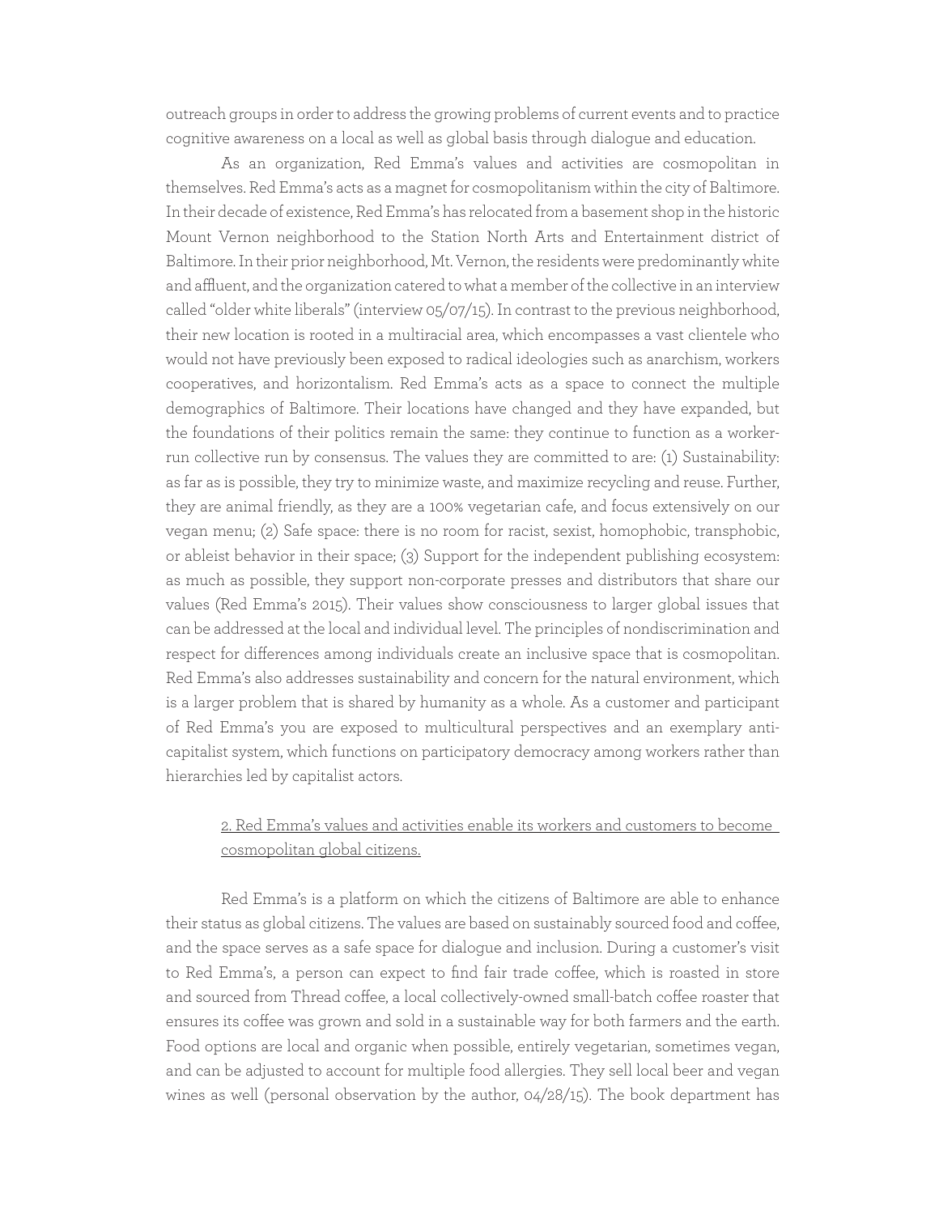outreach groups in order to address the growing problems of current events and to practice cognitive awareness on a local as well as global basis through dialogue and education.

As an organization, Red Emma's values and activities are cosmopolitan in themselves. Red Emma's acts as a magnet for cosmopolitanism within the city of Baltimore. In their decade of existence, Red Emma's has relocated from a basement shop in the historic Mount Vernon neighborhood to the Station North Arts and Entertainment district of Baltimore. In their prior neighborhood, Mt. Vernon, the residents were predominantly white and affluent, and the organization catered to what a member of the collective in an interview called "older white liberals" (interview 05/07/15). In contrast to the previous neighborhood, their new location is rooted in a multiracial area, which encompasses a vast clientele who would not have previously been exposed to radical ideologies such as anarchism, workers cooperatives, and horizontalism. Red Emma's acts as a space to connect the multiple demographics of Baltimore. Their locations have changed and they have expanded, but the foundations of their politics remain the same: they continue to function as a worker-run collective run by consensus. The values they are committed to are: (1) Sustainability: as far as is possible, they try to minimize waste, and maximize recycling and reuse. Further, they are animal friendly, as they are a 100% vegetarian cafe, and focus extensively on our vegan menu; (2) Safe space: there is no room for racist, sexist, homophobic, transphobic, or ableist behavior in their space; (3) Support for the independent publishing ecosystem: as much as possible, they support non-corporate presses and distributors that share our values (Red Emma's 2015). Their values show consciousness to larger global issues that can be addressed at the local and individual level. The principles of nondiscrimination and respect for differences among individuals create an inclusive space that is cosmopolitan. Red Emma's also addresses sustainability and concern for the natural environment, which is a larger problem that is shared by humanity as a whole. As a customer and participant of Red Emma's you are exposed to multicultural perspectives and an exemplary anti-capitalist system, which functions on participatory democracy among workers rather than hierarchies led by capitalist actors.

<u>2. Red Emma's values and activities enable its workers and customers to become cosmopolitan global citizens.</u>

Red Emma's is a platform on which the citizens of Baltimore are able to enhance their status as global citizens. The values are based on sustainably sourced food and coffee, and the space serves as a safe space for dialogue and inclusion. During a customer's visit to Red Emma's, a person can expect to find fair trade coffee, which is roasted in store and sourced from Thread coffee, a local collectively-owned small-batch coffee roaster that ensures its coffee was grown and sold in a sustainable way for both farmers and the earth. Food options are local and organic when possible, entirely vegetarian, sometimes vegan, and can be adjusted to account for multiple food allergies. They sell local beer and vegan wines as well (personal observation by the author, 04/28/15). The book department has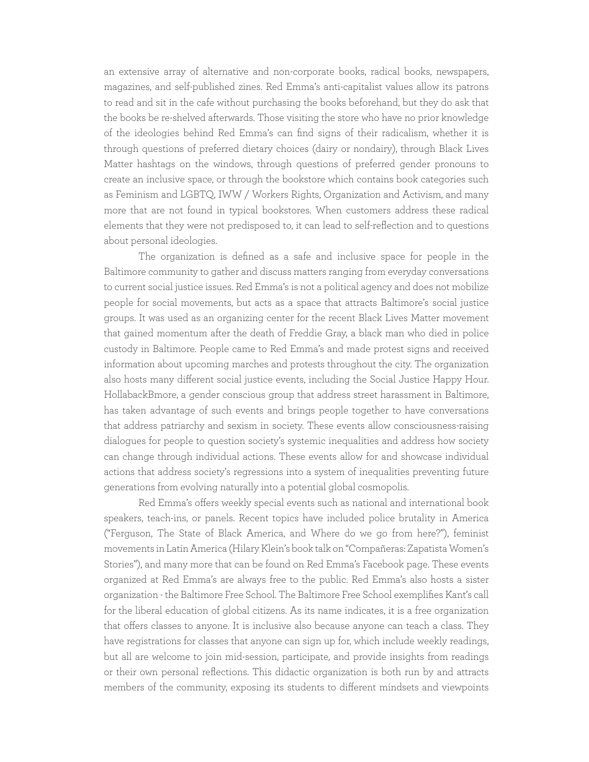an extensive array of alternative and non-corporate books, radical books, newspapers, magazines, and self-published zines. Red Emma's anti-capitalist values allow its patrons to read and sit in the cafe without purchasing the books beforehand, but they do ask that the books be re-shelved afterwards. Those visiting the store who have no prior knowledge of the ideologies behind Red Emma's can find signs of their radicalism, whether it is through questions of preferred dietary choices (dairy or nondairy), through Black Lives Matter hashtags on the windows, through questions of preferred gender pronouns to create an inclusive space, or through the bookstore which contains book categories such as Feminism and LGBTQ, IWW / Workers Rights, Organization and Activism, and many more that are not found in typical bookstores. When customers address these radical elements that they were not predisposed to, it can lead to self-reflection and to questions about personal ideologies.

The organization is defined as a safe and inclusive space for people in the Baltimore community to gather and discuss matters ranging from everyday conversations to current social justice issues. Red Emma's is not a political agency and does not mobilize people for social movements, but acts as a space that attracts Baltimore's social justice groups. It was used as an organizing center for the recent Black Lives Matter movement that gained momentum after the death of Freddie Gray, a black man who died in police custody in Baltimore. People came to Red Emma's and made protest signs and received information about upcoming marches and protests throughout the city. The organization also hosts many different social justice events, including the Social Justice Happy Hour. HollabackBmore, a gender conscious group that address street harassment in Baltimore, has taken advantage of such events and brings people together to have conversations that address patriarchy and sexism in society. These events allow consciousness-raising dialogues for people to question society's systemic inequalities and address how society can change through individual actions. These events allow for and showcase individual actions that address society's regressions into a system of inequalities preventing future generations from evolving naturally into a potential global cosmopolis.

Red Emma's offers weekly special events such as national and international book speakers, teach-ins, or panels. Recent topics have included police brutality in America ("Ferguson, The State of Black America, and Where do we go from here?"), feminist movements in Latin America (Hilary Klein's book talk on "Compañeras: Zapatista Women's Stories"), and many more that can be found on Red Emma's Facebook page. These events organized at Red Emma's are always free to the public. Red Emma's also hosts a sister organization - the Baltimore Free School. The Baltimore Free School exemplifies Kant's call for the liberal education of global citizens. As its name indicates, it is a free organization that offers classes to anyone. It is inclusive also because anyone can teach a class. They have registrations for classes that anyone can sign up for, which include weekly readings, but all are welcome to join mid-session, participate, and provide insights from readings or their own personal reflections. This didactic organization is both run by and attracts members of the community, exposing its students to different mindsets and viewpoints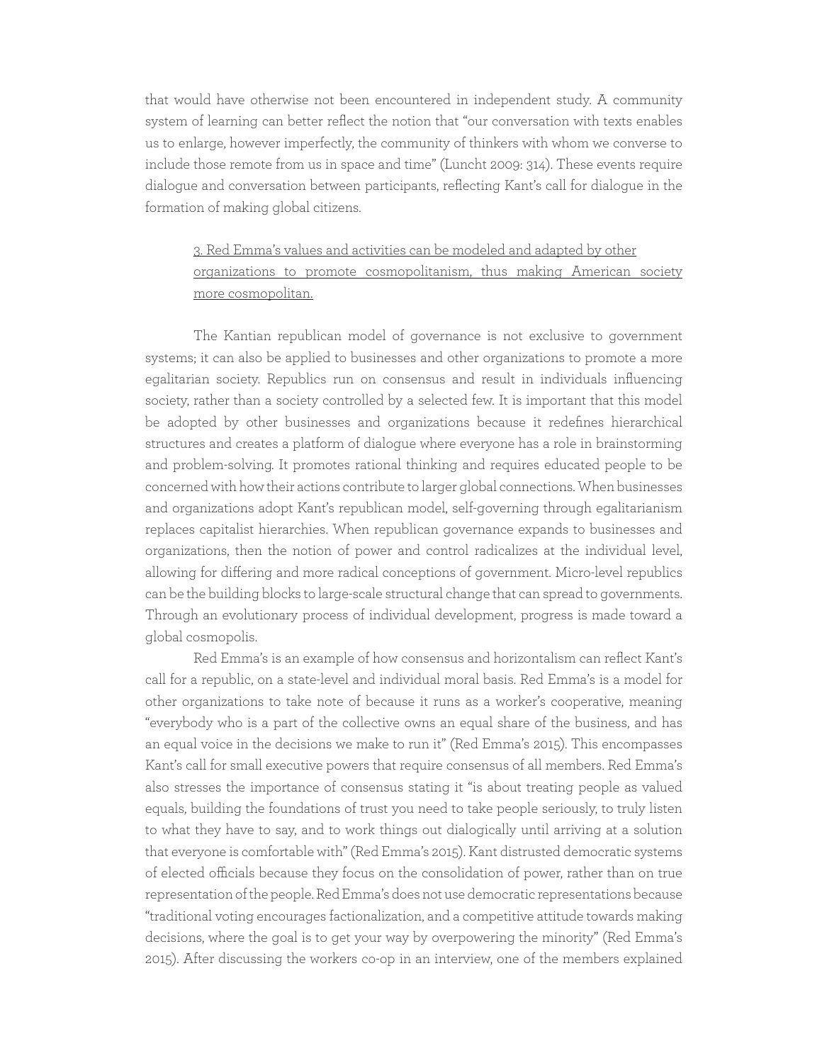that would have otherwise not been encountered in independent study. A community system of learning can better reflect the notion that "our conversation with texts enables us to enlarge, however imperfectly, the community of thinkers with whom we converse to include those remote from us in space and time" (Luncht 2009: 314). These events require dialogue and conversation between participants, reflecting Kant's call for dialogue in the formation of making global citizens.

> <u>3. Red Emma's values and activities can be modeled and adapted by other organizations to promote cosmopolitanism, thus making American society more cosmopolitan.</u>

The Kantian republican model of governance is not exclusive to government systems; it can also be applied to businesses and other organizations to promote a more egalitarian society. Republics run on consensus and result in individuals influencing society, rather than a society controlled by a selected few. It is important that this model be adopted by other businesses and organizations because it redefines hierarchical structures and creates a platform of dialogue where everyone has a role in brainstorming and problem-solving. It promotes rational thinking and requires educated people to be concerned with how their actions contribute to larger global connections. When businesses and organizations adopt Kant's republican model, self-governing through egalitarianism replaces capitalist hierarchies. When republican governance expands to businesses and organizations, then the notion of power and control radicalizes at the individual level, allowing for differing and more radical conceptions of government. Micro-level republics can be the building blocks to large-scale structural change that can spread to governments. Through an evolutionary process of individual development, progress is made toward a global cosmopolis.

Red Emma's is an example of how consensus and horizontalism can reflect Kant's call for a republic, on a state-level and individual moral basis. Red Emma's is a model for other organizations to take note of because it runs as a worker's cooperative, meaning "everybody who is a part of the collective owns an equal share of the business, and has an equal voice in the decisions we make to run it" (Red Emma's 2015). This encompasses Kant's call for small executive powers that require consensus of all members. Red Emma's also stresses the importance of consensus stating it "is about treating people as valued equals, building the foundations of trust you need to take people seriously, to truly listen to what they have to say, and to work things out dialogically until arriving at a solution that everyone is comfortable with" (Red Emma's 2015). Kant distrusted democratic systems of elected officials because they focus on the consolidation of power, rather than on true representation of the people. Red Emma's does not use democratic representations because "traditional voting encourages factionalization, and a competitive attitude towards making decisions, where the goal is to get your way by overpowering the minority" (Red Emma's 2015). After discussing the workers co-op in an interview, one of the members explained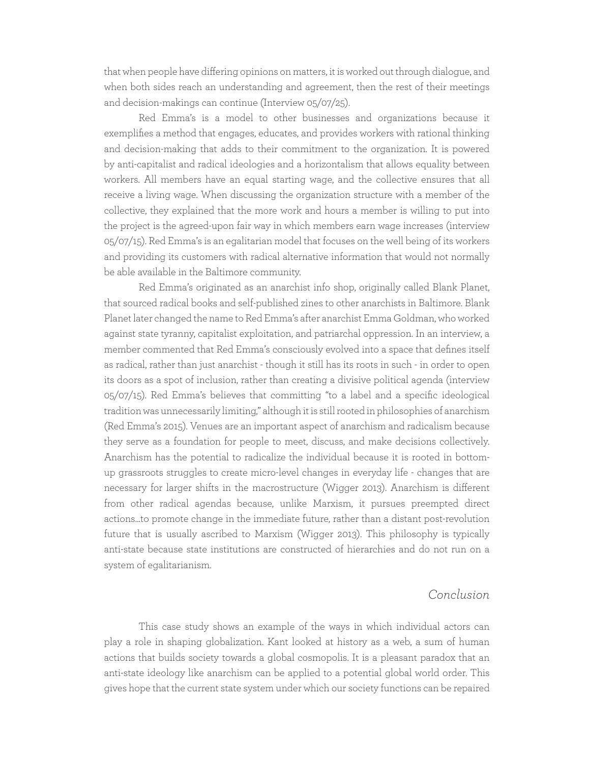that when people have differing opinions on matters, it is worked out through dialogue, and when both sides reach an understanding and agreement, then the rest of their meetings and decision-makings can continue (Interview 05/07/25).

Red Emma's is a model to other businesses and organizations because it exemplifies a method that engages, educates, and provides workers with rational thinking and decision-making that adds to their commitment to the organization. It is powered by anti-capitalist and radical ideologies and a horizontalism that allows equality between workers. All members have an equal starting wage, and the collective ensures that all receive a living wage. When discussing the organization structure with a member of the collective, they explained that the more work and hours a member is willing to put into the project is the agreed-upon fair way in which members earn wage increases (interview 05/07/15). Red Emma's is an egalitarian model that focuses on the well being of its workers and providing its customers with radical alternative information that would not normally be able available in the Baltimore community.

Red Emma's originated as an anarchist info shop, originally called Blank Planet, that sourced radical books and self-published zines to other anarchists in Baltimore. Blank Planet later changed the name to Red Emma's after anarchist Emma Goldman, who worked against state tyranny, capitalist exploitation, and patriarchal oppression. In an interview, a member commented that Red Emma's consciously evolved into a space that defines itself as radical, rather than just anarchist - though it still has its roots in such - in order to open its doors as a spot of inclusion, rather than creating a divisive political agenda (interview 05/07/15). Red Emma's believes that committing "to a label and a specific ideological tradition was unnecessarily limiting," although it is still rooted in philosophies of anarchism (Red Emma's 2015). Venues are an important aspect of anarchism and radicalism because they serve as a foundation for people to meet, discuss, and make decisions collectively. Anarchism has the potential to radicalize the individual because it is rooted in bottom-up grassroots struggles to create micro-level changes in everyday life - changes that are necessary for larger shifts in the macrostructure (Wigger 2013). Anarchism is different from other radical agendas because, unlike Marxism, it pursues preempted direct actions…to promote change in the immediate future, rather than a distant post-revolution future that is usually ascribed to Marxism (Wigger 2013). This philosophy is typically anti-state because state institutions are constructed of hierarchies and do not run on a system of egalitarianism.

## *Conclusion*

This case study shows an example of the ways in which individual actors can play a role in shaping globalization. Kant looked at history as a web, a sum of human actions that builds society towards a global cosmopolis. It is a pleasant paradox that an anti-state ideology like anarchism can be applied to a potential global world order. This gives hope that the current state system under which our society functions can be repaired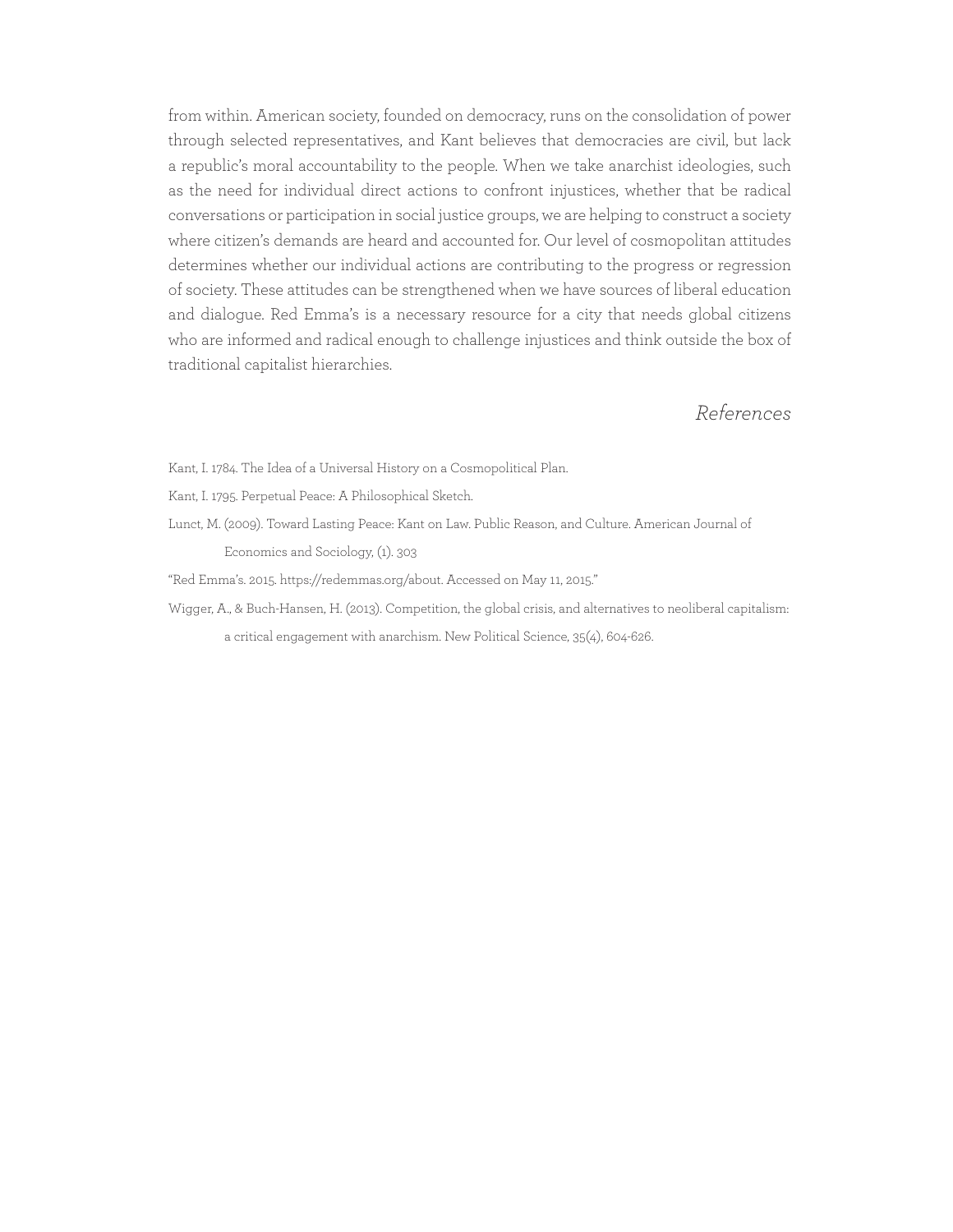from within. American society, founded on democracy, runs on the consolidation of power through selected representatives, and Kant believes that democracies are civil, but lack a republic's moral accountability to the people. When we take anarchist ideologies, such as the need for individual direct actions to confront injustices, whether that be radical conversations or participation in social justice groups, we are helping to construct a society where citizen's demands are heard and accounted for. Our level of cosmopolitan attitudes determines whether our individual actions are contributing to the progress or regression of society. These attitudes can be strengthened when we have sources of liberal education and dialogue. Red Emma's is a necessary resource for a city that needs global citizens who are informed and radical enough to challenge injustices and think outside the box of traditional capitalist hierarchies.

## *References*

Kant, I. 1784. The Idea of a Universal History on a Cosmopolitical Plan.

Kant, I. 1795. Perpetual Peace: A Philosophical Sketch.

Lunct, M. (2009). Toward Lasting Peace: Kant on Law. Public Reason, and Culture. American Journal of Economics and Sociology, (1). 303

"Red Emma's. 2015. https://redemmas.org/about. Accessed on May 11, 2015."

Wigger, A., & Buch-Hansen, H. (2013). Competition, the global crisis, and alternatives to neoliberal capitalism: a critical engagement with anarchism. New Political Science, 35(4), 604-626.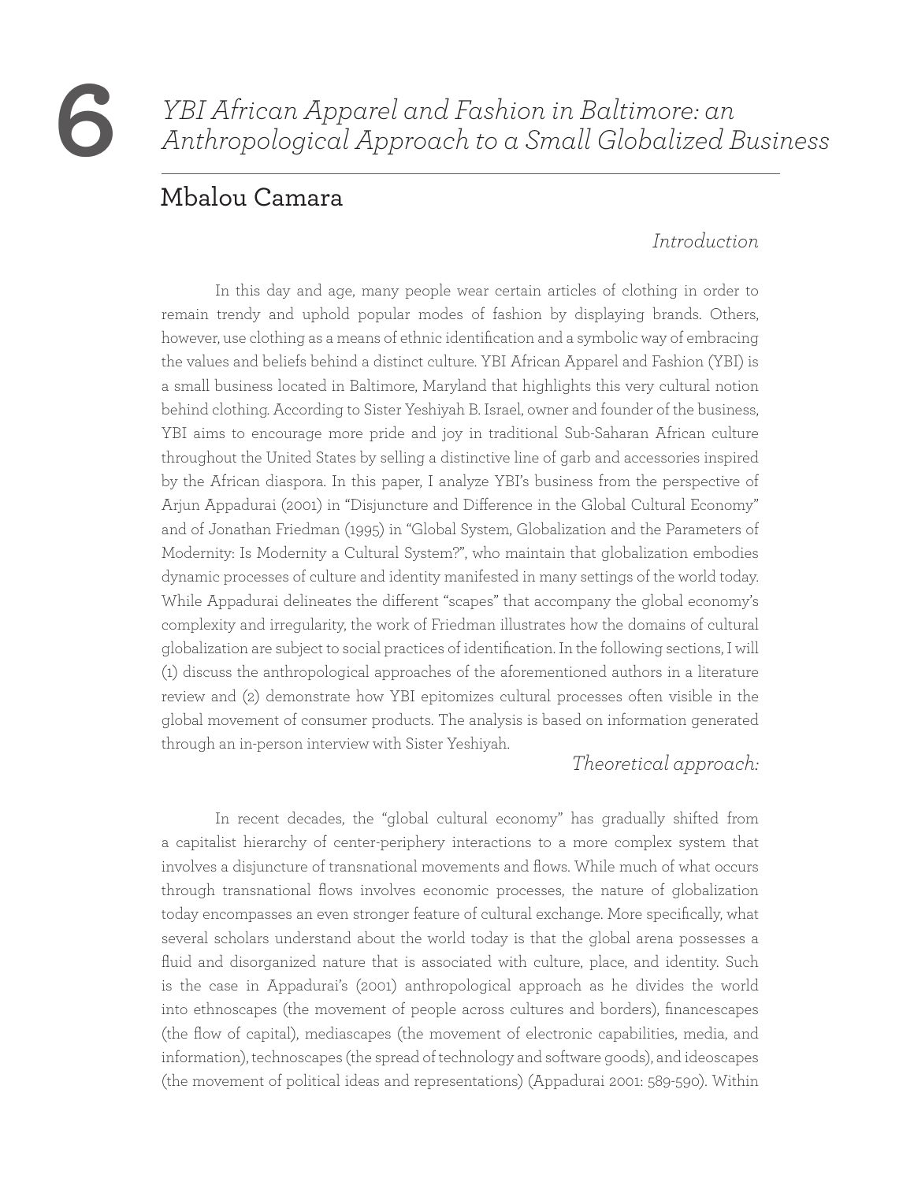# 6 YBI African Apparel and Fashion in Baltimore: an Anthropological Approach to a Small Globalized Business

## Mbalou Camara

### *Introduction*

In this day and age, many people wear certain articles of clothing in order to remain trendy and uphold popular modes of fashion by displaying brands. Others, however, use clothing as a means of ethnic identification and a symbolic way of embracing the values and beliefs behind a distinct culture. YBI African Apparel and Fashion (YBI) is a small business located in Baltimore, Maryland that highlights this very cultural notion behind clothing. According to Sister Yeshiyah B. Israel, owner and founder of the business, YBI aims to encourage more pride and joy in traditional Sub-Saharan African culture throughout the United States by selling a distinctive line of garb and accessories inspired by the African diaspora. In this paper, I analyze YBI's business from the perspective of Arjun Appadurai (2001) in "Disjuncture and Difference in the Global Cultural Economy" and of Jonathan Friedman (1995) in "Global System, Globalization and the Parameters of Modernity: Is Modernity a Cultural System?", who maintain that globalization embodies dynamic processes of culture and identity manifested in many settings of the world today. While Appadurai delineates the different "scapes" that accompany the global economy's complexity and irregularity, the work of Friedman illustrates how the domains of cultural globalization are subject to social practices of identification. In the following sections, I will (1) discuss the anthropological approaches of the aforementioned authors in a literature review and (2) demonstrate how YBI epitomizes cultural processes often visible in the global movement of consumer products. The analysis is based on information generated through an in-person interview with Sister Yeshiyah.

### *Theoretical approach:*

In recent decades, the "global cultural economy" has gradually shifted from a capitalist hierarchy of center-periphery interactions to a more complex system that involves a disjuncture of transnational movements and flows. While much of what occurs through transnational flows involves economic processes, the nature of globalization today encompasses an even stronger feature of cultural exchange. More specifically, what several scholars understand about the world today is that the global arena possesses a fluid and disorganized nature that is associated with culture, place, and identity. Such is the case in Appadurai's (2001) anthropological approach as he divides the world into ethnoscapes (the movement of people across cultures and borders), financescapes (the flow of capital), mediascapes (the movement of electronic capabilities, media, and information), technoscapes (the spread of technology and software goods), and ideoscapes (the movement of political ideas and representations) (Appadurai 2001: 589-590). Within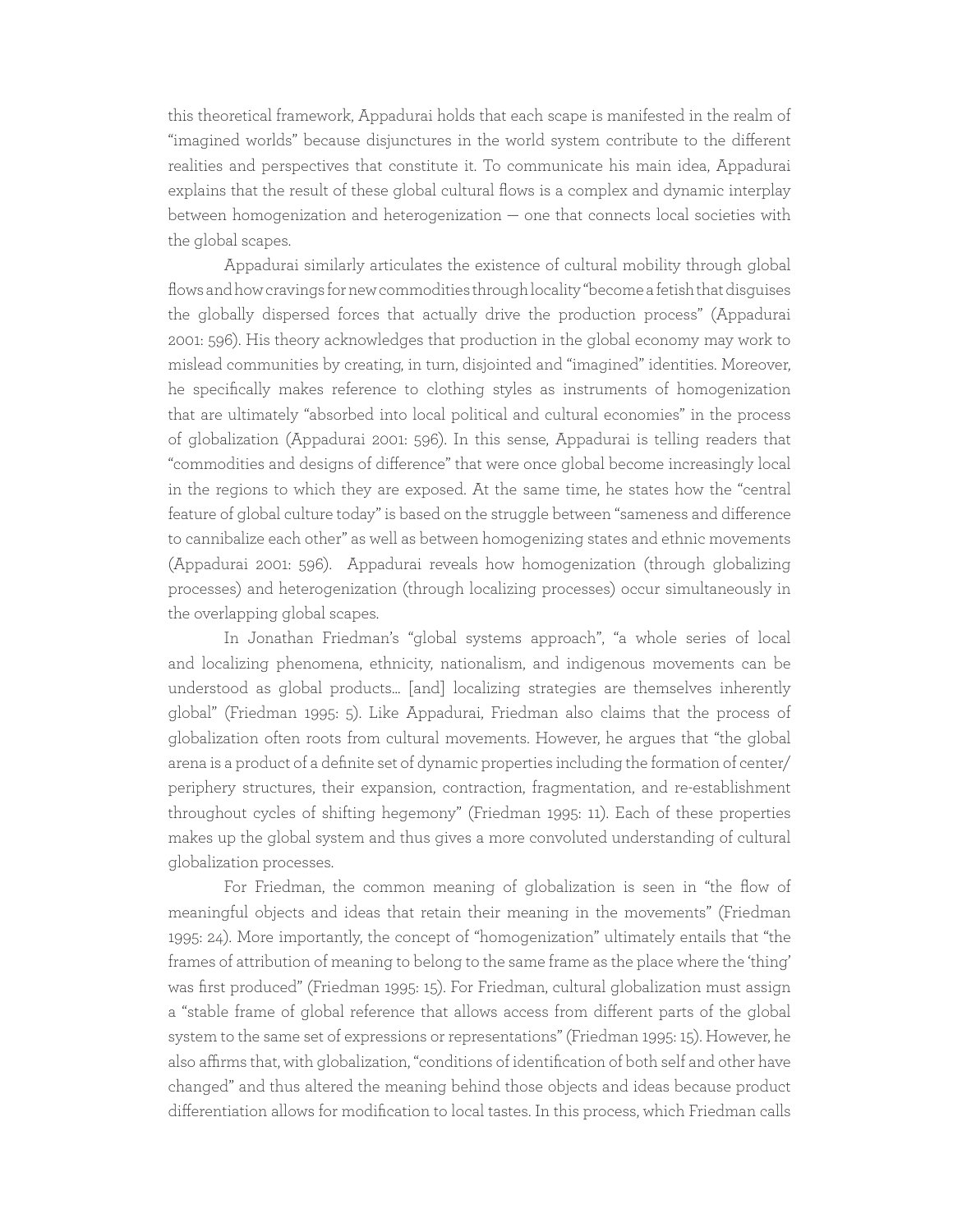this theoretical framework, Appadurai holds that each scape is manifested in the realm of "imagined worlds" because disjunctures in the world system contribute to the different realities and perspectives that constitute it. To communicate his main idea, Appadurai explains that the result of these global cultural flows is a complex and dynamic interplay between homogenization and heterogenization — one that connects local societies with the global scapes.

Appadurai similarly articulates the existence of cultural mobility through global flows and how cravings for new commodities through locality "become a fetish that disguises the globally dispersed forces that actually drive the production process" (Appadurai 2001: 596). His theory acknowledges that production in the global economy may work to mislead communities by creating, in turn, disjointed and "imagined" identities. Moreover, he specifically makes reference to clothing styles as instruments of homogenization that are ultimately "absorbed into local political and cultural economies" in the process of globalization (Appadurai 2001: 596). In this sense, Appadurai is telling readers that "commodities and designs of difference" that were once global become increasingly local in the regions to which they are exposed. At the same time, he states how the "central feature of global culture today" is based on the struggle between "sameness and difference to cannibalize each other" as well as between homogenizing states and ethnic movements (Appadurai 2001: 596). Appadurai reveals how homogenization (through globalizing processes) and heterogenization (through localizing processes) occur simultaneously in the overlapping global scapes.

In Jonathan Friedman's "global systems approach", "a whole series of local and localizing phenomena, ethnicity, nationalism, and indigenous movements can be understood as global products... [and] localizing strategies are themselves inherently global" (Friedman 1995: 5). Like Appadurai, Friedman also claims that the process of globalization often roots from cultural movements. However, he argues that "the global arena is a product of a definite set of dynamic properties including the formation of center/periphery structures, their expansion, contraction, fragmentation, and re-establishment throughout cycles of shifting hegemony" (Friedman 1995: 11). Each of these properties makes up the global system and thus gives a more convoluted understanding of cultural globalization processes.

For Friedman, the common meaning of globalization is seen in "the flow of meaningful objects and ideas that retain their meaning in the movements" (Friedman 1995: 24). More importantly, the concept of "homogenization" ultimately entails that "the frames of attribution of meaning to belong to the same frame as the place where the 'thing' was first produced" (Friedman 1995: 15). For Friedman, cultural globalization must assign a "stable frame of global reference that allows access from different parts of the global system to the same set of expressions or representations" (Friedman 1995: 15). However, he also affirms that, with globalization, "conditions of identification of both self and other have changed" and thus altered the meaning behind those objects and ideas because product differentiation allows for modification to local tastes. In this process, which Friedman calls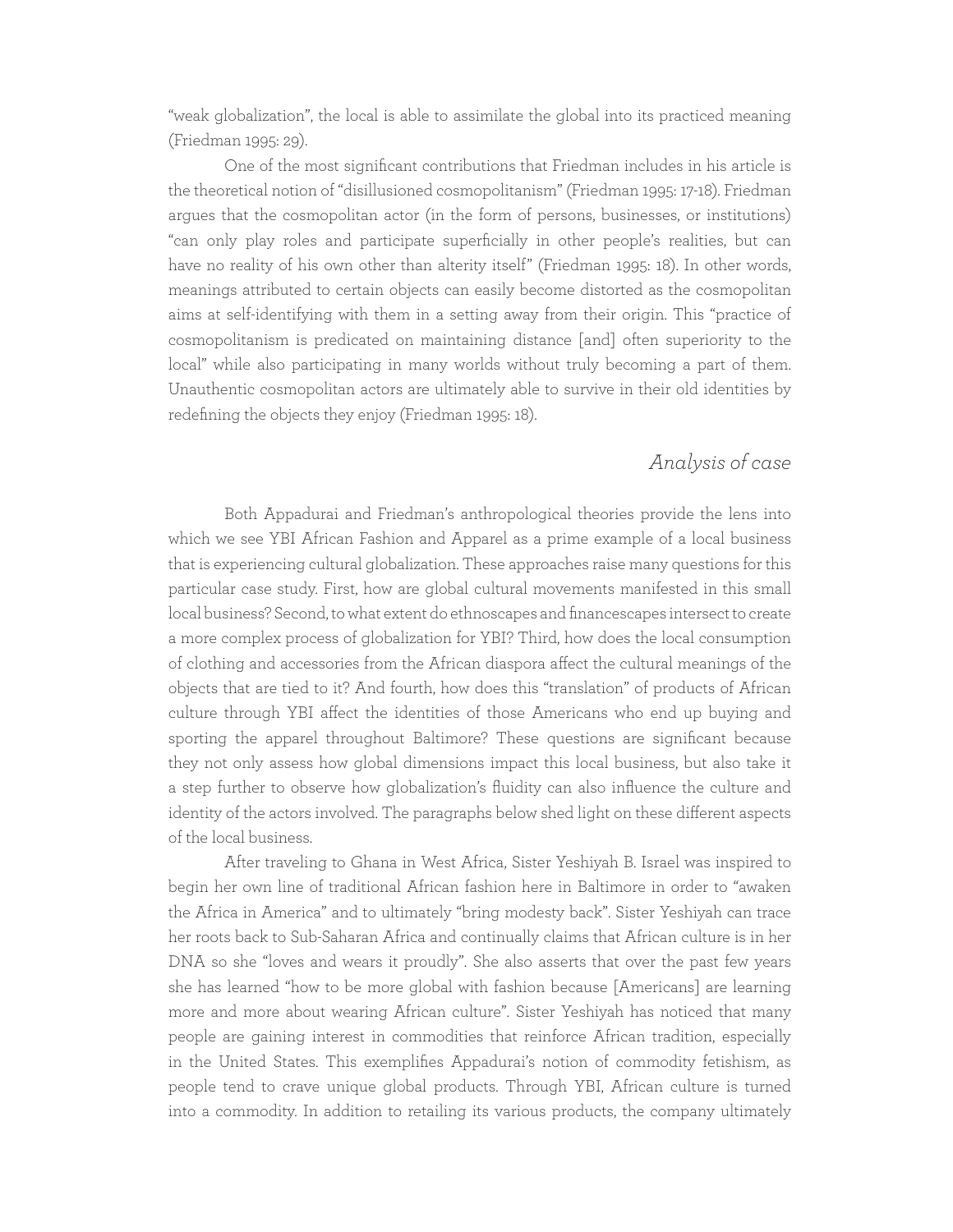"weak globalization", the local is able to assimilate the global into its practiced meaning (Friedman 1995: 29).

One of the most significant contributions that Friedman includes in his article is the theoretical notion of "disillusioned cosmopolitanism" (Friedman 1995: 17-18). Friedman argues that the cosmopolitan actor (in the form of persons, businesses, or institutions) "can only play roles and participate superficially in other people's realities, but can have no reality of his own other than alterity itself" (Friedman 1995: 18). In other words, meanings attributed to certain objects can easily become distorted as the cosmopolitan aims at self-identifying with them in a setting away from their origin. This "practice of cosmopolitanism is predicated on maintaining distance [and] often superiority to the local" while also participating in many worlds without truly becoming a part of them. Unauthentic cosmopolitan actors are ultimately able to survive in their old identities by redefining the objects they enjoy (Friedman 1995: 18).

## *Analysis of case*

Both Appadurai and Friedman's anthropological theories provide the lens into which we see YBI African Fashion and Apparel as a prime example of a local business that is experiencing cultural globalization. These approaches raise many questions for this particular case study. First, how are global cultural movements manifested in this small local business? Second, to what extent do ethnoscapes and financescapes intersect to create a more complex process of globalization for YBI? Third, how does the local consumption of clothing and accessories from the African diaspora affect the cultural meanings of the objects that are tied to it? And fourth, how does this "translation" of products of African culture through YBI affect the identities of those Americans who end up buying and sporting the apparel throughout Baltimore? These questions are significant because they not only assess how global dimensions impact this local business, but also take it a step further to observe how globalization's fluidity can also influence the culture and identity of the actors involved. The paragraphs below shed light on these different aspects of the local business.

After traveling to Ghana in West Africa, Sister Yeshiyah B. Israel was inspired to begin her own line of traditional African fashion here in Baltimore in order to "awaken the Africa in America" and to ultimately "bring modesty back". Sister Yeshiyah can trace her roots back to Sub-Saharan Africa and continually claims that African culture is in her DNA so she "loves and wears it proudly". She also asserts that over the past few years she has learned "how to be more global with fashion because [Americans] are learning more and more about wearing African culture". Sister Yeshiyah has noticed that many people are gaining interest in commodities that reinforce African tradition, especially in the United States. This exemplifies Appadurai's notion of commodity fetishism, as people tend to crave unique global products. Through YBI, African culture is turned into a commodity. In addition to retailing its various products, the company ultimately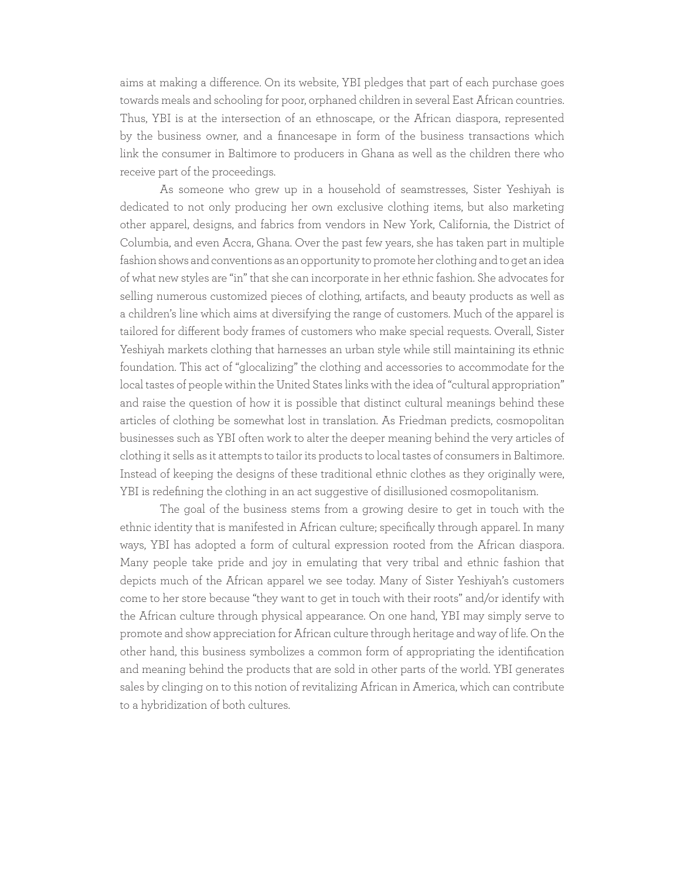aims at making a difference. On its website, YBI pledges that part of each purchase goes towards meals and schooling for poor, orphaned children in several East African countries. Thus, YBI is at the intersection of an ethnoscape, or the African diaspora, represented by the business owner, and a financesape in form of the business transactions which link the consumer in Baltimore to producers in Ghana as well as the children there who receive part of the proceedings.

As someone who grew up in a household of seamstresses, Sister Yeshiyah is dedicated to not only producing her own exclusive clothing items, but also marketing other apparel, designs, and fabrics from vendors in New York, California, the District of Columbia, and even Accra, Ghana. Over the past few years, she has taken part in multiple fashion shows and conventions as an opportunity to promote her clothing and to get an idea of what new styles are "in" that she can incorporate in her ethnic fashion. She advocates for selling numerous customized pieces of clothing, artifacts, and beauty products as well as a children's line which aims at diversifying the range of customers. Much of the apparel is tailored for different body frames of customers who make special requests. Overall, Sister Yeshiyah markets clothing that harnesses an urban style while still maintaining its ethnic foundation. This act of "glocalizing" the clothing and accessories to accommodate for the local tastes of people within the United States links with the idea of "cultural appropriation" and raise the question of how it is possible that distinct cultural meanings behind these articles of clothing be somewhat lost in translation. As Friedman predicts, cosmopolitan businesses such as YBI often work to alter the deeper meaning behind the very articles of clothing it sells as it attempts to tailor its products to local tastes of consumers in Baltimore. Instead of keeping the designs of these traditional ethnic clothes as they originally were, YBI is redefining the clothing in an act suggestive of disillusioned cosmopolitanism.

The goal of the business stems from a growing desire to get in touch with the ethnic identity that is manifested in African culture; specifically through apparel. In many ways, YBI has adopted a form of cultural expression rooted from the African diaspora. Many people take pride and joy in emulating that very tribal and ethnic fashion that depicts much of the African apparel we see today. Many of Sister Yeshiyah's customers come to her store because "they want to get in touch with their roots" and/or identify with the African culture through physical appearance. On one hand, YBI may simply serve to promote and show appreciation for African culture through heritage and way of life. On the other hand, this business symbolizes a common form of appropriating the identification and meaning behind the products that are sold in other parts of the world. YBI generates sales by clinging on to this notion of revitalizing African in America, which can contribute to a hybridization of both cultures.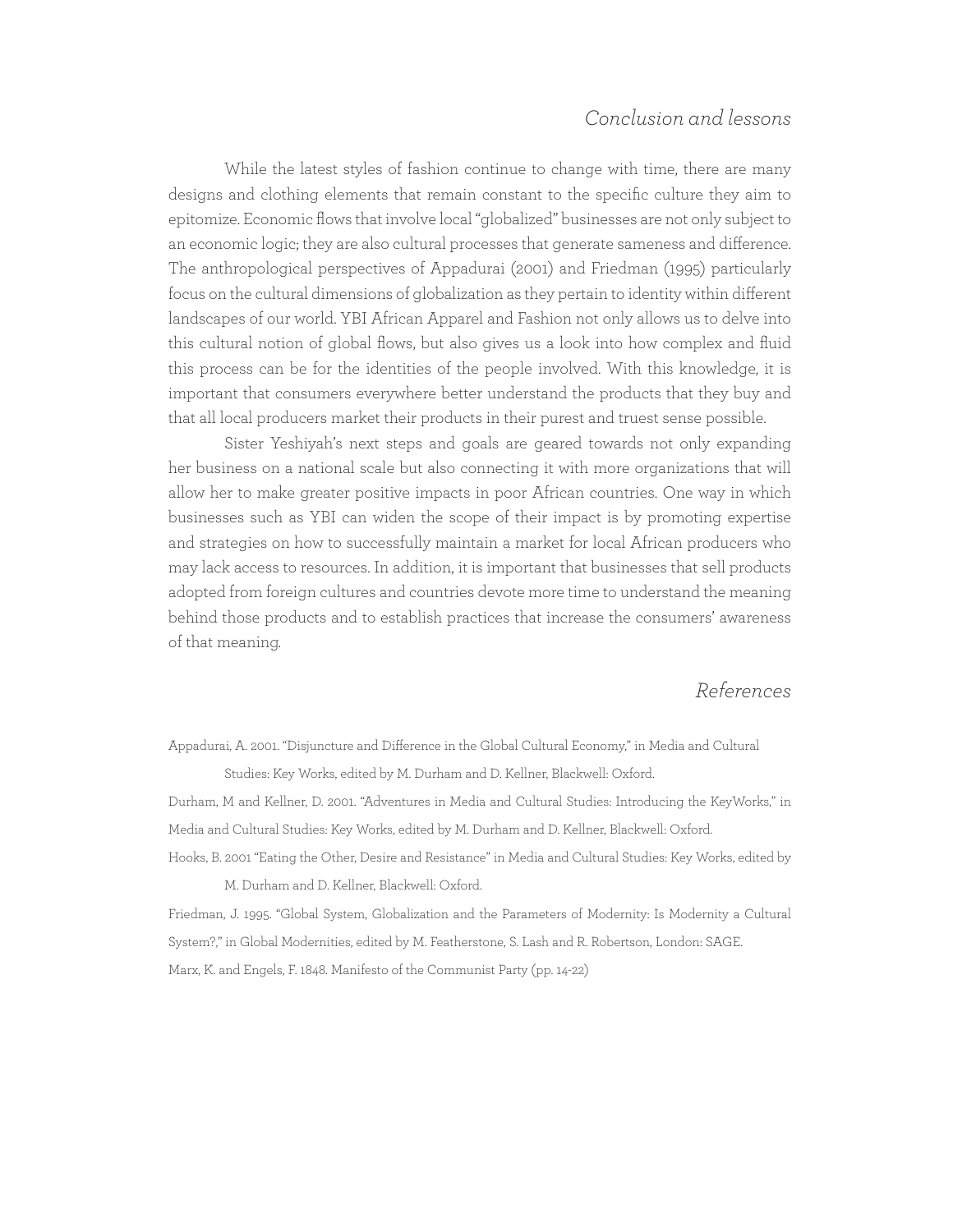## *Conclusion and lessons*

While the latest styles of fashion continue to change with time, there are many designs and clothing elements that remain constant to the specific culture they aim to epitomize. Economic flows that involve local "globalized" businesses are not only subject to an economic logic; they are also cultural processes that generate sameness and difference. The anthropological perspectives of Appadurai (2001) and Friedman (1995) particularly focus on the cultural dimensions of globalization as they pertain to identity within different landscapes of our world. YBI African Apparel and Fashion not only allows us to delve into this cultural notion of global flows, but also gives us a look into how complex and fluid this process can be for the identities of the people involved. With this knowledge, it is important that consumers everywhere better understand the products that they buy and that all local producers market their products in their purest and truest sense possible.

Sister Yeshiyah's next steps and goals are geared towards not only expanding her business on a national scale but also connecting it with more organizations that will allow her to make greater positive impacts in poor African countries. One way in which businesses such as YBI can widen the scope of their impact is by promoting expertise and strategies on how to successfully maintain a market for local African producers who may lack access to resources. In addition, it is important that businesses that sell products adopted from foreign cultures and countries devote more time to understand the meaning behind those products and to establish practices that increase the consumers' awareness of that meaning.

## *References*

Appadurai, A. 2001. "Disjuncture and Difference in the Global Cultural Economy," in Media and Cultural Studies: Key Works, edited by M. Durham and D. Kellner, Blackwell: Oxford.

Durham, M and Kellner, D. 2001. "Adventures in Media and Cultural Studies: Introducing the KeyWorks," in Media and Cultural Studies: Key Works, edited by M. Durham and D. Kellner, Blackwell: Oxford.

Hooks, B. 2001 "Eating the Other, Desire and Resistance" in Media and Cultural Studies: Key Works, edited by M. Durham and D. Kellner, Blackwell: Oxford.

Friedman, J. 1995. "Global System, Globalization and the Parameters of Modernity: Is Modernity a Cultural System?," in Global Modernities, edited by M. Featherstone, S. Lash and R. Robertson, London: SAGE.

Marx, K. and Engels, F. 1848. Manifesto of the Communist Party (pp. 14-22)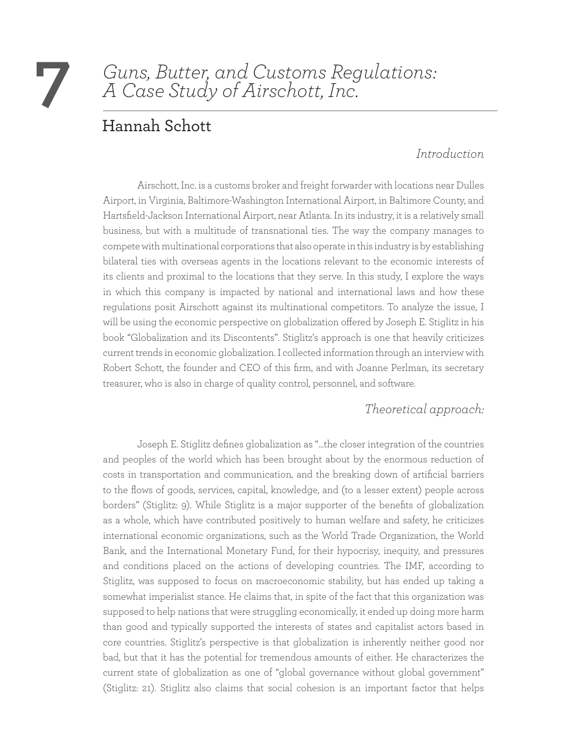# 7 Guns, Butter, and Customs Regulations: A Case Study of Airschott, Inc.

## Hannah Schott

### *Introduction*

Airschott, Inc. is a customs broker and freight forwarder with locations near Dulles Airport, in Virginia, Baltimore-Washington International Airport, in Baltimore County, and Hartsfield-Jackson International Airport, near Atlanta. In its industry, it is a relatively small business, but with a multitude of transnational ties. The way the company manages to compete with multinational corporations that also operate in this industry is by establishing bilateral ties with overseas agents in the locations relevant to the economic interests of its clients and proximal to the locations that they serve. In this study, I explore the ways in which this company is impacted by national and international laws and how these regulations posit Airschott against its multinational competitors. To analyze the issue, I will be using the economic perspective on globalization offered by Joseph E. Stiglitz in his book "Globalization and its Discontents". Stiglitz's approach is one that heavily criticizes current trends in economic globalization. I collected information through an interview with Robert Schott, the founder and CEO of this firm, and with Joanne Perlman, its secretary treasurer, who is also in charge of quality control, personnel, and software.

### *Theoretical approach:*

Joseph E. Stiglitz defines globalization as "…the closer integration of the countries and peoples of the world which has been brought about by the enormous reduction of costs in transportation and communication, and the breaking down of artificial barriers to the flows of goods, services, capital, knowledge, and (to a lesser extent) people across borders" (Stiglitz: 9). While Stiglitz is a major supporter of the benefits of globalization as a whole, which have contributed positively to human welfare and safety, he criticizes international economic organizations, such as the World Trade Organization, the World Bank, and the International Monetary Fund, for their hypocrisy, inequity, and pressures and conditions placed on the actions of developing countries. The IMF, according to Stiglitz, was supposed to focus on macroeconomic stability, but has ended up taking a somewhat imperialist stance. He claims that, in spite of the fact that this organization was supposed to help nations that were struggling economically, it ended up doing more harm than good and typically supported the interests of states and capitalist actors based in core countries. Stiglitz's perspective is that globalization is inherently neither good nor bad, but that it has the potential for tremendous amounts of either. He characterizes the current state of globalization as one of "global governance without global government" (Stiglitz: 21). Stiglitz also claims that social cohesion is an important factor that helps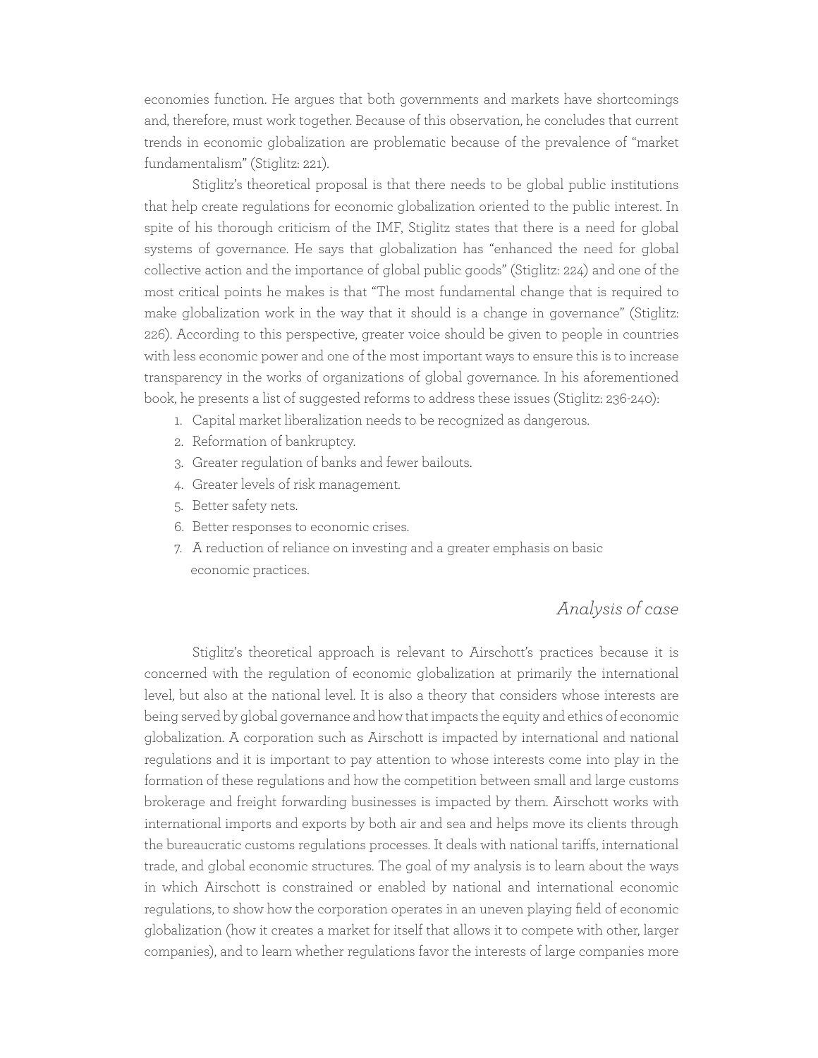economies function. He argues that both governments and markets have shortcomings and, therefore, must work together. Because of this observation, he concludes that current trends in economic globalization are problematic because of the prevalence of "market fundamentalism" (Stiglitz: 221).

Stiglitz's theoretical proposal is that there needs to be global public institutions that help create regulations for economic globalization oriented to the public interest. In spite of his thorough criticism of the IMF, Stiglitz states that there is a need for global systems of governance. He says that globalization has "enhanced the need for global collective action and the importance of global public goods" (Stiglitz: 224) and one of the most critical points he makes is that "The most fundamental change that is required to make globalization work in the way that it should is a change in governance" (Stiglitz: 226). According to this perspective, greater voice should be given to people in countries with less economic power and one of the most important ways to ensure this is to increase transparency in the works of organizations of global governance. In his aforementioned book, he presents a list of suggested reforms to address these issues (Stiglitz: 236-240):

1. Capital market liberalization needs to be recognized as dangerous.
2. Reformation of bankruptcy.
3. Greater regulation of banks and fewer bailouts.
4. Greater levels of risk management.
5. Better safety nets.
6. Better responses to economic crises.
7. A reduction of reliance on investing and a greater emphasis on basic economic practices.

## *Analysis of case*

Stiglitz's theoretical approach is relevant to Airschott's practices because it is concerned with the regulation of economic globalization at primarily the international level, but also at the national level. It is also a theory that considers whose interests are being served by global governance and how that impacts the equity and ethics of economic globalization. A corporation such as Airschott is impacted by international and national regulations and it is important to pay attention to whose interests come into play in the formation of these regulations and how the competition between small and large customs brokerage and freight forwarding businesses is impacted by them. Airschott works with international imports and exports by both air and sea and helps move its clients through the bureaucratic customs regulations processes. It deals with national tariffs, international trade, and global economic structures. The goal of my analysis is to learn about the ways in which Airschott is constrained or enabled by national and international economic regulations, to show how the corporation operates in an uneven playing field of economic globalization (how it creates a market for itself that allows it to compete with other, larger companies), and to learn whether regulations favor the interests of large companies more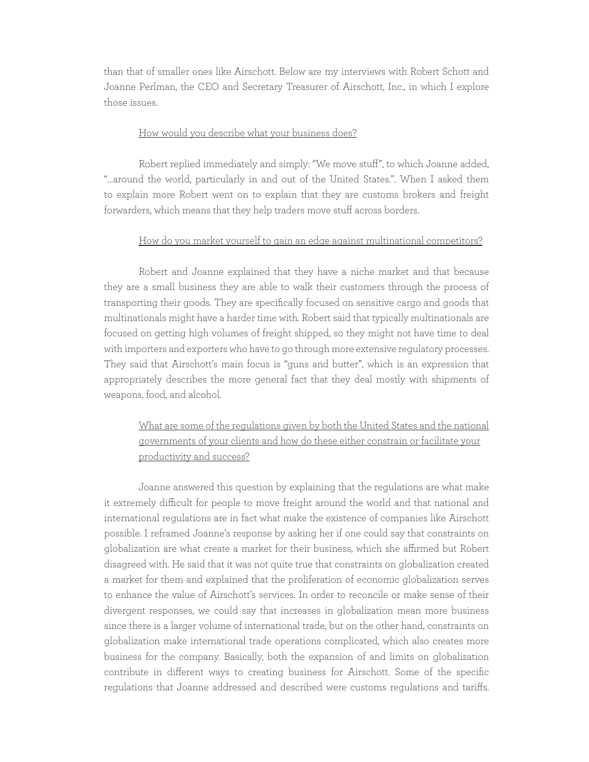than that of smaller ones like Airschott. Below are my interviews with Robert Schott and Joanne Perlman, the CEO and Secretary Treasurer of Airschott, Inc., in which I explore those issues.

<u>How would you describe what your business does?</u>

Robert replied immediately and simply: "We move stuff", to which Joanne added, "...around the world, particularly in and out of the United States.". When I asked them to explain more Robert went on to explain that they are customs brokers and freight forwarders, which means that they help traders move stuff across borders.

<u>How do you market yourself to gain an edge against multinational competitors?</u>

Robert and Joanne explained that they have a niche market and that because they are a small business they are able to walk their customers through the process of transporting their goods. They are specifically focused on sensitive cargo and goods that multinationals might have a harder time with. Robert said that typically multinationals are focused on getting high volumes of freight shipped, so they might not have time to deal with importers and exporters who have to go through more extensive regulatory processes. They said that Airschott's main focus is "guns and butter", which is an expression that appropriately describes the more general fact that they deal mostly with shipments of weapons, food, and alcohol.

<u>What are some of the regulations given by both the United States and the national governments of your clients and how do these either constrain or facilitate your productivity and success?</u>

Joanne answered this question by explaining that the regulations are what make it extremely difficult for people to move freight around the world and that national and international regulations are in fact what make the existence of companies like Airschott possible. I reframed Joanne's response by asking her if one could say that constraints on globalization are what create a market for their business, which she affirmed but Robert disagreed with. He said that it was not quite true that constraints on globalization created a market for them and explained that the proliferation of economic globalization serves to enhance the value of Airschott's services. In order to reconcile or make sense of their divergent responses, we could say that increases in globalization mean more business since there is a larger volume of international trade, but on the other hand, constraints on globalization make international trade operations complicated, which also creates more business for the company. Basically, both the expansion of and limits on globalization contribute in different ways to creating business for Airschott. Some of the specific regulations that Joanne addressed and described were customs regulations and tariffs.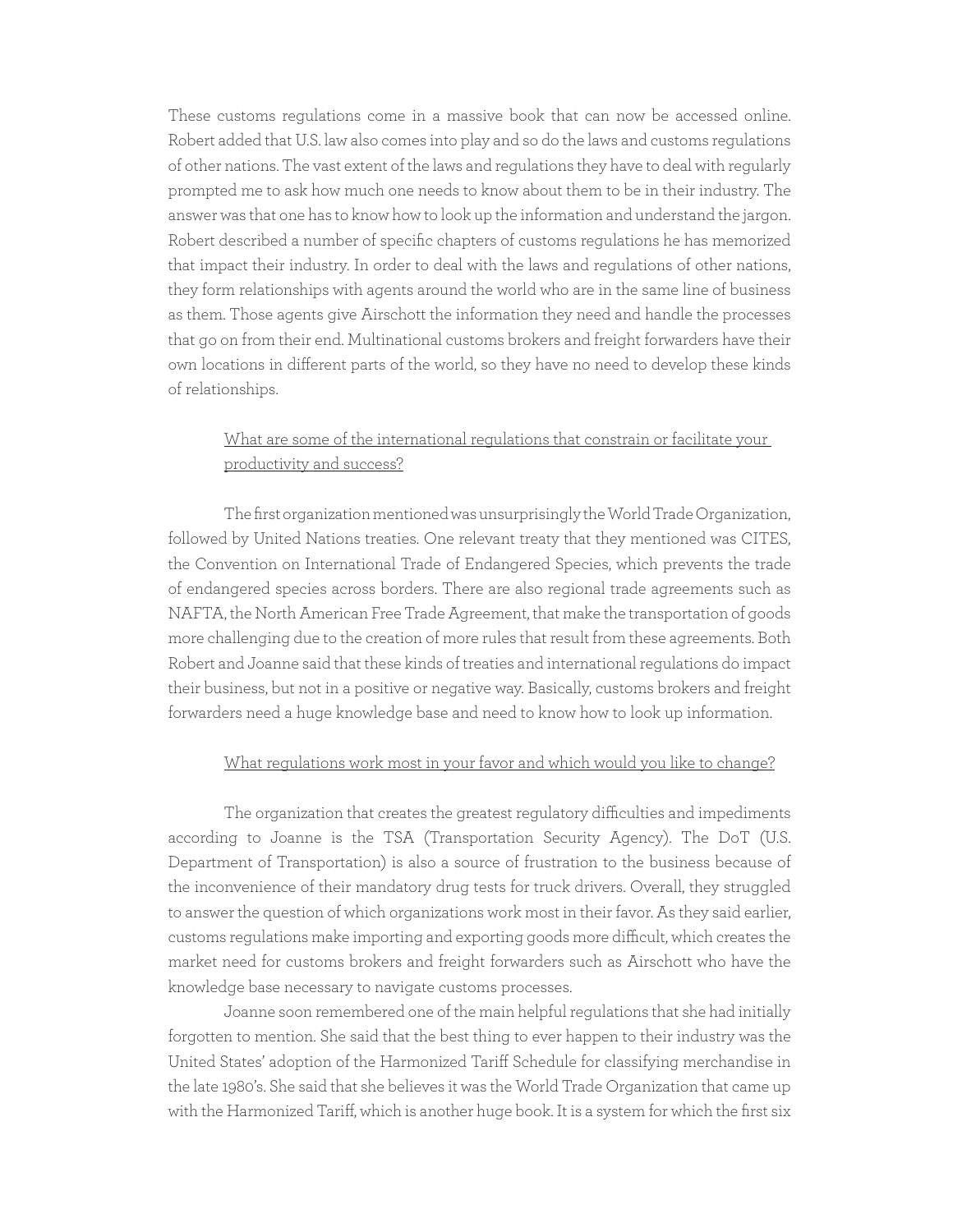These customs regulations come in a massive book that can now be accessed online. Robert added that U.S. law also comes into play and so do the laws and customs regulations of other nations. The vast extent of the laws and regulations they have to deal with regularly prompted me to ask how much one needs to know about them to be in their industry. The answer was that one has to know how to look up the information and understand the jargon. Robert described a number of specific chapters of customs regulations he has memorized that impact their industry. In order to deal with the laws and regulations of other nations, they form relationships with agents around the world who are in the same line of business as them. Those agents give Airschott the information they need and handle the processes that go on from their end. Multinational customs brokers and freight forwarders have their own locations in different parts of the world, so they have no need to develop these kinds of relationships.

<u>What are some of the international regulations that constrain or facilitate your productivity and success?</u>

The first organization mentioned was unsurprisingly the World Trade Organization, followed by United Nations treaties. One relevant treaty that they mentioned was CITES, the Convention on International Trade of Endangered Species, which prevents the trade of endangered species across borders. There are also regional trade agreements such as NAFTA, the North American Free Trade Agreement, that make the transportation of goods more challenging due to the creation of more rules that result from these agreements. Both Robert and Joanne said that these kinds of treaties and international regulations do impact their business, but not in a positive or negative way. Basically, customs brokers and freight forwarders need a huge knowledge base and need to know how to look up information.

<u>What regulations work most in your favor and which would you like to change?</u>

The organization that creates the greatest regulatory difficulties and impediments according to Joanne is the TSA (Transportation Security Agency). The DoT (U.S. Department of Transportation) is also a source of frustration to the business because of the inconvenience of their mandatory drug tests for truck drivers. Overall, they struggled to answer the question of which organizations work most in their favor. As they said earlier, customs regulations make importing and exporting goods more difficult, which creates the market need for customs brokers and freight forwarders such as Airschott who have the knowledge base necessary to navigate customs processes.

Joanne soon remembered one of the main helpful regulations that she had initially forgotten to mention. She said that the best thing to ever happen to their industry was the United States' adoption of the Harmonized Tariff Schedule for classifying merchandise in the late 1980's. She said that she believes it was the World Trade Organization that came up with the Harmonized Tariff, which is another huge book. It is a system for which the first six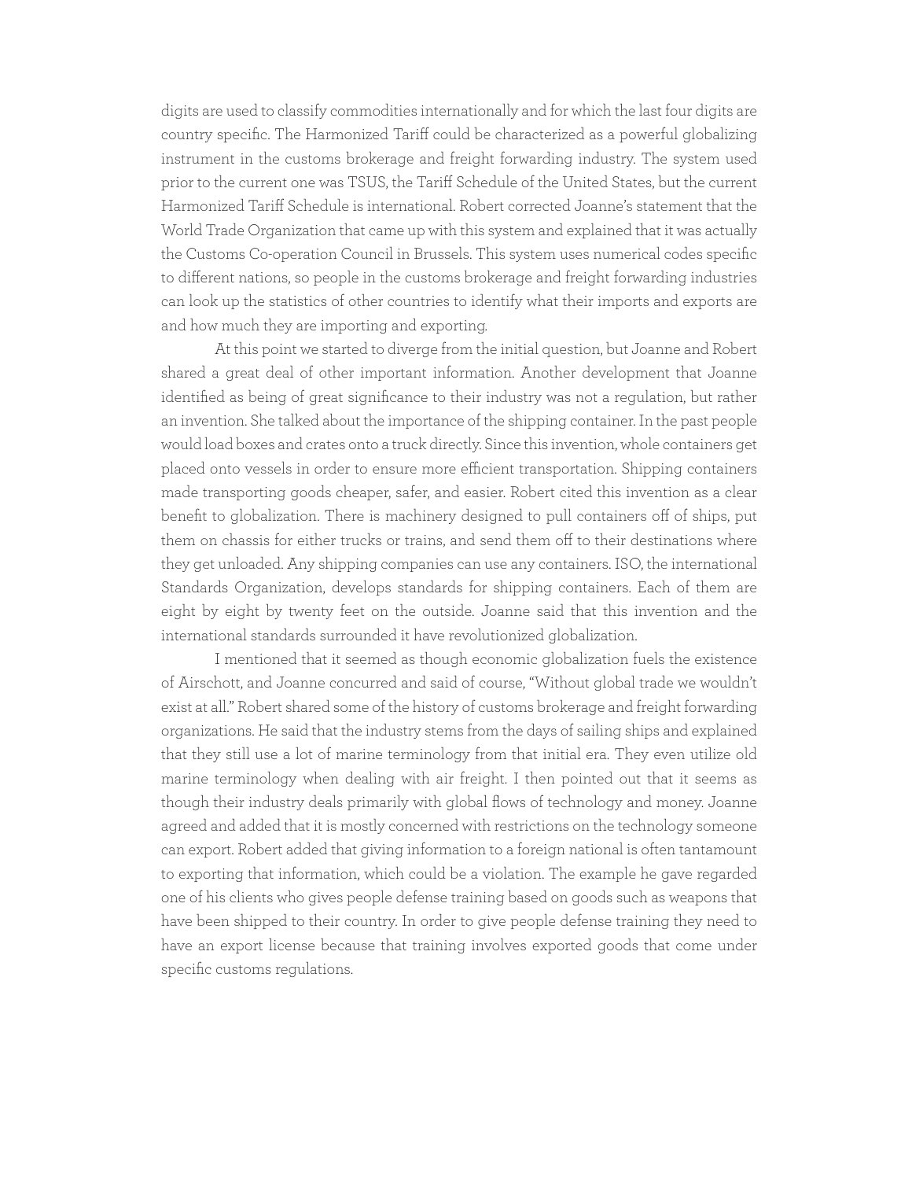digits are used to classify commodities internationally and for which the last four digits are country specific. The Harmonized Tariff could be characterized as a powerful globalizing instrument in the customs brokerage and freight forwarding industry. The system used prior to the current one was TSUS, the Tariff Schedule of the United States, but the current Harmonized Tariff Schedule is international. Robert corrected Joanne's statement that the World Trade Organization that came up with this system and explained that it was actually the Customs Co-operation Council in Brussels. This system uses numerical codes specific to different nations, so people in the customs brokerage and freight forwarding industries can look up the statistics of other countries to identify what their imports and exports are and how much they are importing and exporting.

At this point we started to diverge from the initial question, but Joanne and Robert shared a great deal of other important information. Another development that Joanne identified as being of great significance to their industry was not a regulation, but rather an invention. She talked about the importance of the shipping container. In the past people would load boxes and crates onto a truck directly. Since this invention, whole containers get placed onto vessels in order to ensure more efficient transportation. Shipping containers made transporting goods cheaper, safer, and easier. Robert cited this invention as a clear benefit to globalization. There is machinery designed to pull containers off of ships, put them on chassis for either trucks or trains, and send them off to their destinations where they get unloaded. Any shipping companies can use any containers. ISO, the international Standards Organization, develops standards for shipping containers. Each of them are eight by eight by twenty feet on the outside. Joanne said that this invention and the international standards surrounded it have revolutionized globalization.

I mentioned that it seemed as though economic globalization fuels the existence of Airschott, and Joanne concurred and said of course, "Without global trade we wouldn't exist at all." Robert shared some of the history of customs brokerage and freight forwarding organizations. He said that the industry stems from the days of sailing ships and explained that they still use a lot of marine terminology from that initial era. They even utilize old marine terminology when dealing with air freight. I then pointed out that it seems as though their industry deals primarily with global flows of technology and money. Joanne agreed and added that it is mostly concerned with restrictions on the technology someone can export. Robert added that giving information to a foreign national is often tantamount to exporting that information, which could be a violation. The example he gave regarded one of his clients who gives people defense training based on goods such as weapons that have been shipped to their country. In order to give people defense training they need to have an export license because that training involves exported goods that come under specific customs regulations.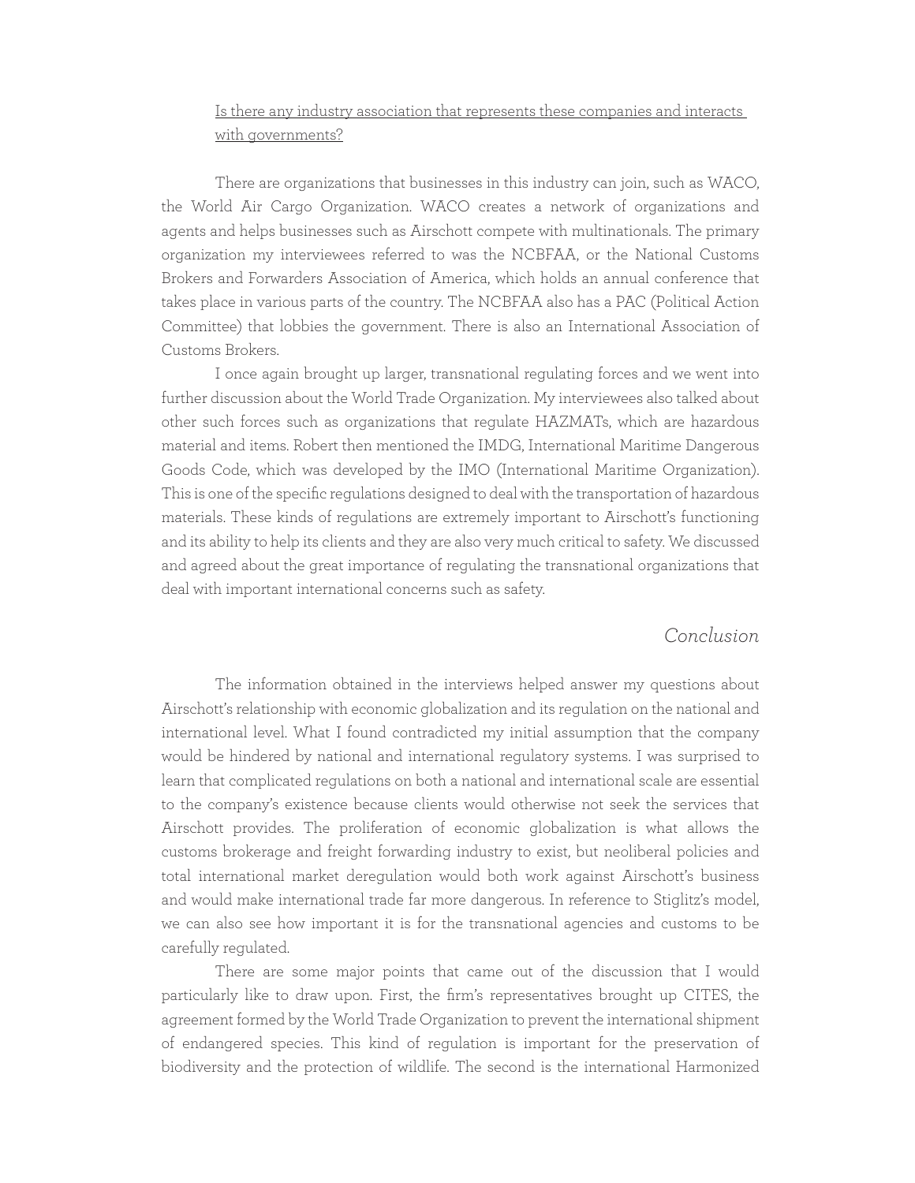<u>Is there any industry association that represents these companies and interacts with governments?</u>

There are organizations that businesses in this industry can join, such as WACO, the World Air Cargo Organization. WACO creates a network of organizations and agents and helps businesses such as Airschott compete with multinationals. The primary organization my interviewees referred to was the NCBFAA, or the National Customs Brokers and Forwarders Association of America, which holds an annual conference that takes place in various parts of the country. The NCBFAA also has a PAC (Political Action Committee) that lobbies the government. There is also an International Association of Customs Brokers.

I once again brought up larger, transnational regulating forces and we went into further discussion about the World Trade Organization. My interviewees also talked about other such forces such as organizations that regulate HAZMATs, which are hazardous material and items. Robert then mentioned the IMDG, International Maritime Dangerous Goods Code, which was developed by the IMO (International Maritime Organization). This is one of the specific regulations designed to deal with the transportation of hazardous materials. These kinds of regulations are extremely important to Airschott's functioning and its ability to help its clients and they are also very much critical to safety. We discussed and agreed about the great importance of regulating the transnational organizations that deal with important international concerns such as safety.

## *Conclusion*

The information obtained in the interviews helped answer my questions about Airschott's relationship with economic globalization and its regulation on the national and international level. What I found contradicted my initial assumption that the company would be hindered by national and international regulatory systems. I was surprised to learn that complicated regulations on both a national and international scale are essential to the company's existence because clients would otherwise not seek the services that Airschott provides. The proliferation of economic globalization is what allows the customs brokerage and freight forwarding industry to exist, but neoliberal policies and total international market deregulation would both work against Airschott's business and would make international trade far more dangerous. In reference to Stiglitz's model, we can also see how important it is for the transnational agencies and customs to be carefully regulated.

There are some major points that came out of the discussion that I would particularly like to draw upon. First, the firm's representatives brought up CITES, the agreement formed by the World Trade Organization to prevent the international shipment of endangered species. This kind of regulation is important for the preservation of biodiversity and the protection of wildlife. The second is the international Harmonized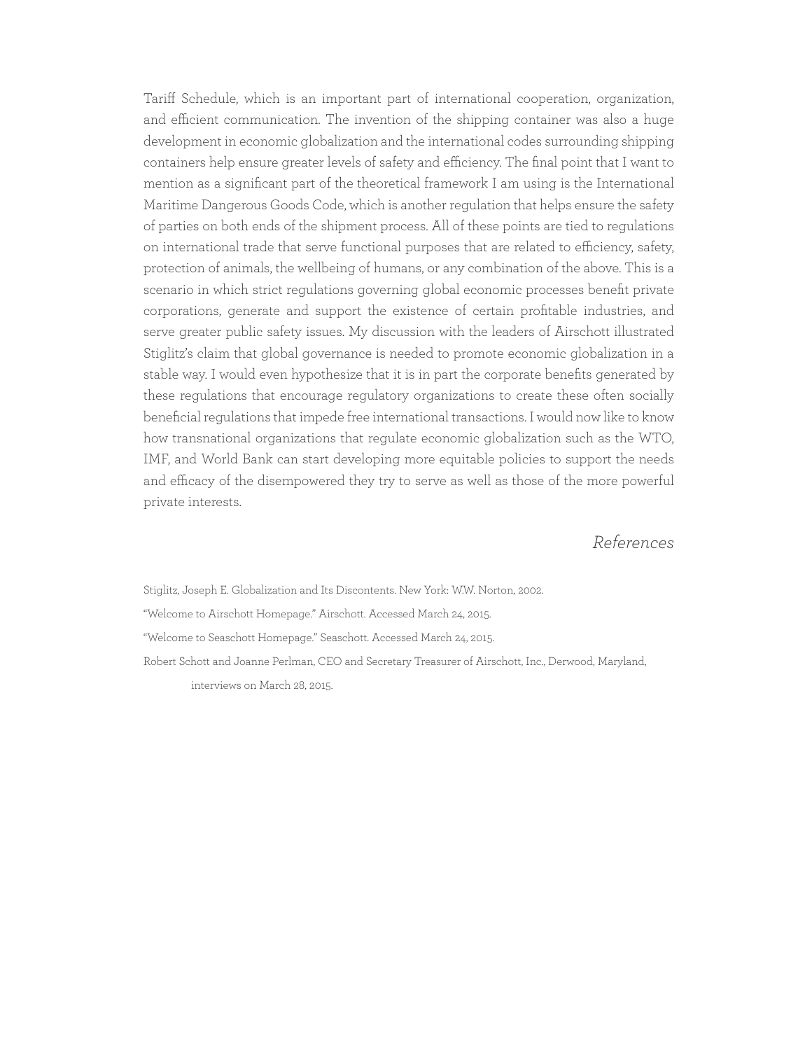Tariff Schedule, which is an important part of international cooperation, organization, and efficient communication. The invention of the shipping container was also a huge development in economic globalization and the international codes surrounding shipping containers help ensure greater levels of safety and efficiency. The final point that I want to mention as a significant part of the theoretical framework I am using is the International Maritime Dangerous Goods Code, which is another regulation that helps ensure the safety of parties on both ends of the shipment process. All of these points are tied to regulations on international trade that serve functional purposes that are related to efficiency, safety, protection of animals, the wellbeing of humans, or any combination of the above. This is a scenario in which strict regulations governing global economic processes benefit private corporations, generate and support the existence of certain profitable industries, and serve greater public safety issues. My discussion with the leaders of Airschott illustrated Stiglitz's claim that global governance is needed to promote economic globalization in a stable way. I would even hypothesize that it is in part the corporate benefits generated by these regulations that encourage regulatory organizations to create these often socially beneficial regulations that impede free international transactions. I would now like to know how transnational organizations that regulate economic globalization such as the WTO, IMF, and World Bank can start developing more equitable policies to support the needs and efficacy of the disempowered they try to serve as well as those of the more powerful private interests.

## *References*

Stiglitz, Joseph E. Globalization and Its Discontents. New York: W.W. Norton, 2002.

"Welcome to Airschott Homepage." Airschott. Accessed March 24, 2015.

"Welcome to Seaschott Homepage." Seaschott. Accessed March 24, 2015.

Robert Schott and Joanne Perlman, CEO and Secretary Treasurer of Airschott, Inc., Derwood, Maryland, interviews on March 28, 2015.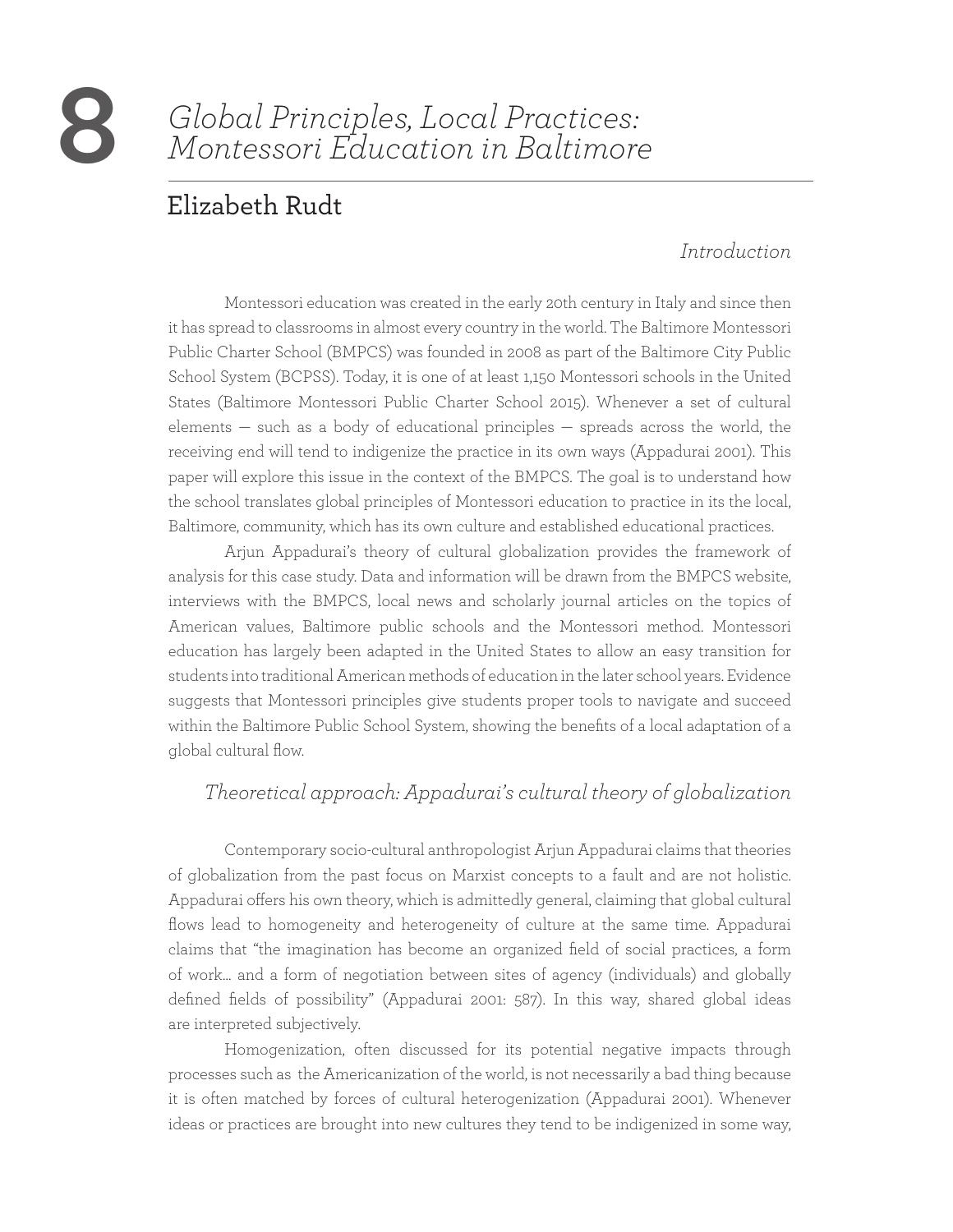# 8 Global Principles, Local Practices: Montessori Education in Baltimore

## Elizabeth Rudt

### *Introduction*

Montessori education was created in the early 20th century in Italy and since then it has spread to classrooms in almost every country in the world. The Baltimore Montessori Public Charter School (BMPCS) was founded in 2008 as part of the Baltimore City Public School System (BCPSS). Today, it is one of at least 1,150 Montessori schools in the United States (Baltimore Montessori Public Charter School 2015). Whenever a set of cultural elements — such as a body of educational principles — spreads across the world, the receiving end will tend to indigenize the practice in its own ways (Appadurai 2001). This paper will explore this issue in the context of the BMPCS. The goal is to understand how the school translates global principles of Montessori education to practice in its the local, Baltimore, community, which has its own culture and established educational practices.

Arjun Appadurai's theory of cultural globalization provides the framework of analysis for this case study. Data and information will be drawn from the BMPCS website, interviews with the BMPCS, local news and scholarly journal articles on the topics of American values, Baltimore public schools and the Montessori method. Montessori education has largely been adapted in the United States to allow an easy transition for students into traditional American methods of education in the later school years. Evidence suggests that Montessori principles give students proper tools to navigate and succeed within the Baltimore Public School System, showing the benefits of a local adaptation of a global cultural flow.

### *Theoretical approach: Appadurai's cultural theory of globalization*

Contemporary socio-cultural anthropologist Arjun Appadurai claims that theories of globalization from the past focus on Marxist concepts to a fault and are not holistic. Appadurai offers his own theory, which is admittedly general, claiming that global cultural flows lead to homogeneity and heterogeneity of culture at the same time. Appadurai claims that "the imagination has become an organized field of social practices, a form of work… and a form of negotiation between sites of agency (individuals) and globally defined fields of possibility" (Appadurai 2001: 587). In this way, shared global ideas are interpreted subjectively.

Homogenization, often discussed for its potential negative impacts through processes such as the Americanization of the world, is not necessarily a bad thing because it is often matched by forces of cultural heterogenization (Appadurai 2001). Whenever ideas or practices are brought into new cultures they tend to be indigenized in some way,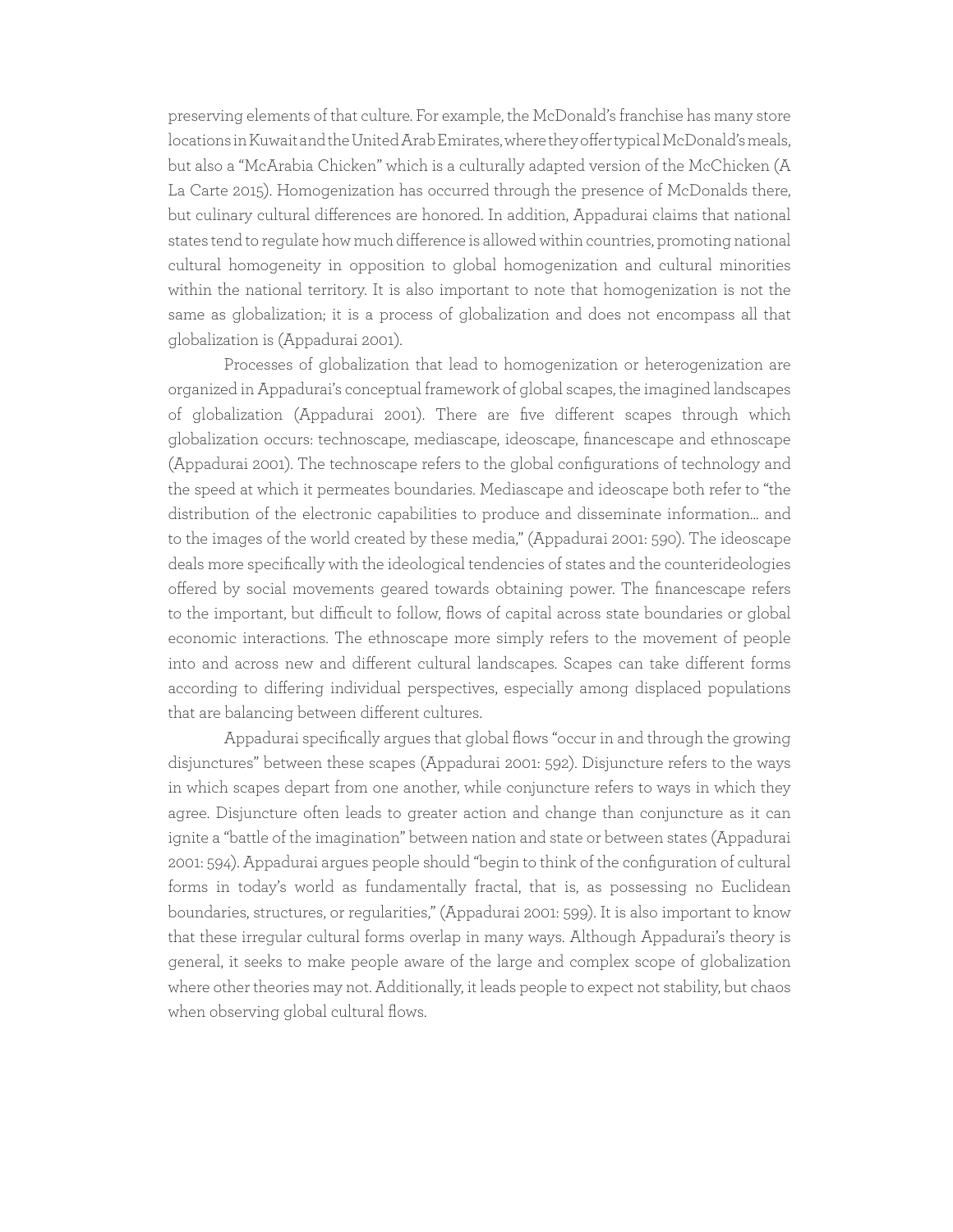preserving elements of that culture. For example, the McDonald's franchise has many store locations in Kuwait and the United Arab Emirates, where they offer typical McDonald's meals, but also a "McArabia Chicken" which is a culturally adapted version of the McChicken (A La Carte 2015). Homogenization has occurred through the presence of McDonalds there, but culinary cultural differences are honored. In addition, Appadurai claims that national states tend to regulate how much difference is allowed within countries, promoting national cultural homogeneity in opposition to global homogenization and cultural minorities within the national territory. It is also important to note that homogenization is not the same as globalization; it is a process of globalization and does not encompass all that globalization is (Appadurai 2001).

Processes of globalization that lead to homogenization or heterogenization are organized in Appadurai's conceptual framework of global scapes, the imagined landscapes of globalization (Appadurai 2001). There are five different scapes through which globalization occurs: technoscape, mediascape, ideoscape, financescape and ethnoscape (Appadurai 2001). The technoscape refers to the global configurations of technology and the speed at which it permeates boundaries. Mediascape and ideoscape both refer to "the distribution of the electronic capabilities to produce and disseminate information... and to the images of the world created by these media," (Appadurai 2001: 590). The ideoscape deals more specifically with the ideological tendencies of states and the counterideologies offered by social movements geared towards obtaining power. The financescape refers to the important, but difficult to follow, flows of capital across state boundaries or global economic interactions. The ethnoscape more simply refers to the movement of people into and across new and different cultural landscapes. Scapes can take different forms according to differing individual perspectives, especially among displaced populations that are balancing between different cultures.

Appadurai specifically argues that global flows "occur in and through the growing disjunctures" between these scapes (Appadurai 2001: 592). Disjuncture refers to the ways in which scapes depart from one another, while conjuncture refers to ways in which they agree. Disjuncture often leads to greater action and change than conjuncture as it can ignite a "battle of the imagination" between nation and state or between states (Appadurai 2001: 594). Appadurai argues people should "begin to think of the configuration of cultural forms in today's world as fundamentally fractal, that is, as possessing no Euclidean boundaries, structures, or regularities," (Appadurai 2001: 599). It is also important to know that these irregular cultural forms overlap in many ways. Although Appadurai's theory is general, it seeks to make people aware of the large and complex scope of globalization where other theories may not. Additionally, it leads people to expect not stability, but chaos when observing global cultural flows.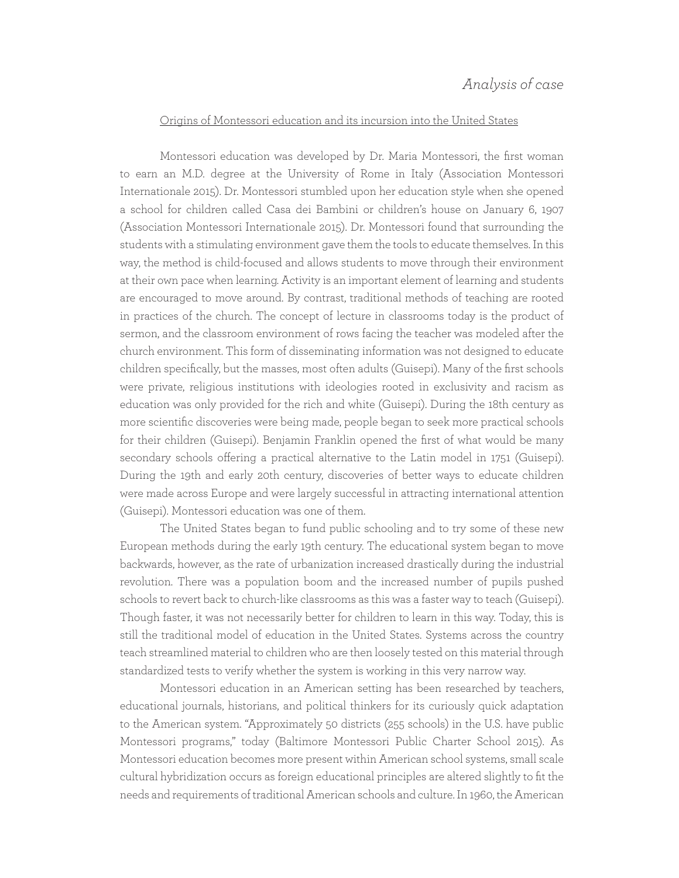*Analysis of case*

Origins of Montessori education and its incursion into the United States

Montessori education was developed by Dr. Maria Montessori, the first woman to earn an M.D. degree at the University of Rome in Italy (Association Montessori Internationale 2015). Dr. Montessori stumbled upon her education style when she opened a school for children called Casa dei Bambini or children's house on January 6, 1907 (Association Montessori Internationale 2015). Dr. Montessori found that surrounding the students with a stimulating environment gave them the tools to educate themselves. In this way, the method is child-focused and allows students to move through their environment at their own pace when learning. Activity is an important element of learning and students are encouraged to move around. By contrast, traditional methods of teaching are rooted in practices of the church. The concept of lecture in classrooms today is the product of sermon, and the classroom environment of rows facing the teacher was modeled after the church environment. This form of disseminating information was not designed to educate children specifically, but the masses, most often adults (Guisepi). Many of the first schools were private, religious institutions with ideologies rooted in exclusivity and racism as education was only provided for the rich and white (Guisepi). During the 18th century as more scientific discoveries were being made, people began to seek more practical schools for their children (Guisepi). Benjamin Franklin opened the first of what would be many secondary schools offering a practical alternative to the Latin model in 1751 (Guisepi). During the 19th and early 20th century, discoveries of better ways to educate children were made across Europe and were largely successful in attracting international attention (Guisepi). Montessori education was one of them.

The United States began to fund public schooling and to try some of these new European methods during the early 19th century. The educational system began to move backwards, however, as the rate of urbanization increased drastically during the industrial revolution. There was a population boom and the increased number of pupils pushed schools to revert back to church-like classrooms as this was a faster way to teach (Guisepi). Though faster, it was not necessarily better for children to learn in this way. Today, this is still the traditional model of education in the United States. Systems across the country teach streamlined material to children who are then loosely tested on this material through standardized tests to verify whether the system is working in this very narrow way.

Montessori education in an American setting has been researched by teachers, educational journals, historians, and political thinkers for its curiously quick adaptation to the American system. "Approximately 50 districts (255 schools) in the U.S. have public Montessori programs," today (Baltimore Montessori Public Charter School 2015). As Montessori education becomes more present within American school systems, small scale cultural hybridization occurs as foreign educational principles are altered slightly to fit the needs and requirements of traditional American schools and culture. In 1960, the American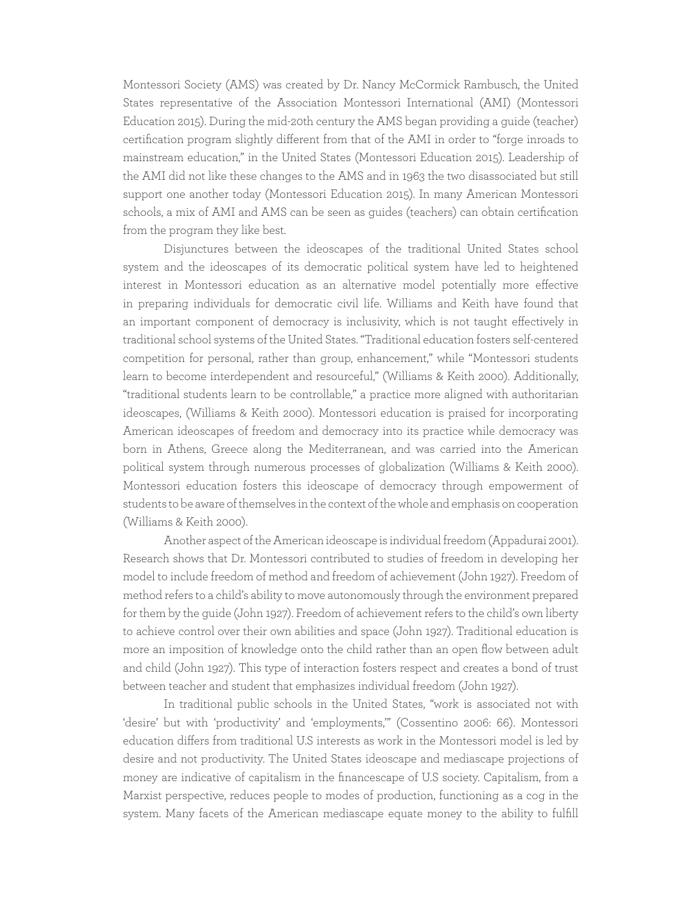Montessori Society (AMS) was created by Dr. Nancy McCormick Rambusch, the United States representative of the Association Montessori International (AMI) (Montessori Education 2015). During the mid-20th century the AMS began providing a guide (teacher) certification program slightly different from that of the AMI in order to "forge inroads to mainstream education," in the United States (Montessori Education 2015). Leadership of the AMI did not like these changes to the AMS and in 1963 the two disassociated but still support one another today (Montessori Education 2015). In many American Montessori schools, a mix of AMI and AMS can be seen as guides (teachers) can obtain certification from the program they like best.

Disjunctures between the ideoscapes of the traditional United States school system and the ideoscapes of its democratic political system have led to heightened interest in Montessori education as an alternative model potentially more effective in preparing individuals for democratic civil life. Williams and Keith have found that an important component of democracy is inclusivity, which is not taught effectively in traditional school systems of the United States. "Traditional education fosters self-centered competition for personal, rather than group, enhancement," while "Montessori students learn to become interdependent and resourceful," (Williams & Keith 2000). Additionally, "traditional students learn to be controllable," a practice more aligned with authoritarian ideoscapes, (Williams & Keith 2000). Montessori education is praised for incorporating American ideoscapes of freedom and democracy into its practice while democracy was born in Athens, Greece along the Mediterranean, and was carried into the American political system through numerous processes of globalization (Williams & Keith 2000). Montessori education fosters this ideoscape of democracy through empowerment of students to be aware of themselves in the context of the whole and emphasis on cooperation (Williams & Keith 2000).

Another aspect of the American ideoscape is individual freedom (Appadurai 2001). Research shows that Dr. Montessori contributed to studies of freedom in developing her model to include freedom of method and freedom of achievement (John 1927). Freedom of method refers to a child's ability to move autonomously through the environment prepared for them by the guide (John 1927). Freedom of achievement refers to the child's own liberty to achieve control over their own abilities and space (John 1927). Traditional education is more an imposition of knowledge onto the child rather than an open flow between adult and child (John 1927). This type of interaction fosters respect and creates a bond of trust between teacher and student that emphasizes individual freedom (John 1927).

In traditional public schools in the United States, "work is associated not with 'desire' but with 'productivity' and 'employments,'" (Cossentino 2006: 66). Montessori education differs from traditional U.S interests as work in the Montessori model is led by desire and not productivity. The United States ideoscape and mediascape projections of money are indicative of capitalism in the financescape of U.S society. Capitalism, from a Marxist perspective, reduces people to modes of production, functioning as a cog in the system. Many facets of the American mediascape equate money to the ability to fulfill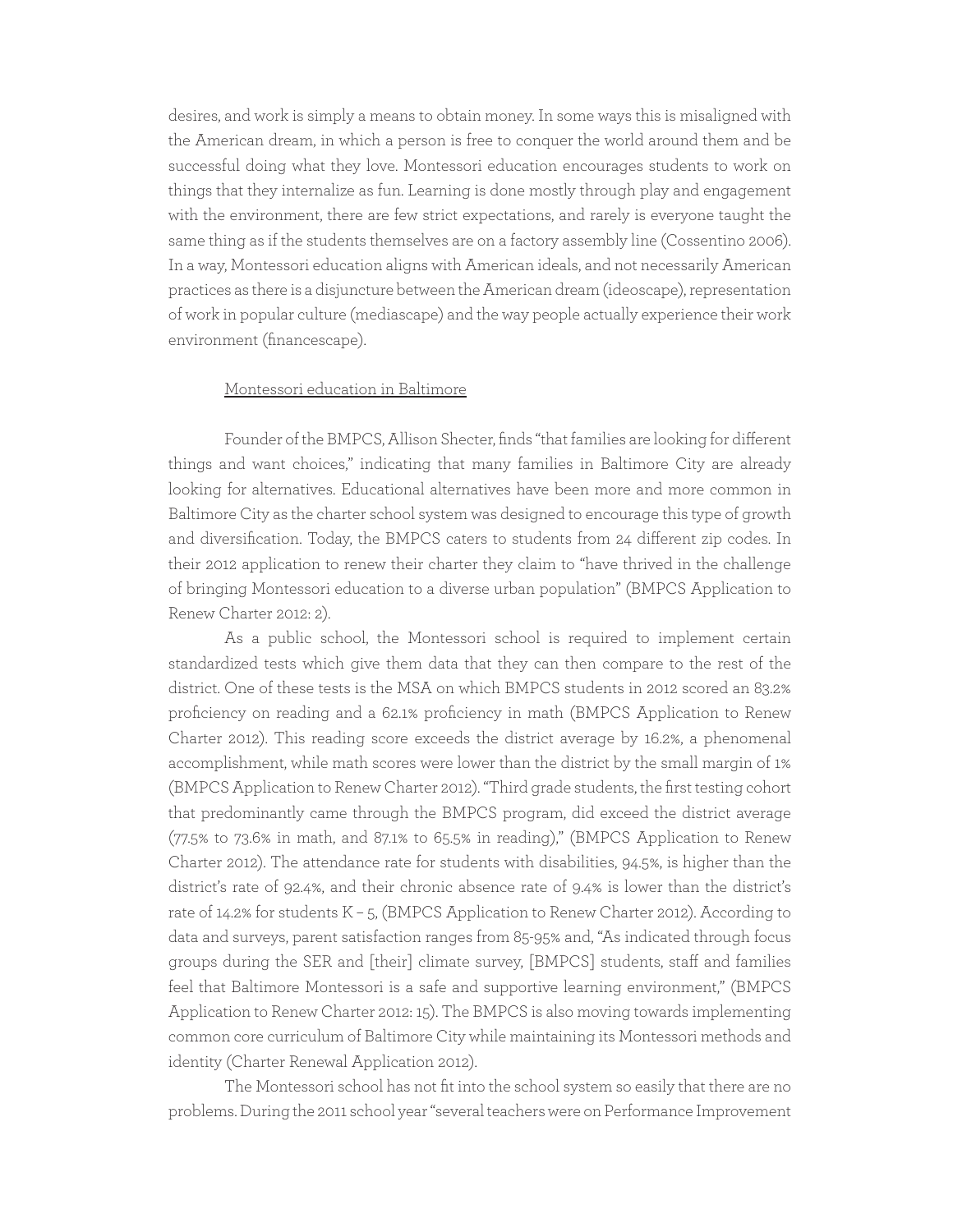desires, and work is simply a means to obtain money. In some ways this is misaligned with the American dream, in which a person is free to conquer the world around them and be successful doing what they love. Montessori education encourages students to work on things that they internalize as fun. Learning is done mostly through play and engagement with the environment, there are few strict expectations, and rarely is everyone taught the same thing as if the students themselves are on a factory assembly line (Cossentino 2006). In a way, Montessori education aligns with American ideals, and not necessarily American practices as there is a disjuncture between the American dream (ideoscape), representation of work in popular culture (mediascape) and the way people actually experience their work environment (financescape).

### Montessori education in Baltimore

Founder of the BMPCS, Allison Shecter, finds "that families are looking for different things and want choices," indicating that many families in Baltimore City are already looking for alternatives. Educational alternatives have been more and more common in Baltimore City as the charter school system was designed to encourage this type of growth and diversification. Today, the BMPCS caters to students from 24 different zip codes. In their 2012 application to renew their charter they claim to "have thrived in the challenge of bringing Montessori education to a diverse urban population" (BMPCS Application to Renew Charter 2012: 2).

As a public school, the Montessori school is required to implement certain standardized tests which give them data that they can then compare to the rest of the district. One of these tests is the MSA on which BMPCS students in 2012 scored an 83.2% proficiency on reading and a 62.1% proficiency in math (BMPCS Application to Renew Charter 2012). This reading score exceeds the district average by 16.2%, a phenomenal accomplishment, while math scores were lower than the district by the small margin of 1% (BMPCS Application to Renew Charter 2012). "Third grade students, the first testing cohort that predominantly came through the BMPCS program, did exceed the district average (77.5% to 73.6% in math, and 87.1% to 65.5% in reading)," (BMPCS Application to Renew Charter 2012). The attendance rate for students with disabilities, 94.5%, is higher than the district's rate of 92.4%, and their chronic absence rate of 9.4% is lower than the district's rate of 14.2% for students K – 5, (BMPCS Application to Renew Charter 2012). According to data and surveys, parent satisfaction ranges from 85-95% and, "As indicated through focus groups during the SER and [their] climate survey, [BMPCS] students, staff and families feel that Baltimore Montessori is a safe and supportive learning environment," (BMPCS Application to Renew Charter 2012: 15). The BMPCS is also moving towards implementing common core curriculum of Baltimore City while maintaining its Montessori methods and identity (Charter Renewal Application 2012).

The Montessori school has not fit into the school system so easily that there are no problems. During the 2011 school year "several teachers were on Performance Improvement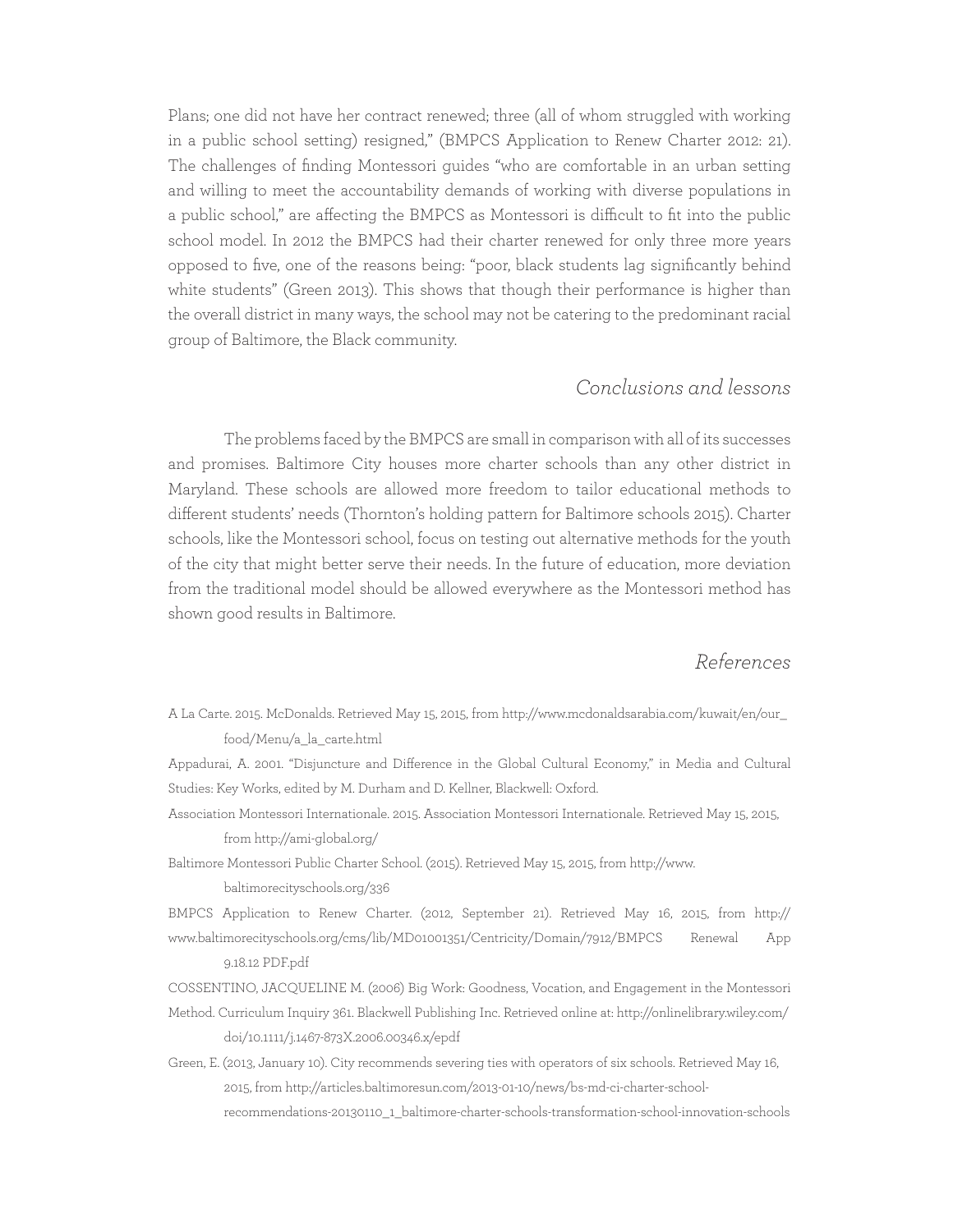Plans; one did not have her contract renewed; three (all of whom struggled with working in a public school setting) resigned," (BMPCS Application to Renew Charter 2012: 21). The challenges of finding Montessori guides "who are comfortable in an urban setting and willing to meet the accountability demands of working with diverse populations in a public school," are affecting the BMPCS as Montessori is difficult to fit into the public school model. In 2012 the BMPCS had their charter renewed for only three more years opposed to five, one of the reasons being: "poor, black students lag significantly behind white students" (Green 2013). This shows that though their performance is higher than the overall district in many ways, the school may not be catering to the predominant racial group of Baltimore, the Black community.

## *Conclusions and lessons*

The problems faced by the BMPCS are small in comparison with all of its successes and promises. Baltimore City houses more charter schools than any other district in Maryland. These schools are allowed more freedom to tailor educational methods to different students' needs (Thornton's holding pattern for Baltimore schools 2015). Charter schools, like the Montessori school, focus on testing out alternative methods for the youth of the city that might better serve their needs. In the future of education, more deviation from the traditional model should be allowed everywhere as the Montessori method has shown good results in Baltimore.

## *References*

A La Carte. 2015. McDonalds. Retrieved May 15, 2015, from http://www.mcdonaldsarabia.com/kuwait/en/our_food/Menu/a_la_carte.html

Appadurai, A. 2001. "Disjuncture and Difference in the Global Cultural Economy," in Media and Cultural Studies: Key Works, edited by M. Durham and D. Kellner, Blackwell: Oxford.

Association Montessori Internationale. 2015. Association Montessori Internationale. Retrieved May 15, 2015, from http://ami-global.org/

Baltimore Montessori Public Charter School. (2015). Retrieved May 15, 2015, from http://www.baltimorecityschools.org/336

BMPCS Application to Renew Charter. (2012, September 21). Retrieved May 16, 2015, from http://www.baltimorecityschools.org/cms/lib/MD01001351/Centricity/Domain/7912/BMPCS Renewal App 9.18.12 PDF.pdf

COSSENTINO, JACQUELINE M. (2006) Big Work: Goodness, Vocation, and Engagement in the Montessori Method. Curriculum Inquiry 361. Blackwell Publishing Inc. Retrieved online at: http://onlinelibrary.wiley.com/doi/10.1111/j.1467-873X.2006.00346.x/epdf

Green, E. (2013, January 10). City recommends severing ties with operators of six schools. Retrieved May 16, 2015, from http://articles.baltimoresun.com/2013-01-10/news/bs-md-ci-charter-school-recommendations-20130110_1_baltimore-charter-schools-transformation-school-innovation-schools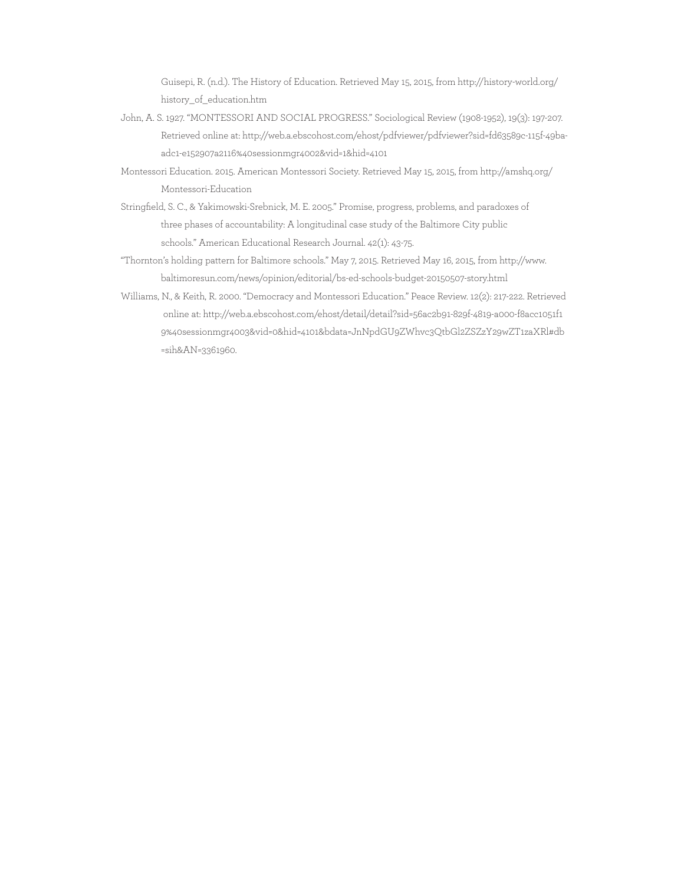Guisepi, R. (n.d.). The History of Education. Retrieved May 15, 2015, from http://history-world.org/history_of_education.htm

John, A. S. 1927. "MONTESSORI AND SOCIAL PROGRESS." Sociological Review (1908-1952), 19(3): 197-207. Retrieved online at: http://web.a.ebscohost.com/ehost/pdfviewer/pdfviewer?sid=fd63589c-115f-49ba-adc1-e152907a2116%40sessionmgr4002&vid=1&hid=4101

Montessori Education. 2015. American Montessori Society. Retrieved May 15, 2015, from http://amshq.org/Montessori-Education

Stringfield, S. C., & Yakimowski-Srebnick, M. E. 2005." Promise, progress, problems, and paradoxes of three phases of accountability: A longitudinal case study of the Baltimore City public schools." American Educational Research Journal. 42(1): 43-75.

"Thornton's holding pattern for Baltimore schools." May 7, 2015. Retrieved May 16, 2015, from http://www.baltimoresun.com/news/opinion/editorial/bs-ed-schools-budget-20150507-story.html

Williams, N., & Keith, R. 2000. "Democracy and Montessori Education." Peace Review. 12(2): 217-222. Retrieved online at: http://web.a.ebscohost.com/ehost/detail/detail?sid=56ac2b91-829f-4819-a000-f8acc1051f19%40sessionmgr4003&vid=0&hid=4101&bdata=JnNpdGU9ZWhvc3QtbGl2ZSZzY29wZT1zaXRl#db=sih&AN=3361960.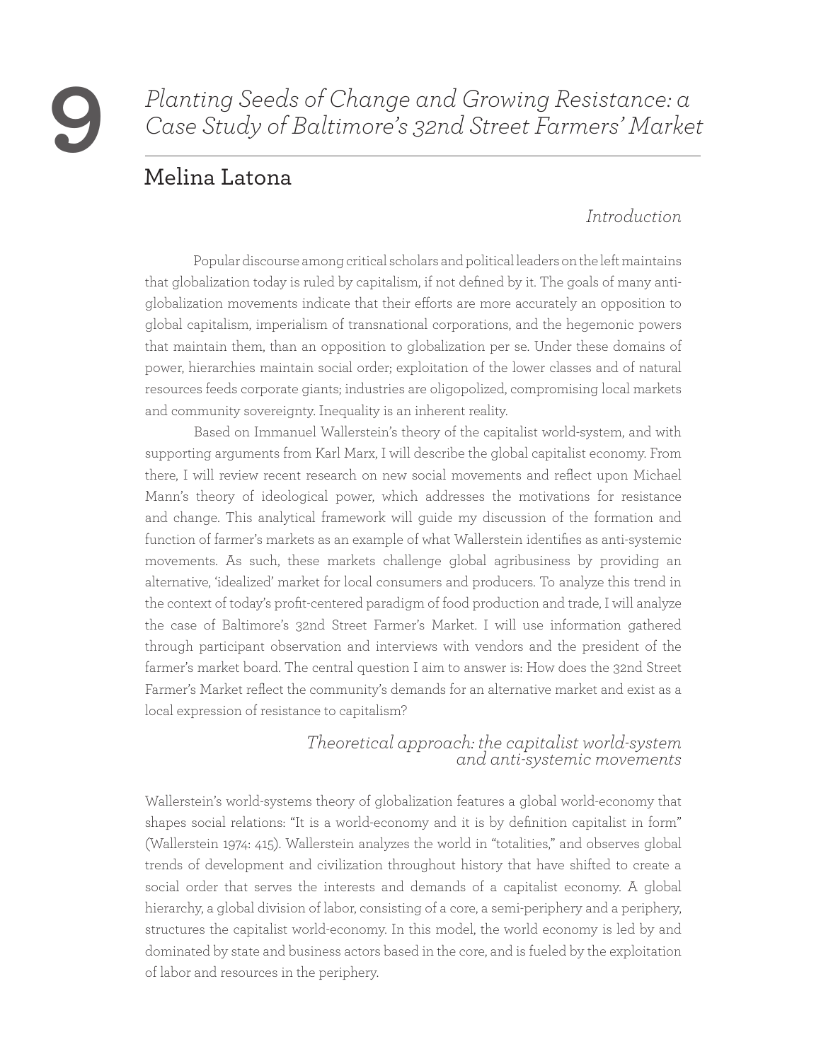# 9 Planting Seeds of Change and Growing Resistance: a Case Study of Baltimore's 32nd Street Farmers' Market

## Melina Latona

### *Introduction*

Popular discourse among critical scholars and political leaders on the left maintains that globalization today is ruled by capitalism, if not defined by it. The goals of many anti-globalization movements indicate that their efforts are more accurately an opposition to global capitalism, imperialism of transnational corporations, and the hegemonic powers that maintain them, than an opposition to globalization per se. Under these domains of power, hierarchies maintain social order; exploitation of the lower classes and of natural resources feeds corporate giants; industries are oligopolized, compromising local markets and community sovereignty. Inequality is an inherent reality.

Based on Immanuel Wallerstein's theory of the capitalist world-system, and with supporting arguments from Karl Marx, I will describe the global capitalist economy. From there, I will review recent research on new social movements and reflect upon Michael Mann's theory of ideological power, which addresses the motivations for resistance and change. This analytical framework will guide my discussion of the formation and function of farmer's markets as an example of what Wallerstein identifies as anti-systemic movements. As such, these markets challenge global agribusiness by providing an alternative, 'idealized' market for local consumers and producers. To analyze this trend in the context of today's profit-centered paradigm of food production and trade, I will analyze the case of Baltimore's 32nd Street Farmer's Market. I will use information gathered through participant observation and interviews with vendors and the president of the farmer's market board. The central question I aim to answer is: How does the 32nd Street Farmer's Market reflect the community's demands for an alternative market and exist as a local expression of resistance to capitalism?

### *Theoretical approach: the capitalist world-system and anti-systemic movements*

Wallerstein's world-systems theory of globalization features a global world-economy that shapes social relations: "It is a world-economy and it is by definition capitalist in form" (Wallerstein 1974: 415). Wallerstein analyzes the world in "totalities," and observes global trends of development and civilization throughout history that have shifted to create a social order that serves the interests and demands of a capitalist economy. A global hierarchy, a global division of labor, consisting of a core, a semi-periphery and a periphery, structures the capitalist world-economy. In this model, the world economy is led by and dominated by state and business actors based in the core, and is fueled by the exploitation of labor and resources in the periphery.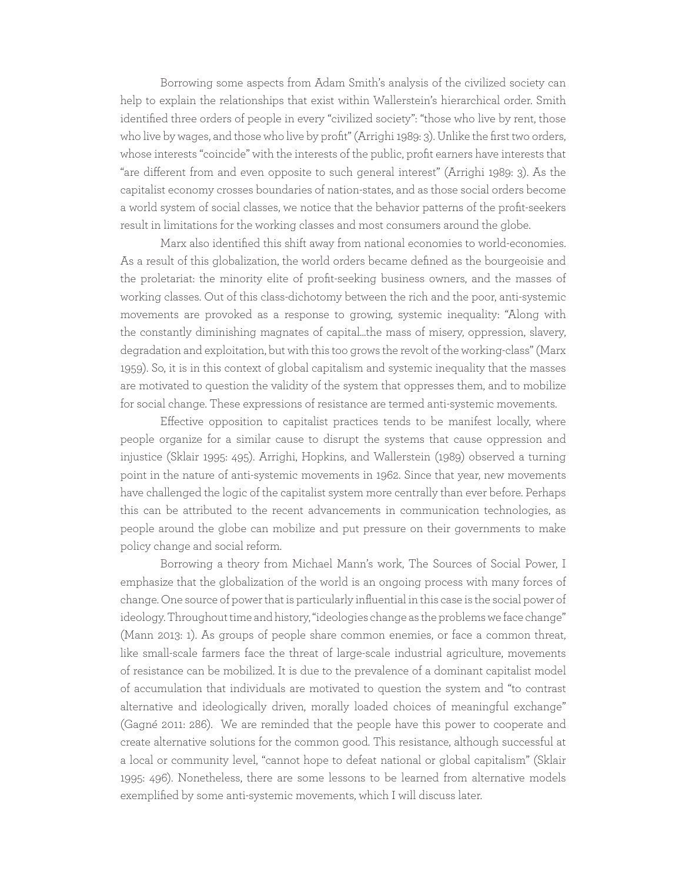Borrowing some aspects from Adam Smith's analysis of the civilized society can help to explain the relationships that exist within Wallerstein's hierarchical order. Smith identified three orders of people in every "civilized society": "those who live by rent, those who live by wages, and those who live by profit" (Arrighi 1989: 3). Unlike the first two orders, whose interests "coincide" with the interests of the public, profit earners have interests that "are different from and even opposite to such general interest" (Arrighi 1989: 3). As the capitalist economy crosses boundaries of nation-states, and as those social orders become a world system of social classes, we notice that the behavior patterns of the profit-seekers result in limitations for the working classes and most consumers around the globe.

Marx also identified this shift away from national economies to world-economies. As a result of this globalization, the world orders became defined as the bourgeoisie and the proletariat: the minority elite of profit-seeking business owners, and the masses of working classes. Out of this class-dichotomy between the rich and the poor, anti-systemic movements are provoked as a response to growing, systemic inequality: "Along with the constantly diminishing magnates of capital…the mass of misery, oppression, slavery, degradation and exploitation, but with this too grows the revolt of the working-class" (Marx 1959). So, it is in this context of global capitalism and systemic inequality that the masses are motivated to question the validity of the system that oppresses them, and to mobilize for social change. These expressions of resistance are termed anti-systemic movements.

Effective opposition to capitalist practices tends to be manifest locally, where people organize for a similar cause to disrupt the systems that cause oppression and injustice (Sklair 1995: 495). Arrighi, Hopkins, and Wallerstein (1989) observed a turning point in the nature of anti-systemic movements in 1962. Since that year, new movements have challenged the logic of the capitalist system more centrally than ever before. Perhaps this can be attributed to the recent advancements in communication technologies, as people around the globe can mobilize and put pressure on their governments to make policy change and social reform.

Borrowing a theory from Michael Mann's work, The Sources of Social Power, I emphasize that the globalization of the world is an ongoing process with many forces of change. One source of power that is particularly influential in this case is the social power of ideology. Throughout time and history, "ideologies change as the problems we face change" (Mann 2013: 1). As groups of people share common enemies, or face a common threat, like small-scale farmers face the threat of large-scale industrial agriculture, movements of resistance can be mobilized. It is due to the prevalence of a dominant capitalist model of accumulation that individuals are motivated to question the system and "to contrast alternative and ideologically driven, morally loaded choices of meaningful exchange" (Gagné 2011: 286). We are reminded that the people have this power to cooperate and create alternative solutions for the common good. This resistance, although successful at a local or community level, "cannot hope to defeat national or global capitalism" (Sklair 1995: 496). Nonetheless, there are some lessons to be learned from alternative models exemplified by some anti-systemic movements, which I will discuss later.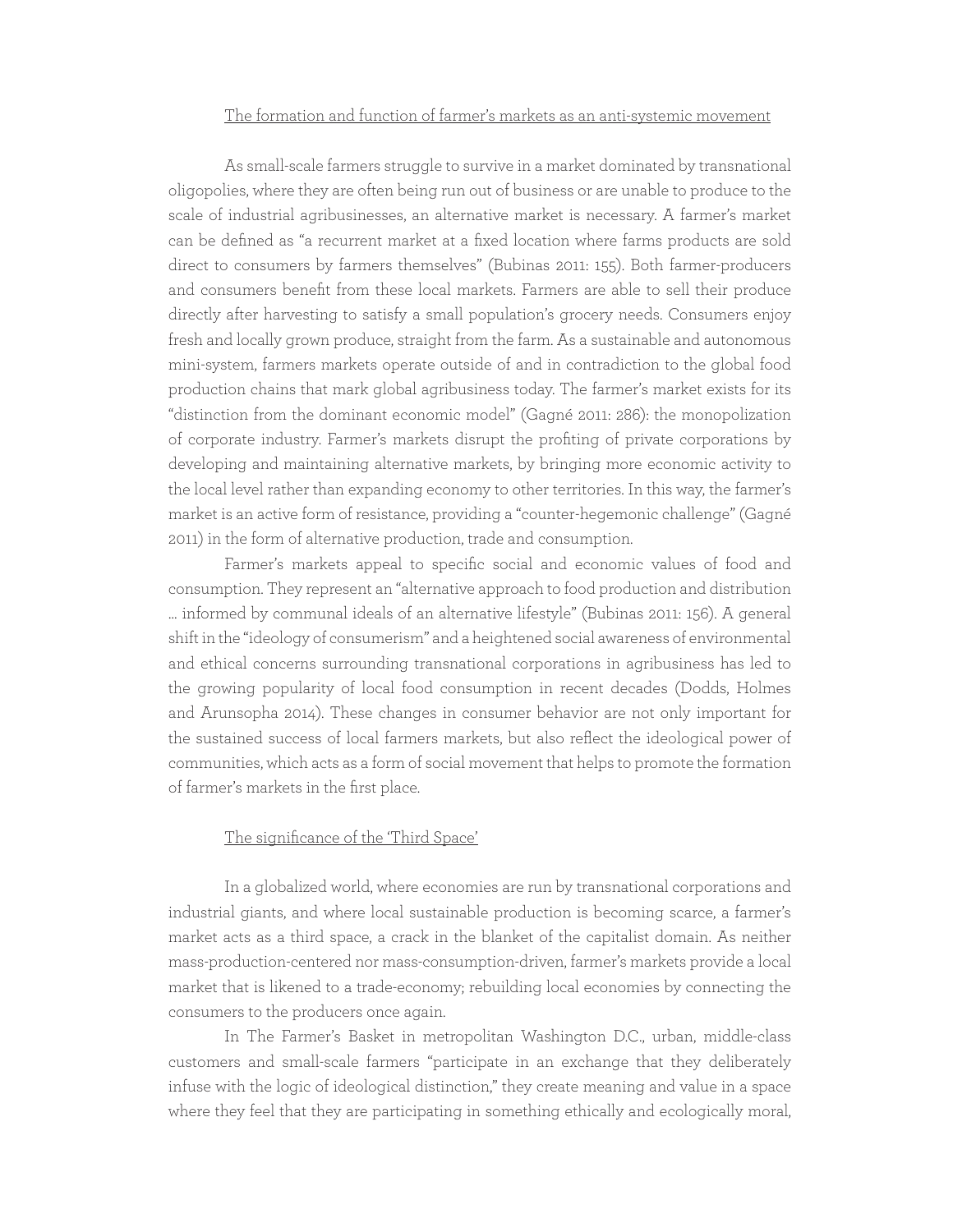## The formation and function of farmer's markets as an anti-systemic movement

As small-scale farmers struggle to survive in a market dominated by transnational oligopolies, where they are often being run out of business or are unable to produce to the scale of industrial agribusinesses, an alternative market is necessary. A farmer's market can be defined as "a recurrent market at a fixed location where farms products are sold direct to consumers by farmers themselves" (Bubinas 2011: 155). Both farmer-producers and consumers benefit from these local markets. Farmers are able to sell their produce directly after harvesting to satisfy a small population's grocery needs. Consumers enjoy fresh and locally grown produce, straight from the farm. As a sustainable and autonomous mini-system, farmers markets operate outside of and in contradiction to the global food production chains that mark global agribusiness today. The farmer's market exists for its "distinction from the dominant economic model" (Gagné 2011: 286): the monopolization of corporate industry. Farmer's markets disrupt the profiting of private corporations by developing and maintaining alternative markets, by bringing more economic activity to the local level rather than expanding economy to other territories. In this way, the farmer's market is an active form of resistance, providing a "counter-hegemonic challenge" (Gagné 2011) in the form of alternative production, trade and consumption.

Farmer's markets appeal to specific social and economic values of food and consumption. They represent an "alternative approach to food production and distribution … informed by communal ideals of an alternative lifestyle" (Bubinas 2011: 156). A general shift in the "ideology of consumerism" and a heightened social awareness of environmental and ethical concerns surrounding transnational corporations in agribusiness has led to the growing popularity of local food consumption in recent decades (Dodds, Holmes and Arunsopha 2014). These changes in consumer behavior are not only important for the sustained success of local farmers markets, but also reflect the ideological power of communities, which acts as a form of social movement that helps to promote the formation of farmer's markets in the first place.

## The significance of the 'Third Space'

In a globalized world, where economies are run by transnational corporations and industrial giants, and where local sustainable production is becoming scarce, a farmer's market acts as a third space, a crack in the blanket of the capitalist domain. As neither mass-production-centered nor mass-consumption-driven, farmer's markets provide a local market that is likened to a trade-economy; rebuilding local economies by connecting the consumers to the producers once again.

In The Farmer's Basket in metropolitan Washington D.C., urban, middle-class customers and small-scale farmers "participate in an exchange that they deliberately infuse with the logic of ideological distinction," they create meaning and value in a space where they feel that they are participating in something ethically and ecologically moral,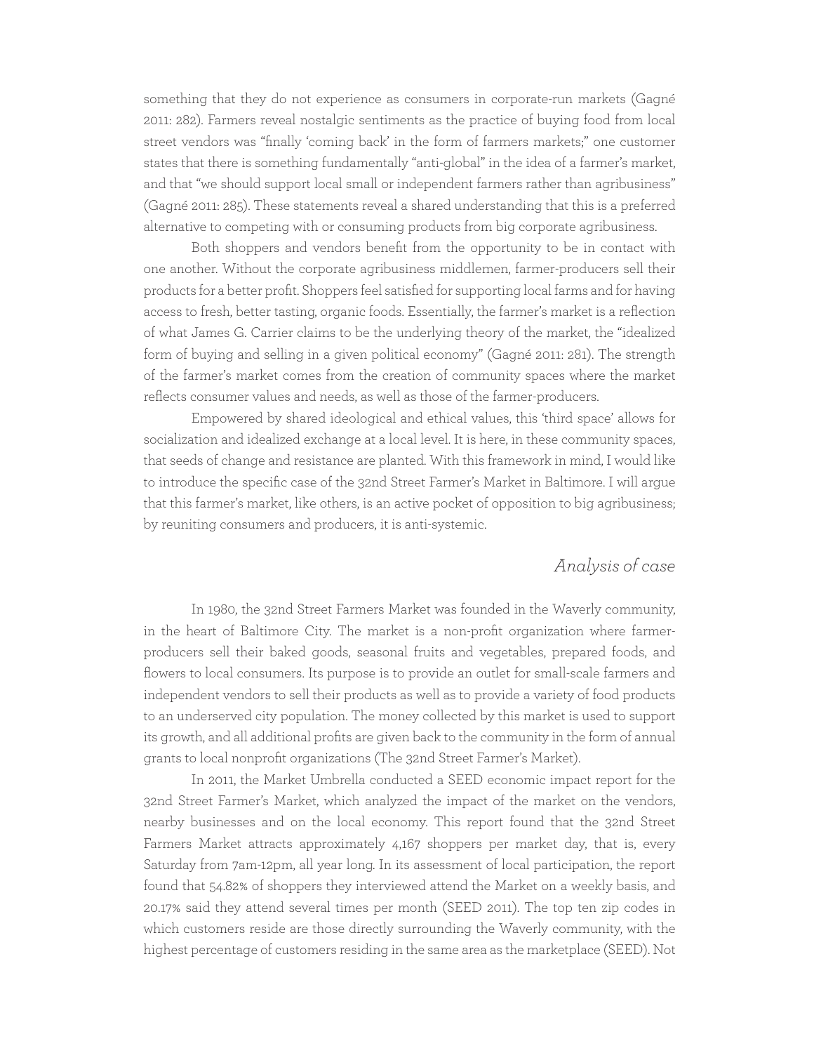something that they do not experience as consumers in corporate-run markets (Gagné 2011: 282). Farmers reveal nostalgic sentiments as the practice of buying food from local street vendors was "finally 'coming back' in the form of farmers markets;" one customer states that there is something fundamentally "anti-global" in the idea of a farmer's market, and that "we should support local small or independent farmers rather than agribusiness" (Gagné 2011: 285). These statements reveal a shared understanding that this is a preferred alternative to competing with or consuming products from big corporate agribusiness.

Both shoppers and vendors benefit from the opportunity to be in contact with one another. Without the corporate agribusiness middlemen, farmer-producers sell their products for a better profit. Shoppers feel satisfied for supporting local farms and for having access to fresh, better tasting, organic foods. Essentially, the farmer's market is a reflection of what James G. Carrier claims to be the underlying theory of the market, the "idealized form of buying and selling in a given political economy" (Gagné 2011: 281). The strength of the farmer's market comes from the creation of community spaces where the market reflects consumer values and needs, as well as those of the farmer-producers.

Empowered by shared ideological and ethical values, this 'third space' allows for socialization and idealized exchange at a local level. It is here, in these community spaces, that seeds of change and resistance are planted. With this framework in mind, I would like to introduce the specific case of the 32nd Street Farmer's Market in Baltimore. I will argue that this farmer's market, like others, is an active pocket of opposition to big agribusiness; by reuniting consumers and producers, it is anti-systemic.

## *Analysis of case*

In 1980, the 32nd Street Farmers Market was founded in the Waverly community, in the heart of Baltimore City. The market is a non-profit organization where farmer-producers sell their baked goods, seasonal fruits and vegetables, prepared foods, and flowers to local consumers. Its purpose is to provide an outlet for small-scale farmers and independent vendors to sell their products as well as to provide a variety of food products to an underserved city population. The money collected by this market is used to support its growth, and all additional profits are given back to the community in the form of annual grants to local nonprofit organizations (The 32nd Street Farmer's Market).

In 2011, the Market Umbrella conducted a SEED economic impact report for the 32nd Street Farmer's Market, which analyzed the impact of the market on the vendors, nearby businesses and on the local economy. This report found that the 32nd Street Farmers Market attracts approximately 4,167 shoppers per market day, that is, every Saturday from 7am-12pm, all year long. In its assessment of local participation, the report found that 54.82% of shoppers they interviewed attend the Market on a weekly basis, and 20.17% said they attend several times per month (SEED 2011). The top ten zip codes in which customers reside are those directly surrounding the Waverly community, with the highest percentage of customers residing in the same area as the marketplace (SEED). Not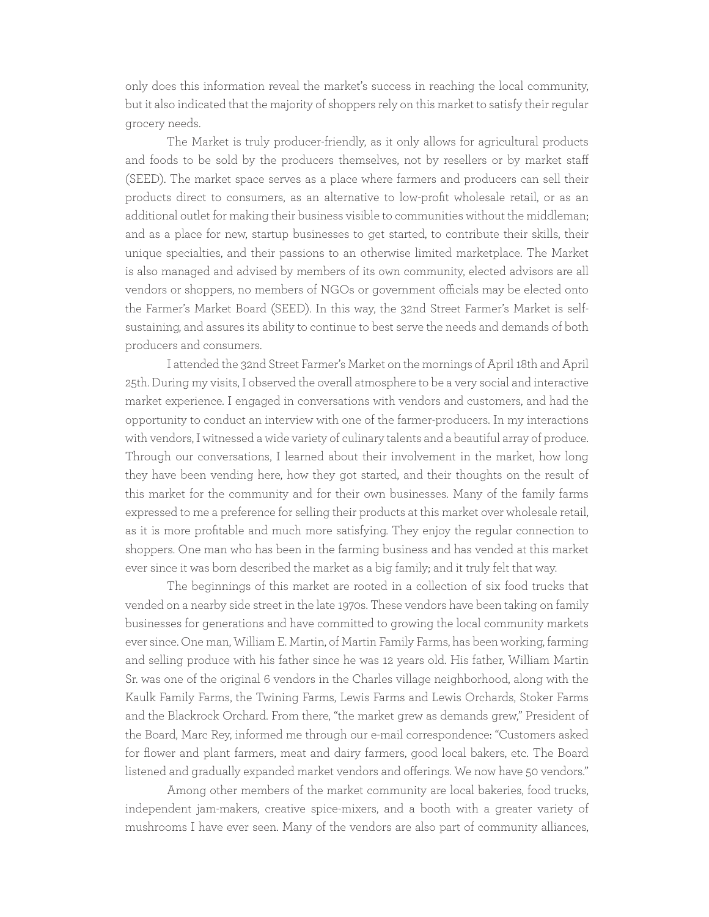only does this information reveal the market's success in reaching the local community, but it also indicated that the majority of shoppers rely on this market to satisfy their regular grocery needs.

The Market is truly producer-friendly, as it only allows for agricultural products and foods to be sold by the producers themselves, not by resellers or by market staff (SEED). The market space serves as a place where farmers and producers can sell their products direct to consumers, as an alternative to low-profit wholesale retail, or as an additional outlet for making their business visible to communities without the middleman; and as a place for new, startup businesses to get started, to contribute their skills, their unique specialties, and their passions to an otherwise limited marketplace. The Market is also managed and advised by members of its own community, elected advisors are all vendors or shoppers, no members of NGOs or government officials may be elected onto the Farmer's Market Board (SEED). In this way, the 32nd Street Farmer's Market is self-sustaining, and assures its ability to continue to best serve the needs and demands of both producers and consumers.

I attended the 32nd Street Farmer's Market on the mornings of April 18th and April 25th. During my visits, I observed the overall atmosphere to be a very social and interactive market experience. I engaged in conversations with vendors and customers, and had the opportunity to conduct an interview with one of the farmer-producers. In my interactions with vendors, I witnessed a wide variety of culinary talents and a beautiful array of produce. Through our conversations, I learned about their involvement in the market, how long they have been vending here, how they got started, and their thoughts on the result of this market for the community and for their own businesses. Many of the family farms expressed to me a preference for selling their products at this market over wholesale retail, as it is more profitable and much more satisfying. They enjoy the regular connection to shoppers. One man who has been in the farming business and has vended at this market ever since it was born described the market as a big family; and it truly felt that way.

The beginnings of this market are rooted in a collection of six food trucks that vended on a nearby side street in the late 1970s. These vendors have been taking on family businesses for generations and have committed to growing the local community markets ever since. One man, William E. Martin, of Martin Family Farms, has been working, farming and selling produce with his father since he was 12 years old. His father, William Martin Sr. was one of the original 6 vendors in the Charles village neighborhood, along with the Kaulk Family Farms, the Twining Farms, Lewis Farms and Lewis Orchards, Stoker Farms and the Blackrock Orchard. From there, "the market grew as demands grew," President of the Board, Marc Rey, informed me through our e-mail correspondence: "Customers asked for flower and plant farmers, meat and dairy farmers, good local bakers, etc. The Board listened and gradually expanded market vendors and offerings. We now have 50 vendors."

Among other members of the market community are local bakeries, food trucks, independent jam-makers, creative spice-mixers, and a booth with a greater variety of mushrooms I have ever seen. Many of the vendors are also part of community alliances,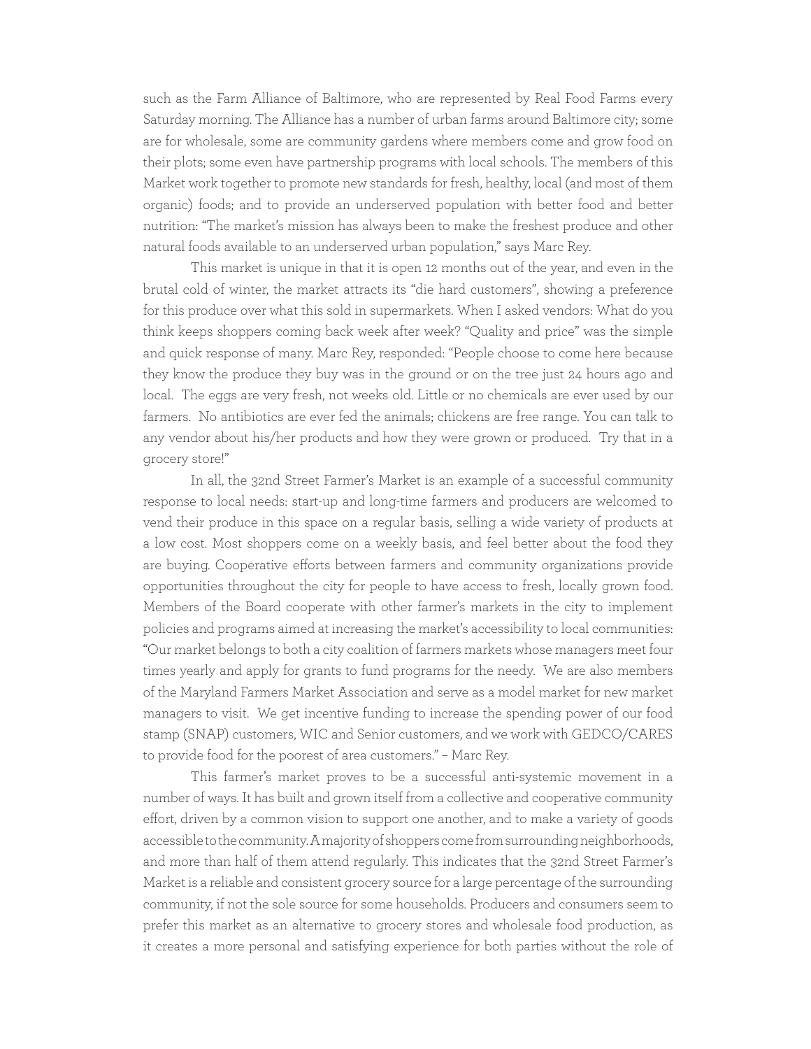such as the Farm Alliance of Baltimore, who are represented by Real Food Farms every Saturday morning. The Alliance has a number of urban farms around Baltimore city; some are for wholesale, some are community gardens where members come and grow food on their plots; some even have partnership programs with local schools. The members of this Market work together to promote new standards for fresh, healthy, local (and most of them organic) foods; and to provide an underserved population with better food and better nutrition: "The market's mission has always been to make the freshest produce and other natural foods available to an underserved urban population," says Marc Rey.

This market is unique in that it is open 12 months out of the year, and even in the brutal cold of winter, the market attracts its "die hard customers", showing a preference for this produce over what this sold in supermarkets. When I asked vendors: What do you think keeps shoppers coming back week after week? "Quality and price" was the simple and quick response of many. Marc Rey, responded: "People choose to come here because they know the produce they buy was in the ground or on the tree just 24 hours ago and local. The eggs are very fresh, not weeks old. Little or no chemicals are ever used by our farmers. No antibiotics are ever fed the animals; chickens are free range. You can talk to any vendor about his/her products and how they were grown or produced. Try that in a grocery store!"

In all, the 32nd Street Farmer's Market is an example of a successful community response to local needs: start-up and long-time farmers and producers are welcomed to vend their produce in this space on a regular basis, selling a wide variety of products at a low cost. Most shoppers come on a weekly basis, and feel better about the food they are buying. Cooperative efforts between farmers and community organizations provide opportunities throughout the city for people to have access to fresh, locally grown food. Members of the Board cooperate with other farmer's markets in the city to implement policies and programs aimed at increasing the market's accessibility to local communities: "Our market belongs to both a city coalition of farmers markets whose managers meet four times yearly and apply for grants to fund programs for the needy. We are also members of the Maryland Farmers Market Association and serve as a model market for new market managers to visit. We get incentive funding to increase the spending power of our food stamp (SNAP) customers, WIC and Senior customers, and we work with GEDCO/CARES to provide food for the poorest of area customers." – Marc Rey.

This farmer's market proves to be a successful anti-systemic movement in a number of ways. It has built and grown itself from a collective and cooperative community effort, driven by a common vision to support one another, and to make a variety of goods accessible to the community. A majority of shoppers come from surrounding neighborhoods, and more than half of them attend regularly. This indicates that the 32nd Street Farmer's Market is a reliable and consistent grocery source for a large percentage of the surrounding community, if not the sole source for some households. Producers and consumers seem to prefer this market as an alternative to grocery stores and wholesale food production, as it creates a more personal and satisfying experience for both parties without the role of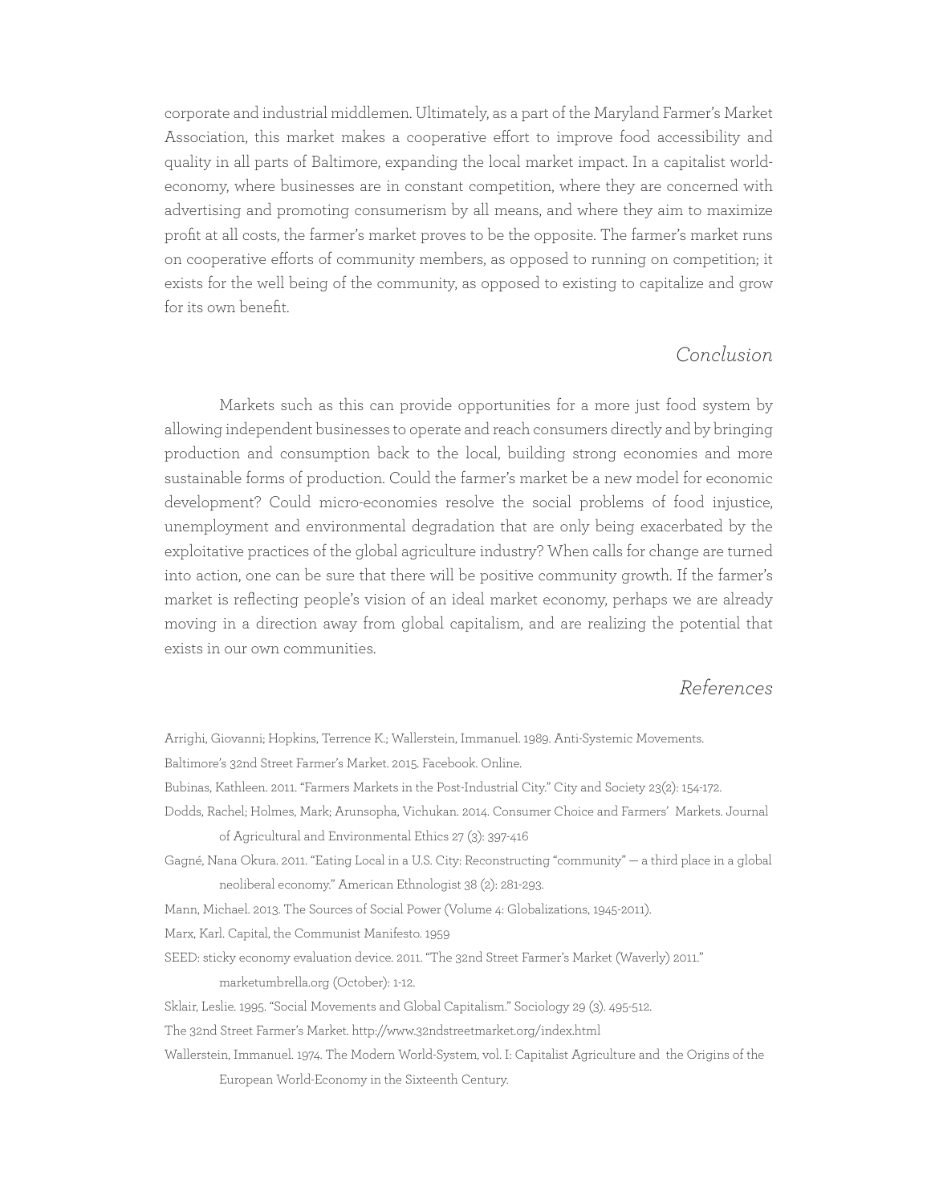corporate and industrial middlemen. Ultimately, as a part of the Maryland Farmer's Market Association, this market makes a cooperative effort to improve food accessibility and quality in all parts of Baltimore, expanding the local market impact. In a capitalist world-economy, where businesses are in constant competition, where they are concerned with advertising and promoting consumerism by all means, and where they aim to maximize profit at all costs, the farmer's market proves to be the opposite. The farmer's market runs on cooperative efforts of community members, as opposed to running on competition; it exists for the well being of the community, as opposed to existing to capitalize and grow for its own benefit.

## *Conclusion*

Markets such as this can provide opportunities for a more just food system by allowing independent businesses to operate and reach consumers directly and by bringing production and consumption back to the local, building strong economies and more sustainable forms of production. Could the farmer's market be a new model for economic development? Could micro-economies resolve the social problems of food injustice, unemployment and environmental degradation that are only being exacerbated by the exploitative practices of the global agriculture industry? When calls for change are turned into action, one can be sure that there will be positive community growth. If the farmer's market is reflecting people's vision of an ideal market economy, perhaps we are already moving in a direction away from global capitalism, and are realizing the potential that exists in our own communities.

## *References*

Arrighi, Giovanni; Hopkins, Terrence K.; Wallerstein, Immanuel. 1989. Anti-Systemic Movements.

Baltimore's 32nd Street Farmer's Market. 2015. Facebook. Online.

Bubinas, Kathleen. 2011. "Farmers Markets in the Post-Industrial City." City and Society 23(2): 154-172.

Dodds, Rachel; Holmes, Mark; Arunsopha, Vichukan. 2014. Consumer Choice and Farmers' Markets. Journal of Agricultural and Environmental Ethics 27 (3): 397-416

Gagné, Nana Okura. 2011. "Eating Local in a U.S. City: Reconstructing "community" — a third place in a global neoliberal economy." American Ethnologist 38 (2): 281-293.

Mann, Michael. 2013. The Sources of Social Power (Volume 4: Globalizations, 1945-2011).

Marx, Karl. Capital, the Communist Manifesto. 1959

SEED: sticky economy evaluation device. 2011. "The 32nd Street Farmer's Market (Waverly) 2011." marketumbrella.org (October): 1-12.

Sklair, Leslie. 1995. "Social Movements and Global Capitalism." Sociology 29 (3). 495-512.

The 32nd Street Farmer's Market. http://www.32ndstreetmarket.org/index.html

Wallerstein, Immanuel. 1974. The Modern World-System, vol. I: Capitalist Agriculture and the Origins of the European World-Economy in the Sixteenth Century.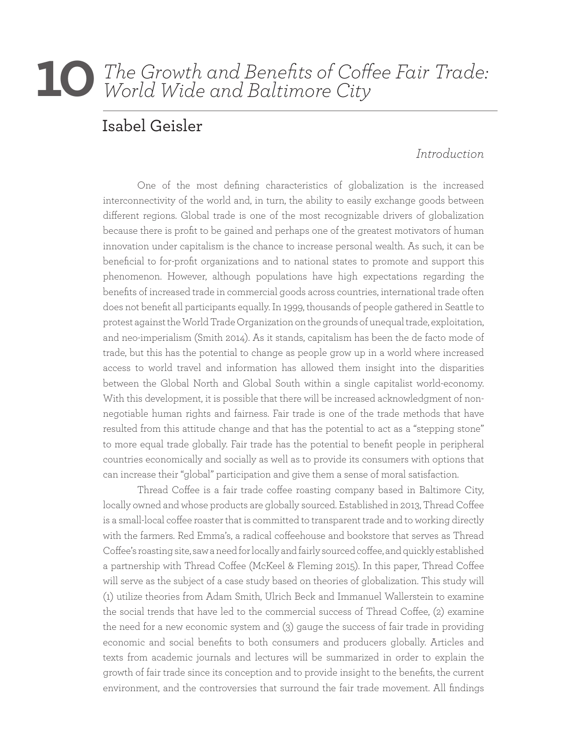# 10 The Growth and Benefits of Coffee Fair Trade: World Wide and Baltimore City

## Isabel Geisler

### *Introduction*

One of the most defining characteristics of globalization is the increased interconnectivity of the world and, in turn, the ability to easily exchange goods between different regions. Global trade is one of the most recognizable drivers of globalization because there is profit to be gained and perhaps one of the greatest motivators of human innovation under capitalism is the chance to increase personal wealth. As such, it can be beneficial to for-profit organizations and to national states to promote and support this phenomenon. However, although populations have high expectations regarding the benefits of increased trade in commercial goods across countries, international trade often does not benefit all participants equally. In 1999, thousands of people gathered in Seattle to protest against the World Trade Organization on the grounds of unequal trade, exploitation, and neo-imperialism (Smith 2014). As it stands, capitalism has been the de facto mode of trade, but this has the potential to change as people grow up in a world where increased access to world travel and information has allowed them insight into the disparities between the Global North and Global South within a single capitalist world-economy. With this development, it is possible that there will be increased acknowledgment of non-negotiable human rights and fairness. Fair trade is one of the trade methods that have resulted from this attitude change and that has the potential to act as a "stepping stone" to more equal trade globally. Fair trade has the potential to benefit people in peripheral countries economically and socially as well as to provide its consumers with options that can increase their "global" participation and give them a sense of moral satisfaction.

Thread Coffee is a fair trade coffee roasting company based in Baltimore City, locally owned and whose products are globally sourced. Established in 2013, Thread Coffee is a small-local coffee roaster that is committed to transparent trade and to working directly with the farmers. Red Emma's, a radical coffeehouse and bookstore that serves as Thread Coffee's roasting site, saw a need for locally and fairly sourced coffee, and quickly established a partnership with Thread Coffee (McKeel & Fleming 2015). In this paper, Thread Coffee will serve as the subject of a case study based on theories of globalization. This study will (1) utilize theories from Adam Smith, Ulrich Beck and Immanuel Wallerstein to examine the social trends that have led to the commercial success of Thread Coffee, (2) examine the need for a new economic system and (3) gauge the success of fair trade in providing economic and social benefits to both consumers and producers globally. Articles and texts from academic journals and lectures will be summarized in order to explain the growth of fair trade since its conception and to provide insight to the benefits, the current environment, and the controversies that surround the fair trade movement. All findings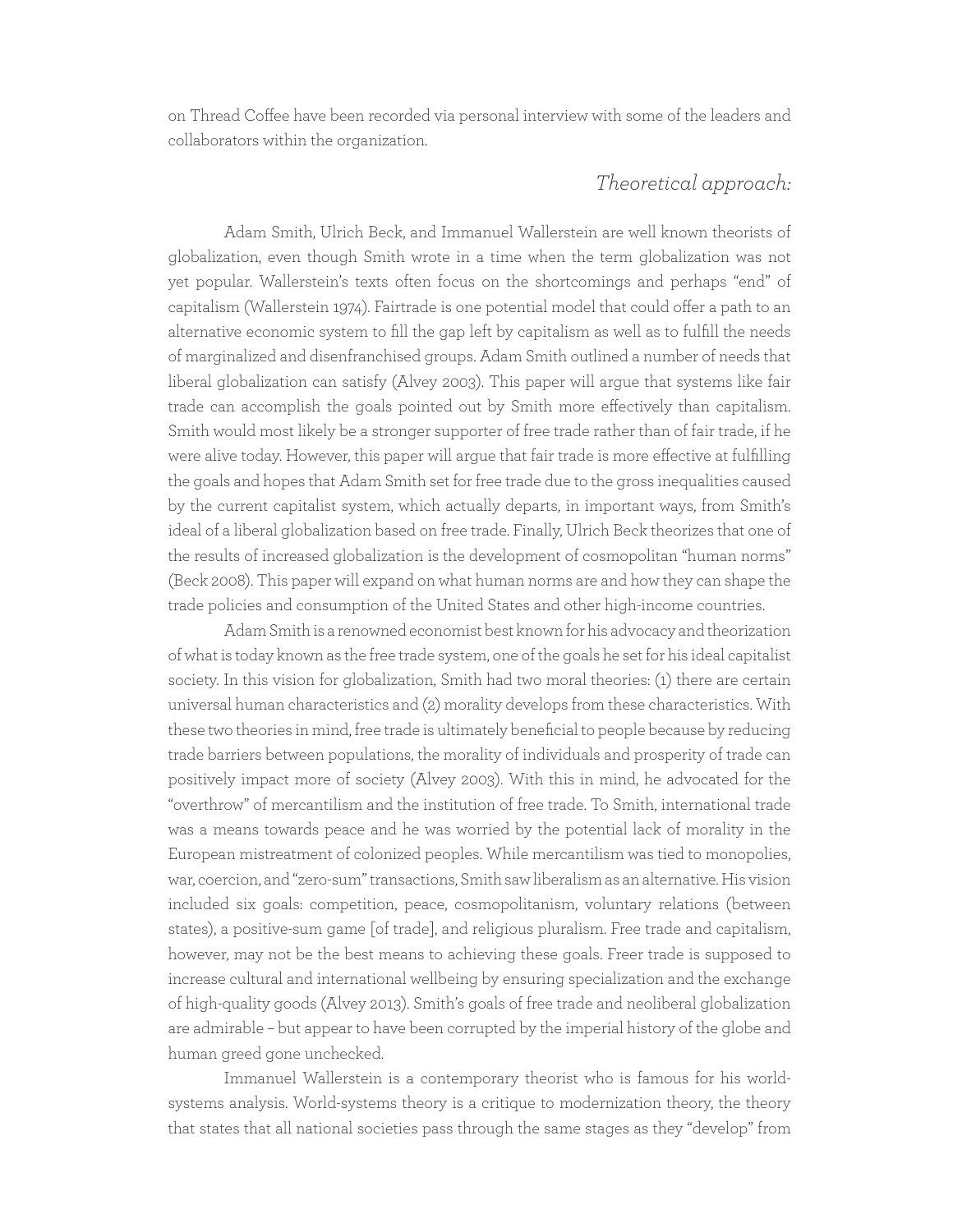on Thread Coffee have been recorded via personal interview with some of the leaders and collaborators within the organization.

### *Theoretical approach:*

Adam Smith, Ulrich Beck, and Immanuel Wallerstein are well known theorists of globalization, even though Smith wrote in a time when the term globalization was not yet popular. Wallerstein's texts often focus on the shortcomings and perhaps "end" of capitalism (Wallerstein 1974). Fairtrade is one potential model that could offer a path to an alternative economic system to fill the gap left by capitalism as well as to fulfill the needs of marginalized and disenfranchised groups. Adam Smith outlined a number of needs that liberal globalization can satisfy (Alvey 2003). This paper will argue that systems like fair trade can accomplish the goals pointed out by Smith more effectively than capitalism. Smith would most likely be a stronger supporter of free trade rather than of fair trade, if he were alive today. However, this paper will argue that fair trade is more effective at fulfilling the goals and hopes that Adam Smith set for free trade due to the gross inequalities caused by the current capitalist system, which actually departs, in important ways, from Smith's ideal of a liberal globalization based on free trade. Finally, Ulrich Beck theorizes that one of the results of increased globalization is the development of cosmopolitan "human norms" (Beck 2008). This paper will expand on what human norms are and how they can shape the trade policies and consumption of the United States and other high-income countries.

Adam Smith is a renowned economist best known for his advocacy and theorization of what is today known as the free trade system, one of the goals he set for his ideal capitalist society. In this vision for globalization, Smith had two moral theories: (1) there are certain universal human characteristics and (2) morality develops from these characteristics. With these two theories in mind, free trade is ultimately beneficial to people because by reducing trade barriers between populations, the morality of individuals and prosperity of trade can positively impact more of society (Alvey 2003). With this in mind, he advocated for the "overthrow" of mercantilism and the institution of free trade. To Smith, international trade was a means towards peace and he was worried by the potential lack of morality in the European mistreatment of colonized peoples. While mercantilism was tied to monopolies, war, coercion, and "zero-sum" transactions, Smith saw liberalism as an alternative. His vision included six goals: competition, peace, cosmopolitanism, voluntary relations (between states), a positive-sum game [of trade], and religious pluralism. Free trade and capitalism, however, may not be the best means to achieving these goals. Freer trade is supposed to increase cultural and international wellbeing by ensuring specialization and the exchange of high-quality goods (Alvey 2013). Smith's goals of free trade and neoliberal globalization are admirable – but appear to have been corrupted by the imperial history of the globe and human greed gone unchecked.

Immanuel Wallerstein is a contemporary theorist who is famous for his world-systems analysis. World-systems theory is a critique to modernization theory, the theory that states that all national societies pass through the same stages as they "develop" from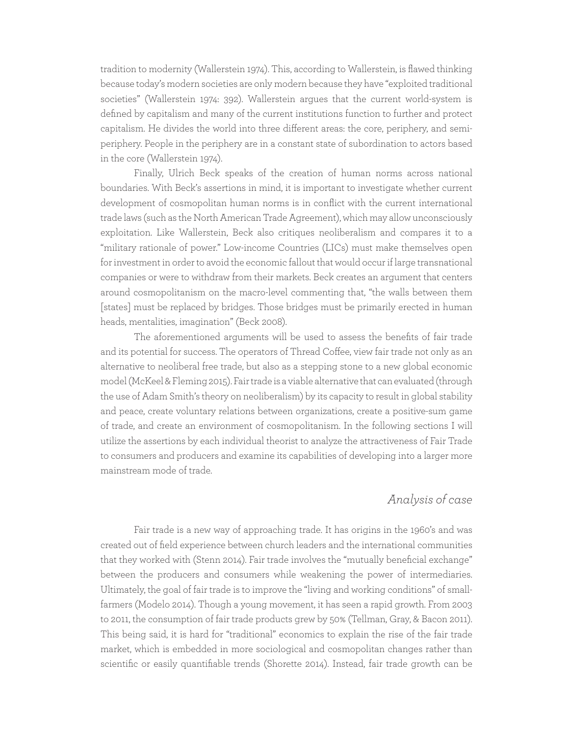tradition to modernity (Wallerstein 1974). This, according to Wallerstein, is flawed thinking because today's modern societies are only modern because they have "exploited traditional societies" (Wallerstein 1974: 392). Wallerstein argues that the current world-system is defined by capitalism and many of the current institutions function to further and protect capitalism. He divides the world into three different areas: the core, periphery, and semi-periphery. People in the periphery are in a constant state of subordination to actors based in the core (Wallerstein 1974).

Finally, Ulrich Beck speaks of the creation of human norms across national boundaries. With Beck's assertions in mind, it is important to investigate whether current development of cosmopolitan human norms is in conflict with the current international trade laws (such as the North American Trade Agreement), which may allow unconsciously exploitation. Like Wallerstein, Beck also critiques neoliberalism and compares it to a "military rationale of power." Low-income Countries (LICs) must make themselves open for investment in order to avoid the economic fallout that would occur if large transnational companies or were to withdraw from their markets. Beck creates an argument that centers around cosmopolitanism on the macro-level commenting that, "the walls between them [states] must be replaced by bridges. Those bridges must be primarily erected in human heads, mentalities, imagination" (Beck 2008).

The aforementioned arguments will be used to assess the benefits of fair trade and its potential for success. The operators of Thread Coffee, view fair trade not only as an alternative to neoliberal free trade, but also as a stepping stone to a new global economic model (McKeel & Fleming 2015). Fair trade is a viable alternative that can evaluated (through the use of Adam Smith's theory on neoliberalism) by its capacity to result in global stability and peace, create voluntary relations between organizations, create a positive-sum game of trade, and create an environment of cosmopolitanism. In the following sections I will utilize the assertions by each individual theorist to analyze the attractiveness of Fair Trade to consumers and producers and examine its capabilities of developing into a larger more mainstream mode of trade.

## *Analysis of case*

Fair trade is a new way of approaching trade. It has origins in the 1960's and was created out of field experience between church leaders and the international communities that they worked with (Stenn 2014). Fair trade involves the "mutually beneficial exchange" between the producers and consumers while weakening the power of intermediaries. Ultimately, the goal of fair trade is to improve the "living and working conditions" of small-farmers (Modelo 2014). Though a young movement, it has seen a rapid growth. From 2003 to 2011, the consumption of fair trade products grew by 50% (Tellman, Gray, & Bacon 2011). This being said, it is hard for "traditional" economics to explain the rise of the fair trade market, which is embedded in more sociological and cosmopolitan changes rather than scientific or easily quantifiable trends (Shorette 2014). Instead, fair trade growth can be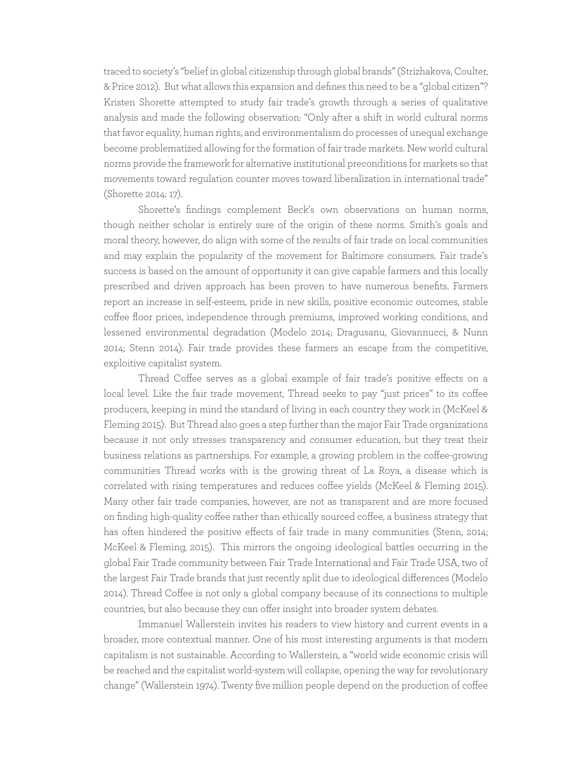traced to society's "belief in global citizenship through global brands" (Strizhakova, Coulter, & Price 2012). But what allows this expansion and defines this need to be a "global citizen"? Kristen Shorette attempted to study fair trade's growth through a series of qualitative analysis and made the following observation: "Only after a shift in world cultural norms that favor equality, human rights, and environmentalism do processes of unequal exchange become problematized allowing for the formation of fair trade markets. New world cultural norms provide the framework for alternative institutional preconditions for markets so that movements toward regulation counter moves toward liberalization in international trade" (Shorette 2014: 17).

Shorette's findings complement Beck's own observations on human norms, though neither scholar is entirely sure of the origin of these norms. Smith's goals and moral theory, however, do align with some of the results of fair trade on local communities and may explain the popularity of the movement for Baltimore consumers. Fair trade's success is based on the amount of opportunity it can give capable farmers and this locally prescribed and driven approach has been proven to have numerous benefits. Farmers report an increase in self-esteem, pride in new skills, positive economic outcomes, stable coffee floor prices, independence through premiums, improved working conditions, and lessened environmental degradation (Modelo 2014; Dragusanu, Giovannucci, & Nunn 2014; Stenn 2014). Fair trade provides these farmers an escape from the competitive, exploitive capitalist system.

Thread Coffee serves as a global example of fair trade's positive effects on a local level. Like the fair trade movement, Thread seeks to pay "just prices" to its coffee producers, keeping in mind the standard of living in each country they work in (McKeel & Fleming 2015). But Thread also goes a step further than the major Fair Trade organizations because it not only stresses transparency and consumer education, but they treat their business relations as partnerships. For example, a growing problem in the coffee-growing communities Thread works with is the growing threat of La Roya, a disease which is correlated with rising temperatures and reduces coffee yields (McKeel & Fleming 2015). Many other fair trade companies, however, are not as transparent and are more focused on finding high-quality coffee rather than ethically sourced coffee, a business strategy that has often hindered the positive effects of fair trade in many communities (Stenn, 2014; McKeel & Fleming, 2015). This mirrors the ongoing ideological battles occurring in the global Fair Trade community between Fair Trade International and Fair Trade USA, two of the largest Fair Trade brands that just recently split due to ideological differences (Modelo 2014). Thread Coffee is not only a global company because of its connections to multiple countries, but also because they can offer insight into broader system debates.

Immanuel Wallerstein invites his readers to view history and current events in a broader, more contextual manner. One of his most interesting arguments is that modern capitalism is not sustainable. According to Wallerstein, a "world wide economic crisis will be reached and the capitalist world-system will collapse, opening the way for revolutionary change" (Wallerstein 1974). Twenty five million people depend on the production of coffee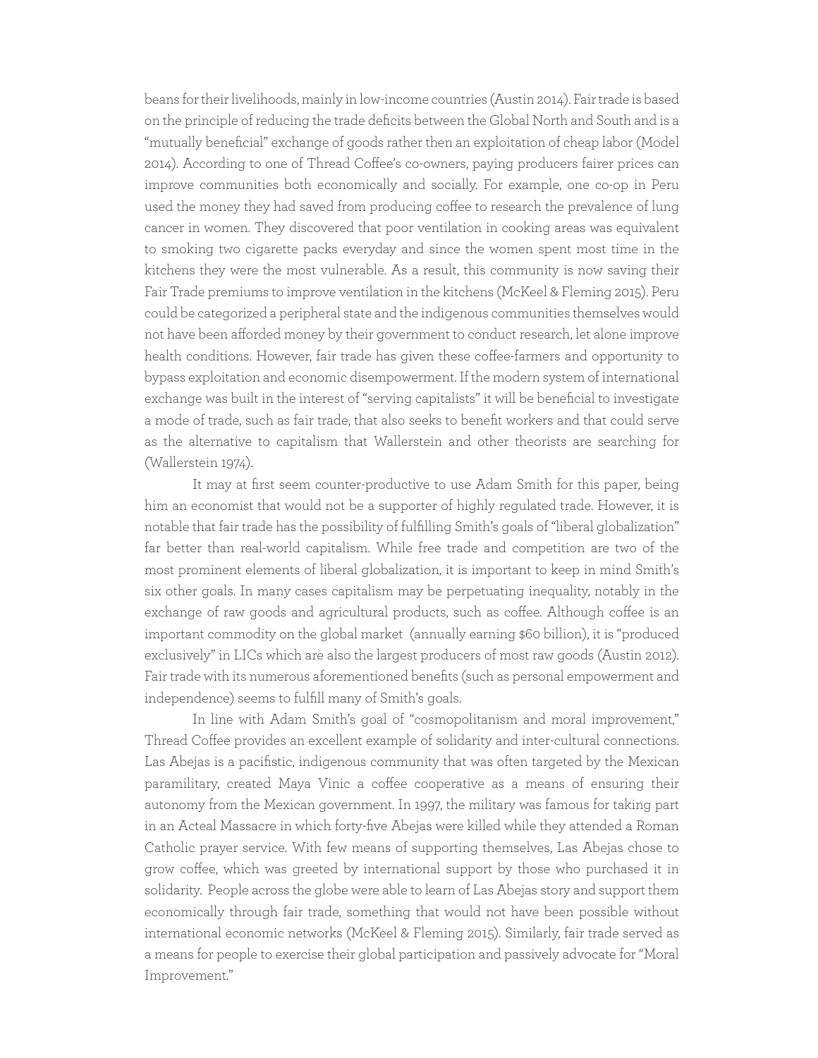beans for their livelihoods, mainly in low-income countries (Austin 2014). Fair trade is based on the principle of reducing the trade deficits between the Global North and South and is a "mutually beneficial" exchange of goods rather then an exploitation of cheap labor (Model 2014). According to one of Thread Coffee's co-owners, paying producers fairer prices can improve communities both economically and socially. For example, one co-op in Peru used the money they had saved from producing coffee to research the prevalence of lung cancer in women. They discovered that poor ventilation in cooking areas was equivalent to smoking two cigarette packs everyday and since the women spent most time in the kitchens they were the most vulnerable. As a result, this community is now saving their Fair Trade premiums to improve ventilation in the kitchens (McKeel & Fleming 2015). Peru could be categorized a peripheral state and the indigenous communities themselves would not have been afforded money by their government to conduct research, let alone improve health conditions. However, fair trade has given these coffee-farmers and opportunity to bypass exploitation and economic disempowerment. If the modern system of international exchange was built in the interest of "serving capitalists" it will be beneficial to investigate a mode of trade, such as fair trade, that also seeks to benefit workers and that could serve as the alternative to capitalism that Wallerstein and other theorists are searching for (Wallerstein 1974).

It may at first seem counter-productive to use Adam Smith for this paper, being him an economist that would not be a supporter of highly regulated trade. However, it is notable that fair trade has the possibility of fulfilling Smith's goals of "liberal globalization" far better than real-world capitalism. While free trade and competition are two of the most prominent elements of liberal globalization, it is important to keep in mind Smith's six other goals. In many cases capitalism may be perpetuating inequality, notably in the exchange of raw goods and agricultural products, such as coffee. Although coffee is an important commodity on the global market (annually earning $60 billion), it is "produced exclusively" in LICs which are also the largest producers of most raw goods (Austin 2012). Fair trade with its numerous aforementioned benefits (such as personal empowerment and independence) seems to fulfill many of Smith's goals.

In line with Adam Smith's goal of "cosmopolitanism and moral improvement," Thread Coffee provides an excellent example of solidarity and inter-cultural connections. Las Abejas is a pacifistic, indigenous community that was often targeted by the Mexican paramilitary, created Maya Vinic a coffee cooperative as a means of ensuring their autonomy from the Mexican government. In 1997, the military was famous for taking part in an Acteal Massacre in which forty-five Abejas were killed while they attended a Roman Catholic prayer service. With few means of supporting themselves, Las Abejas chose to grow coffee, which was greeted by international support by those who purchased it in solidarity. People across the globe were able to learn of Las Abejas story and support them economically through fair trade, something that would not have been possible without international economic networks (McKeel & Fleming 2015). Similarly, fair trade served as a means for people to exercise their global participation and passively advocate for "Moral Improvement."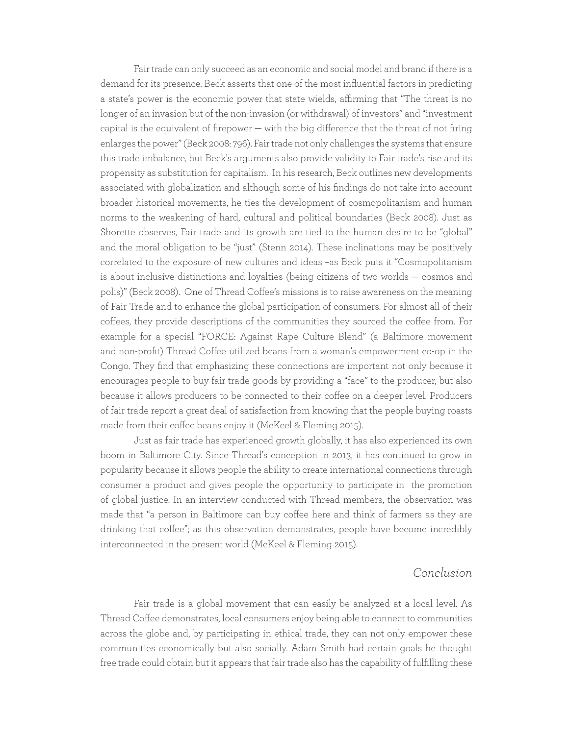Fair trade can only succeed as an economic and social model and brand if there is a demand for its presence. Beck asserts that one of the most influential factors in predicting a state's power is the economic power that state wields, affirming that "The threat is no longer of an invasion but of the non-invasion (or withdrawal) of investors" and "investment capital is the equivalent of firepower — with the big difference that the threat of not firing enlarges the power" (Beck 2008: 796). Fair trade not only challenges the systems that ensure this trade imbalance, but Beck's arguments also provide validity to Fair trade's rise and its propensity as substitution for capitalism. In his research, Beck outlines new developments associated with globalization and although some of his findings do not take into account broader historical movements, he ties the development of cosmopolitanism and human norms to the weakening of hard, cultural and political boundaries (Beck 2008). Just as Shorette observes, Fair trade and its growth are tied to the human desire to be "global" and the moral obligation to be "just" (Stenn 2014). These inclinations may be positively correlated to the exposure of new cultures and ideas –as Beck puts it "Cosmopolitanism is about inclusive distinctions and loyalties (being citizens of two worlds — cosmos and polis)" (Beck 2008). One of Thread Coffee's missions is to raise awareness on the meaning of Fair Trade and to enhance the global participation of consumers. For almost all of their coffees, they provide descriptions of the communities they sourced the coffee from. For example for a special "FORCE: Against Rape Culture Blend" (a Baltimore movement and non-profit) Thread Coffee utilized beans from a woman's empowerment co-op in the Congo. They find that emphasizing these connections are important not only because it encourages people to buy fair trade goods by providing a "face" to the producer, but also because it allows producers to be connected to their coffee on a deeper level. Producers of fair trade report a great deal of satisfaction from knowing that the people buying roasts made from their coffee beans enjoy it (McKeel & Fleming 2015).

Just as fair trade has experienced growth globally, it has also experienced its own boom in Baltimore City. Since Thread's conception in 2013, it has continued to grow in popularity because it allows people the ability to create international connections through consumer a product and gives people the opportunity to participate in the promotion of global justice. In an interview conducted with Thread members, the observation was made that "a person in Baltimore can buy coffee here and think of farmers as they are drinking that coffee"; as this observation demonstrates, people have become incredibly interconnected in the present world (McKeel & Fleming 2015).

## *Conclusion*

Fair trade is a global movement that can easily be analyzed at a local level. As Thread Coffee demonstrates, local consumers enjoy being able to connect to communities across the globe and, by participating in ethical trade, they can not only empower these communities economically but also socially. Adam Smith had certain goals he thought free trade could obtain but it appears that fair trade also has the capability of fulfilling these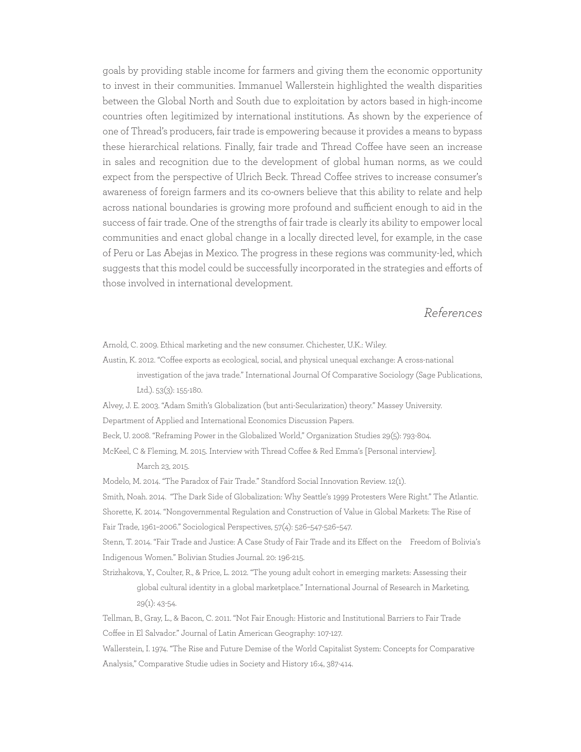goals by providing stable income for farmers and giving them the economic opportunity to invest in their communities. Immanuel Wallerstein highlighted the wealth disparities between the Global North and South due to exploitation by actors based in high-income countries often legitimized by international institutions. As shown by the experience of one of Thread's producers, fair trade is empowering because it provides a means to bypass these hierarchical relations. Finally, fair trade and Thread Coffee have seen an increase in sales and recognition due to the development of global human norms, as we could expect from the perspective of Ulrich Beck. Thread Coffee strives to increase consumer's awareness of foreign farmers and its co-owners believe that this ability to relate and help across national boundaries is growing more profound and sufficient enough to aid in the success of fair trade. One of the strengths of fair trade is clearly its ability to empower local communities and enact global change in a locally directed level, for example, in the case of Peru or Las Abejas in Mexico. The progress in these regions was community-led, which suggests that this model could be successfully incorporated in the strategies and efforts of those involved in international development.

## *References*

Arnold, C. 2009. Ethical marketing and the new consumer. Chichester, U.K.: Wiley.

Austin, K. 2012. "Coffee exports as ecological, social, and physical unequal exchange: A cross-national investigation of the java trade." International Journal Of Comparative Sociology (Sage Publications, Ltd.). 53(3): 155-180.

Alvey, J. E. 2003. "Adam Smith's Globalization (but anti-Secularization) theory." Massey University. Department of Applied and International Economics Discussion Papers.

Beck, U. 2008. "Reframing Power in the Globalized World," Organization Studies 29(5): 793-804.

McKeel, C & Fleming, M. 2015. Interview with Thread Coffee & Red Emma's [Personal interview]. March 23, 2015.

Modelo, M. 2014. "The Paradox of Fair Trade." Standford Social Innovation Review. 12(1).

Smith, Noah. 2014. "The Dark Side of Globalization: Why Seattle's 1999 Protesters Were Right." The Atlantic.

Shorette, K. 2014. "Nongovernmental Regulation and Construction of Value in Global Markets: The Rise of Fair Trade, 1961–2006." Sociological Perspectives, 57(4): 526–547-526–547.

Stenn, T. 2014. "Fair Trade and Justice: A Case Study of Fair Trade and its Effect on the Freedom of Bolivia's Indigenous Women." Bolivian Studies Journal. 20: 196-215.

Strizhakova, Y., Coulter, R., & Price, L. 2012. "The young adult cohort in emerging markets: Assessing their global cultural identity in a global marketplace." International Journal of Research in Marketing, 29(1): 43-54.

Tellman, B., Gray, L., & Bacon, C. 2011. "Not Fair Enough: Historic and Institutional Barriers to Fair Trade Coffee in El Salvador." Journal of Latin American Geography: 107-127.

Wallerstein, I. 1974. "The Rise and Future Demise of the World Capitalist System: Concepts for Comparative Analysis," Comparative Studie udies in Society and History 16:4, 387-414.